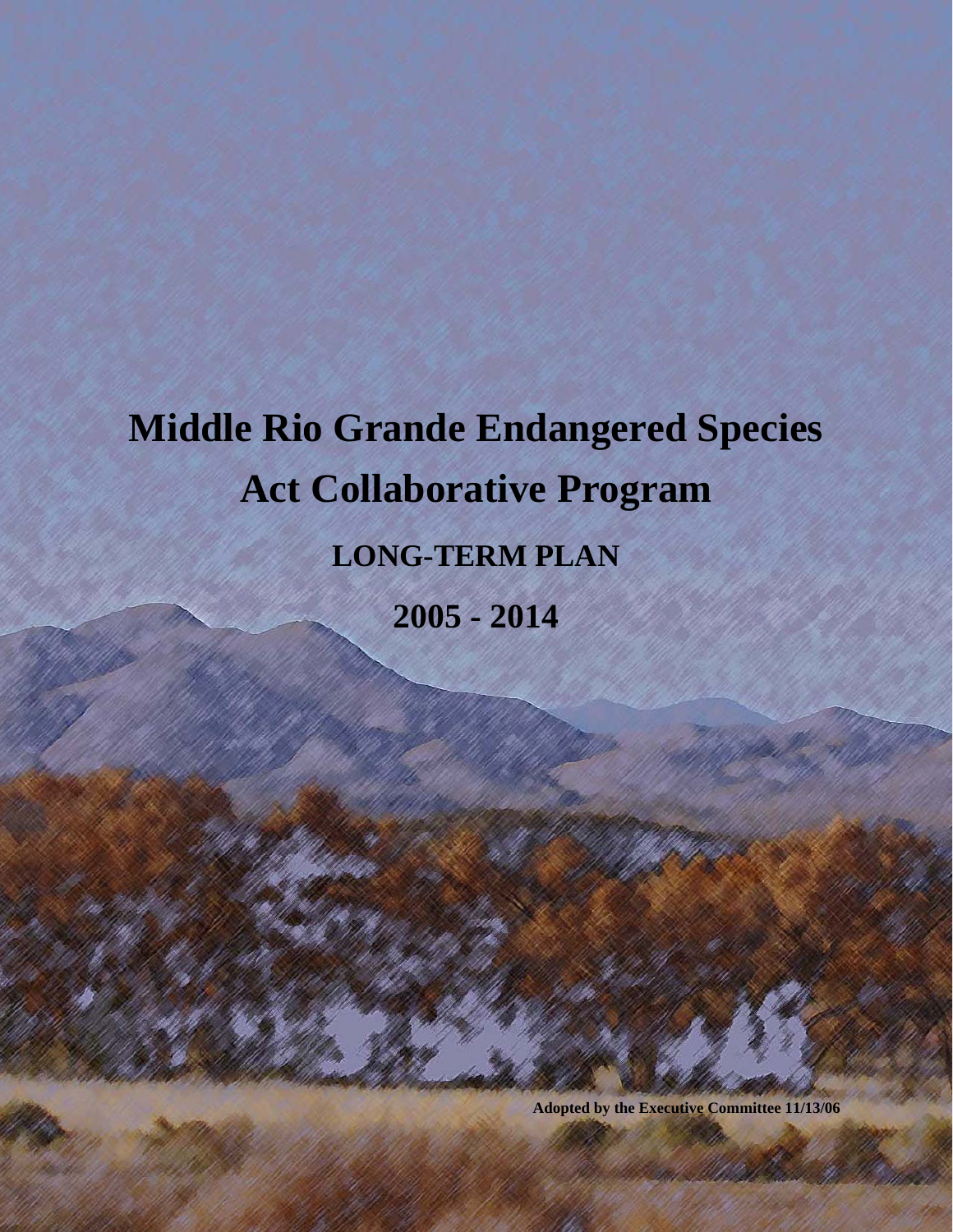# Middle Rio Grande Endangered Species Act Collaborative Program

## LONG-TERM PLAN

## 2005 - 2014

**Adopted by the Executive Committee 11/13/06**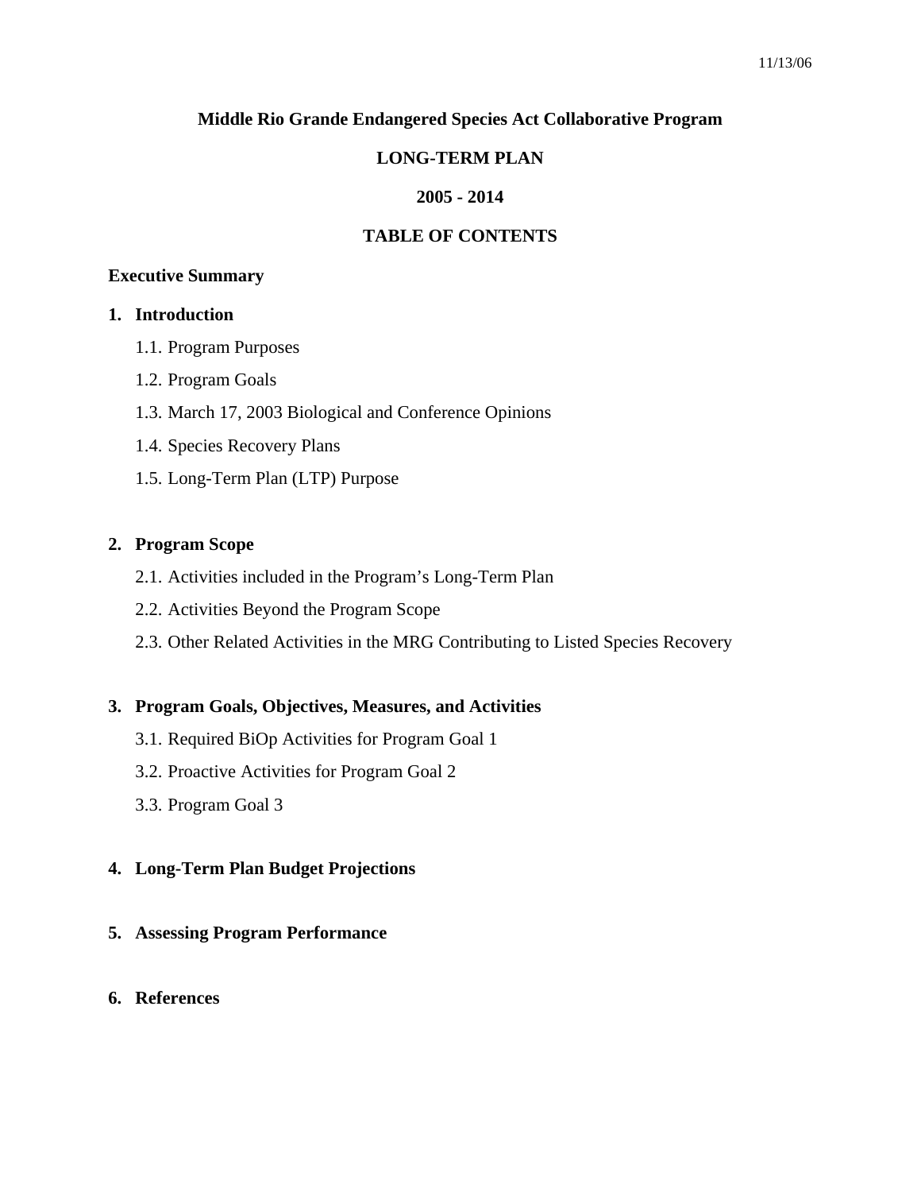11/13/06

**Middle Rio Grande Endangered Species Act Collaborative Program**

**LONG-TERM PLAN**

**2005 - 2014**

**TABLE OF CONTENTS**

**Executive Summary**

1. **Introduction**
   - 1.1. Program Purposes
   - 1.2. Program Goals
   - 1.3. March 17, 2003 Biological and Conference Opinions
   - 1.4. Species Recovery Plans
   - 1.5. Long-Term Plan (LTP) Purpose

2. **Program Scope**
   - 2.1. Activities included in the Program's Long-Term Plan
   - 2.2. Activities Beyond the Program Scope
   - 2.3. Other Related Activities in the MRG Contributing to Listed Species Recovery

3. **Program Goals, Objectives, Measures, and Activities**
   - 3.1. Required BiOp Activities for Program Goal 1
   - 3.2. Proactive Activities for Program Goal 2
   - 3.3. Program Goal 3

4. **Long-Term Plan Budget Projections**

5. **Assessing Program Performance**

6. **References**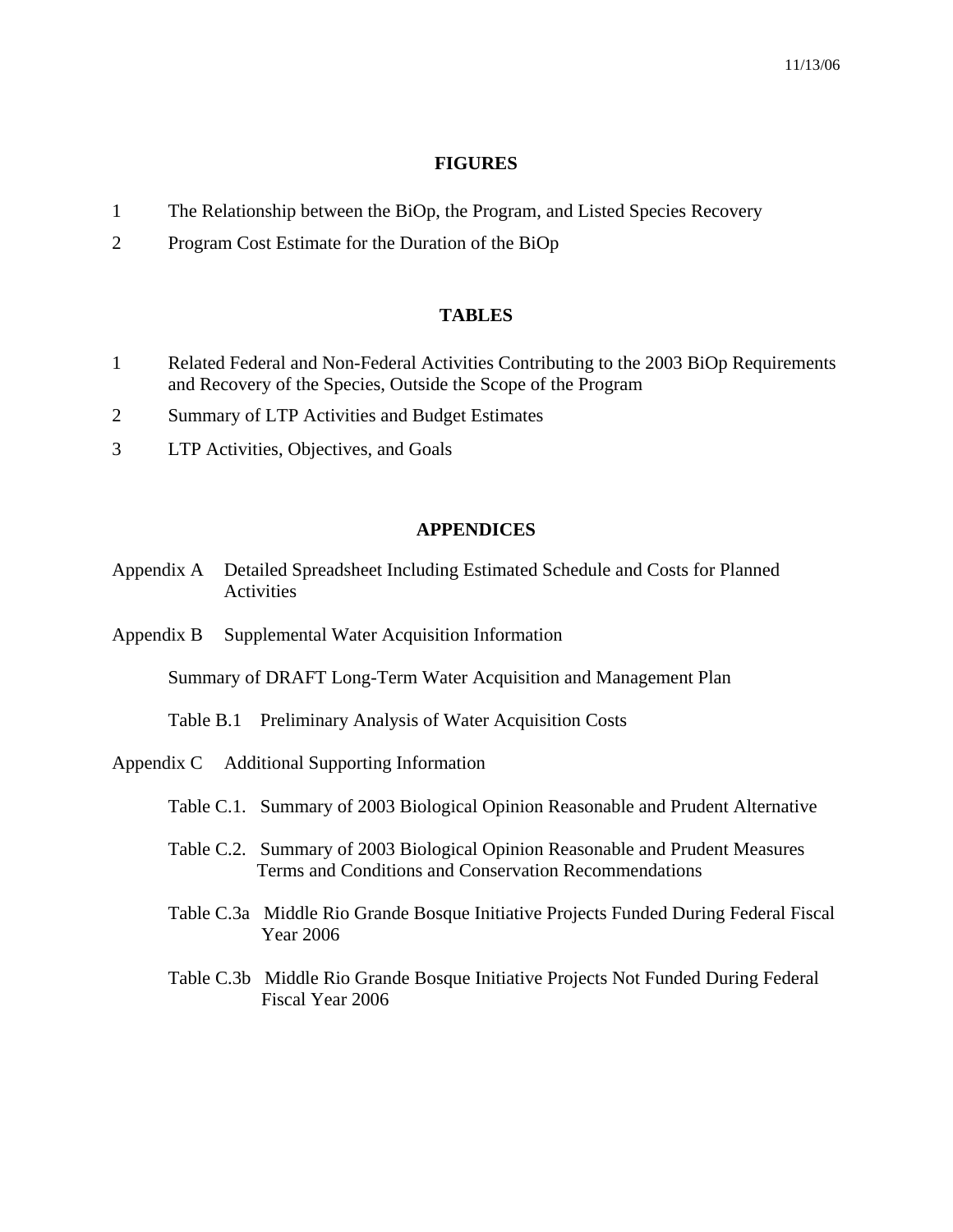## FIGURES

1 The Relationship between the BiOp, the Program, and Listed Species Recovery

2 Program Cost Estimate for the Duration of the BiOp

## TABLES

1 Related Federal and Non-Federal Activities Contributing to the 2003 BiOp Requirements and Recovery of the Species, Outside the Scope of the Program

2 Summary of LTP Activities and Budget Estimates

3 LTP Activities, Objectives, and Goals

## APPENDICES

Appendix A Detailed Spreadsheet Including Estimated Schedule and Costs for Planned Activities

Appendix B Supplemental Water Acquisition Information

Summary of DRAFT Long-Term Water Acquisition and Management Plan

Table B.1 Preliminary Analysis of Water Acquisition Costs

Appendix C Additional Supporting Information

Table C.1. Summary of 2003 Biological Opinion Reasonable and Prudent Alternative

Table C.2. Summary of 2003 Biological Opinion Reasonable and Prudent Measures Terms and Conditions and Conservation Recommendations

Table C.3a Middle Rio Grande Bosque Initiative Projects Funded During Federal Fiscal Year 2006

Table C.3b Middle Rio Grande Bosque Initiative Projects Not Funded During Federal Fiscal Year 2006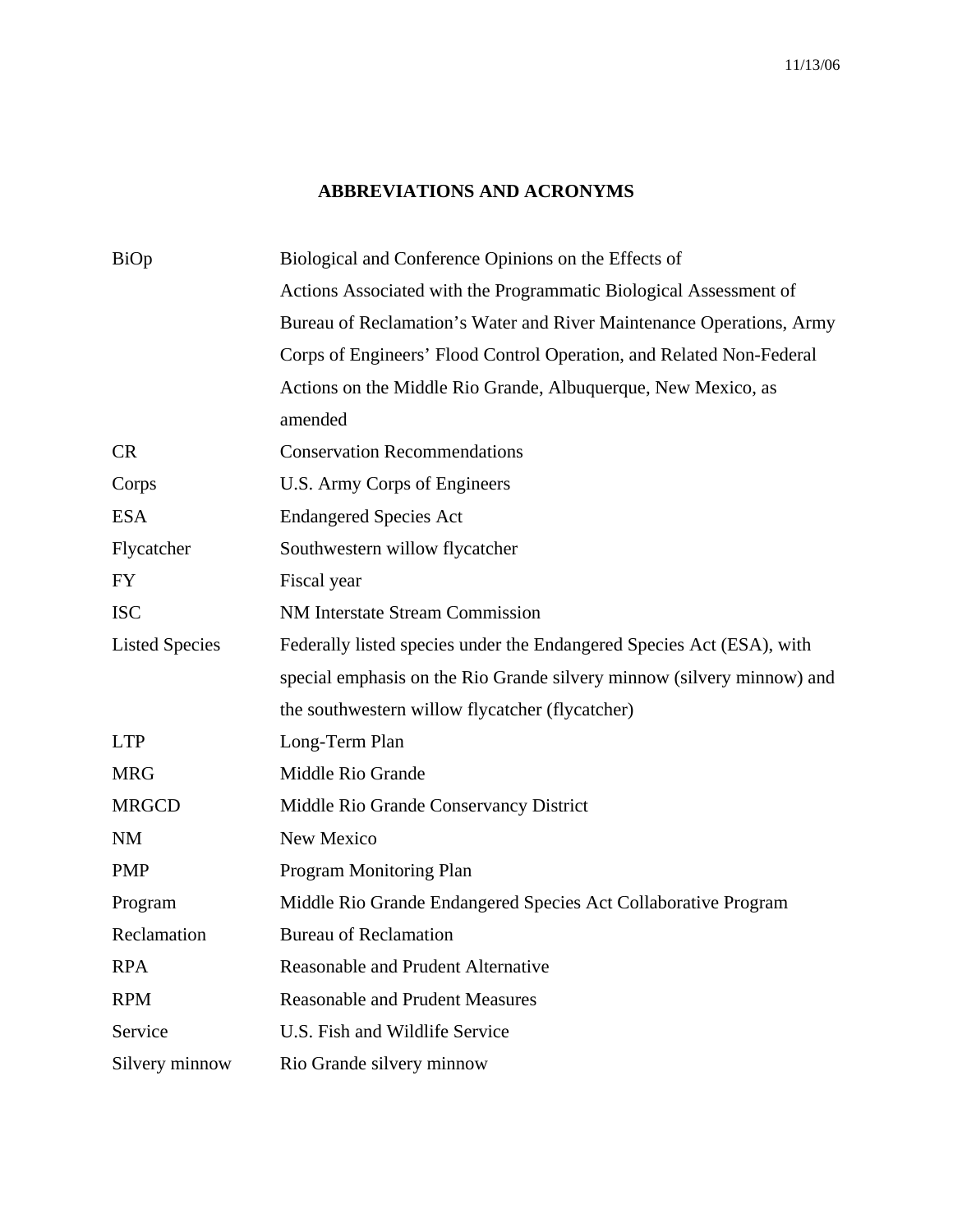## ABBREVIATIONS AND ACRONYMS

| | |
|---|---|
| BiOp | Biological and Conference Opinions on the Effects of Actions Associated with the Programmatic Biological Assessment of Bureau of Reclamation's Water and River Maintenance Operations, Army Corps of Engineers' Flood Control Operation, and Related Non-Federal Actions on the Middle Rio Grande, Albuquerque, New Mexico, as amended |
| CR | Conservation Recommendations |
| Corps | U.S. Army Corps of Engineers |
| ESA | Endangered Species Act |
| Flycatcher | Southwestern willow flycatcher |
| FY | Fiscal year |
| ISC | NM Interstate Stream Commission |
| Listed Species | Federally listed species under the Endangered Species Act (ESA), with special emphasis on the Rio Grande silvery minnow (silvery minnow) and the southwestern willow flycatcher (flycatcher) |
| LTP | Long-Term Plan |
| MRG | Middle Rio Grande |
| MRGCD | Middle Rio Grande Conservancy District |
| NM | New Mexico |
| PMP | Program Monitoring Plan |
| Program | Middle Rio Grande Endangered Species Act Collaborative Program |
| Reclamation | Bureau of Reclamation |
| RPA | Reasonable and Prudent Alternative |
| RPM | Reasonable and Prudent Measures |
| Service | U.S. Fish and Wildlife Service |
| Silvery minnow | Rio Grande silvery minnow |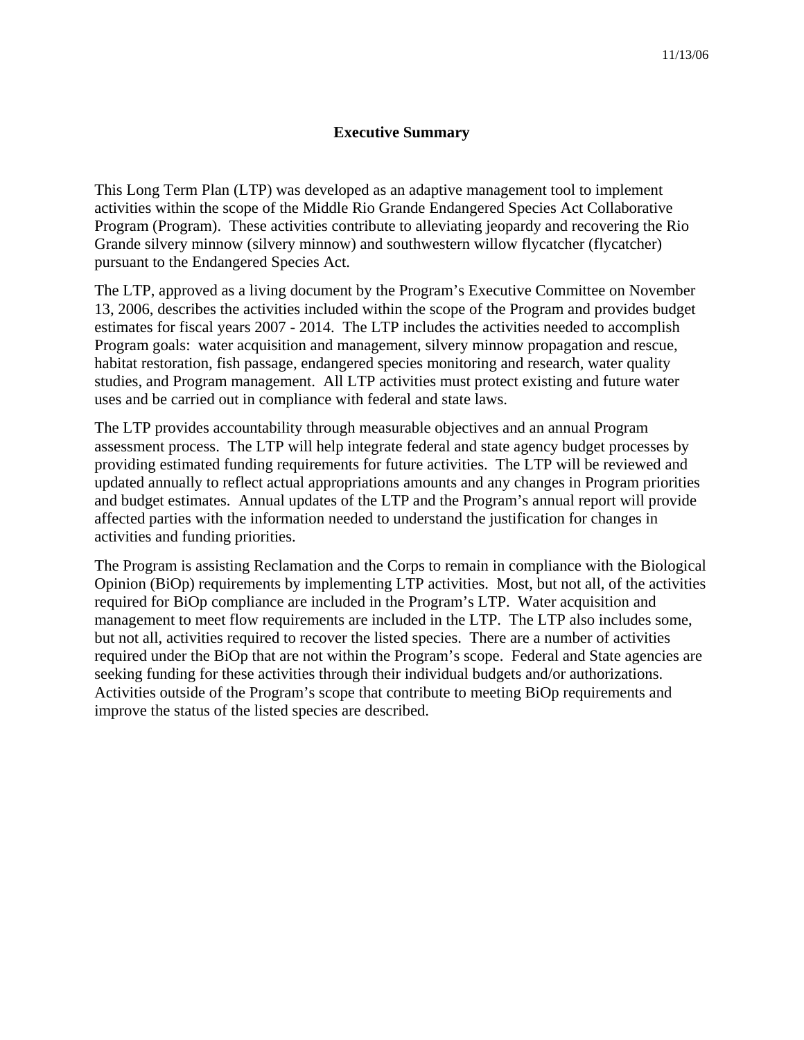## Executive Summary

This Long Term Plan (LTP) was developed as an adaptive management tool to implement activities within the scope of the Middle Rio Grande Endangered Species Act Collaborative Program (Program). These activities contribute to alleviating jeopardy and recovering the Rio Grande silvery minnow (silvery minnow) and southwestern willow flycatcher (flycatcher) pursuant to the Endangered Species Act.

The LTP, approved as a living document by the Program's Executive Committee on November 13, 2006, describes the activities included within the scope of the Program and provides budget estimates for fiscal years 2007 - 2014. The LTP includes the activities needed to accomplish Program goals: water acquisition and management, silvery minnow propagation and rescue, habitat restoration, fish passage, endangered species monitoring and research, water quality studies, and Program management. All LTP activities must protect existing and future water uses and be carried out in compliance with federal and state laws.

The LTP provides accountability through measurable objectives and an annual Program assessment process. The LTP will help integrate federal and state agency budget processes by providing estimated funding requirements for future activities. The LTP will be reviewed and updated annually to reflect actual appropriations amounts and any changes in Program priorities and budget estimates. Annual updates of the LTP and the Program's annual report will provide affected parties with the information needed to understand the justification for changes in activities and funding priorities.

The Program is assisting Reclamation and the Corps to remain in compliance with the Biological Opinion (BiOp) requirements by implementing LTP activities. Most, but not all, of the activities required for BiOp compliance are included in the Program's LTP. Water acquisition and management to meet flow requirements are included in the LTP. The LTP also includes some, but not all, activities required to recover the listed species. There are a number of activities required under the BiOp that are not within the Program's scope. Federal and State agencies are seeking funding for these activities through their individual budgets and/or authorizations. Activities outside of the Program's scope that contribute to meeting BiOp requirements and improve the status of the listed species are described.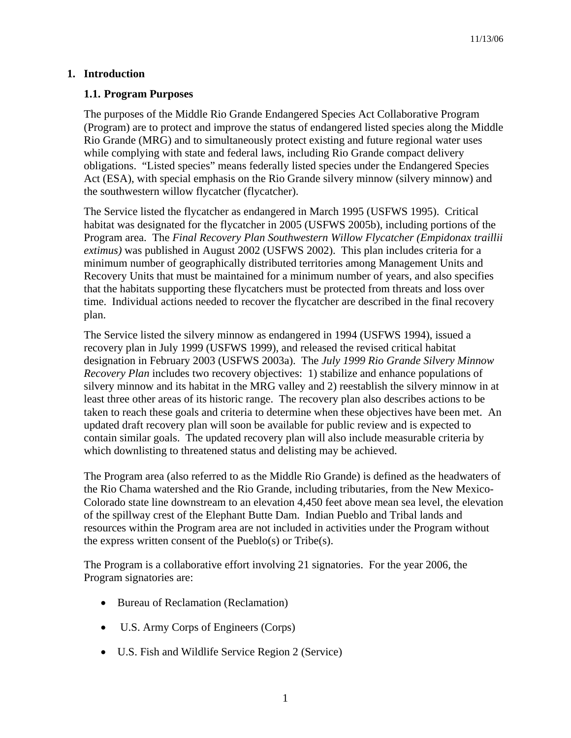# 1. Introduction

## 1.1. Program Purposes

The purposes of the Middle Rio Grande Endangered Species Act Collaborative Program (Program) are to protect and improve the status of endangered listed species along the Middle Rio Grande (MRG) and to simultaneously protect existing and future regional water uses while complying with state and federal laws, including Rio Grande compact delivery obligations. "Listed species" means federally listed species under the Endangered Species Act (ESA), with special emphasis on the Rio Grande silvery minnow (silvery minnow) and the southwestern willow flycatcher (flycatcher).

The Service listed the flycatcher as endangered in March 1995 (USFWS 1995). Critical habitat was designated for the flycatcher in 2005 (USFWS 2005b), including portions of the Program area. The *Final Recovery Plan Southwestern Willow Flycatcher (Empidonax traillii extimus)* was published in August 2002 (USFWS 2002). This plan includes criteria for a minimum number of geographically distributed territories among Management Units and Recovery Units that must be maintained for a minimum number of years, and also specifies that the habitats supporting these flycatchers must be protected from threats and loss over time. Individual actions needed to recover the flycatcher are described in the final recovery plan.

The Service listed the silvery minnow as endangered in 1994 (USFWS 1994), issued a recovery plan in July 1999 (USFWS 1999), and released the revised critical habitat designation in February 2003 (USFWS 2003a). The *July 1999 Rio Grande Silvery Minnow Recovery Plan* includes two recovery objectives: 1) stabilize and enhance populations of silvery minnow and its habitat in the MRG valley and 2) reestablish the silvery minnow in at least three other areas of its historic range. The recovery plan also describes actions to be taken to reach these goals and criteria to determine when these objectives have been met. An updated draft recovery plan will soon be available for public review and is expected to contain similar goals. The updated recovery plan will also include measurable criteria by which downlisting to threatened status and delisting may be achieved.

The Program area (also referred to as the Middle Rio Grande) is defined as the headwaters of the Rio Chama watershed and the Rio Grande, including tributaries, from the New Mexico-Colorado state line downstream to an elevation 4,450 feet above mean sea level, the elevation of the spillway crest of the Elephant Butte Dam. Indian Pueblo and Tribal lands and resources within the Program area are not included in activities under the Program without the express written consent of the Pueblo(s) or Tribe(s).

The Program is a collaborative effort involving 21 signatories. For the year 2006, the Program signatories are:

- Bureau of Reclamation (Reclamation)
- U.S. Army Corps of Engineers (Corps)
- U.S. Fish and Wildlife Service Region 2 (Service)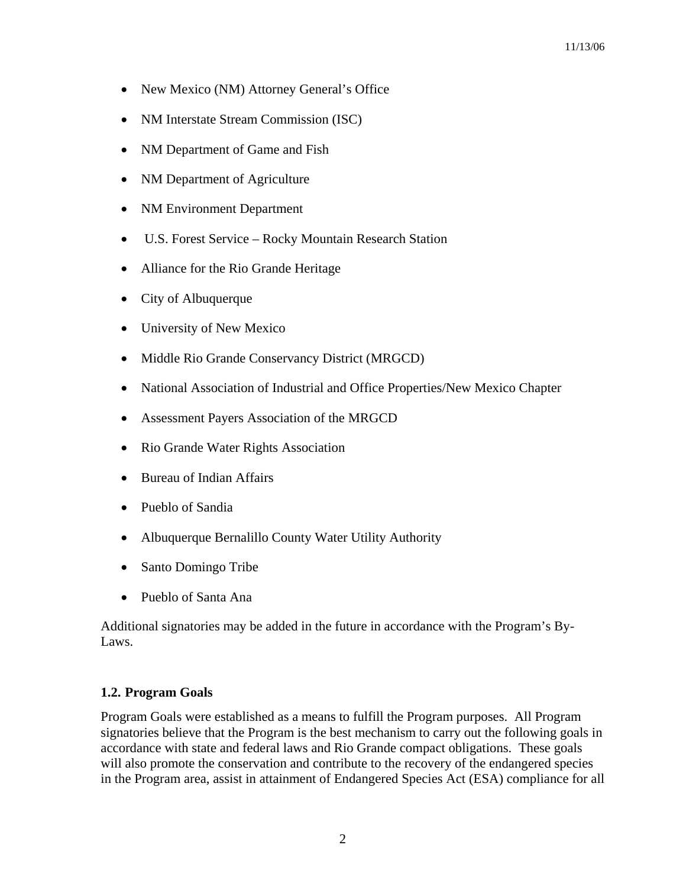- New Mexico (NM) Attorney General's Office
- NM Interstate Stream Commission (ISC)
- NM Department of Game and Fish
- NM Department of Agriculture
- NM Environment Department
- U.S. Forest Service – Rocky Mountain Research Station
- Alliance for the Rio Grande Heritage
- City of Albuquerque
- University of New Mexico
- Middle Rio Grande Conservancy District (MRGCD)
- National Association of Industrial and Office Properties/New Mexico Chapter
- Assessment Payers Association of the MRGCD
- Rio Grande Water Rights Association
- Bureau of Indian Affairs
- Pueblo of Sandia
- Albuquerque Bernalillo County Water Utility Authority
- Santo Domingo Tribe
- Pueblo of Santa Ana

Additional signatories may be added in the future in accordance with the Program's By-Laws.

### 1.2. Program Goals

Program Goals were established as a means to fulfill the Program purposes. All Program signatories believe that the Program is the best mechanism to carry out the following goals in accordance with state and federal laws and Rio Grande compact obligations. These goals will also promote the conservation and contribute to the recovery of the endangered species in the Program area, assist in attainment of Endangered Species Act (ESA) compliance for all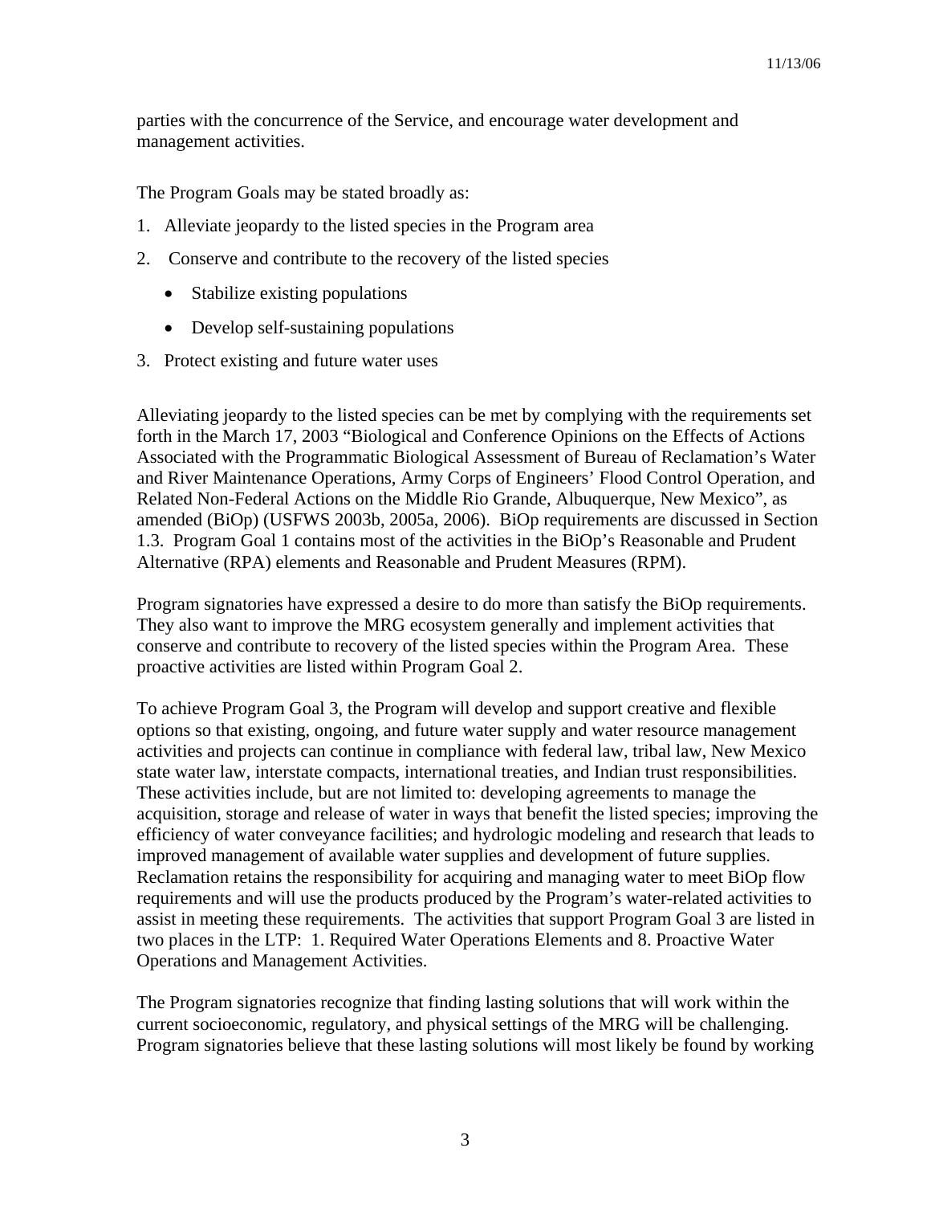parties with the concurrence of the Service, and encourage water development and management activities.

The Program Goals may be stated broadly as:

1. Alleviate jeopardy to the listed species in the Program area
2. Conserve and contribute to the recovery of the listed species
   - Stabilize existing populations
   - Develop self-sustaining populations
3. Protect existing and future water uses

Alleviating jeopardy to the listed species can be met by complying with the requirements set forth in the March 17, 2003 "Biological and Conference Opinions on the Effects of Actions Associated with the Programmatic Biological Assessment of Bureau of Reclamation's Water and River Maintenance Operations, Army Corps of Engineers' Flood Control Operation, and Related Non-Federal Actions on the Middle Rio Grande, Albuquerque, New Mexico", as amended (BiOp) (USFWS 2003b, 2005a, 2006). BiOp requirements are discussed in Section 1.3. Program Goal 1 contains most of the activities in the BiOp's Reasonable and Prudent Alternative (RPA) elements and Reasonable and Prudent Measures (RPM).

Program signatories have expressed a desire to do more than satisfy the BiOp requirements. They also want to improve the MRG ecosystem generally and implement activities that conserve and contribute to recovery of the listed species within the Program Area. These proactive activities are listed within Program Goal 2.

To achieve Program Goal 3, the Program will develop and support creative and flexible options so that existing, ongoing, and future water supply and water resource management activities and projects can continue in compliance with federal law, tribal law, New Mexico state water law, interstate compacts, international treaties, and Indian trust responsibilities. These activities include, but are not limited to: developing agreements to manage the acquisition, storage and release of water in ways that benefit the listed species; improving the efficiency of water conveyance facilities; and hydrologic modeling and research that leads to improved management of available water supplies and development of future supplies. Reclamation retains the responsibility for acquiring and managing water to meet BiOp flow requirements and will use the products produced by the Program's water-related activities to assist in meeting these requirements. The activities that support Program Goal 3 are listed in two places in the LTP: 1. Required Water Operations Elements and 8. Proactive Water Operations and Management Activities.

The Program signatories recognize that finding lasting solutions that will work within the current socioeconomic, regulatory, and physical settings of the MRG will be challenging. Program signatories believe that these lasting solutions will most likely be found by working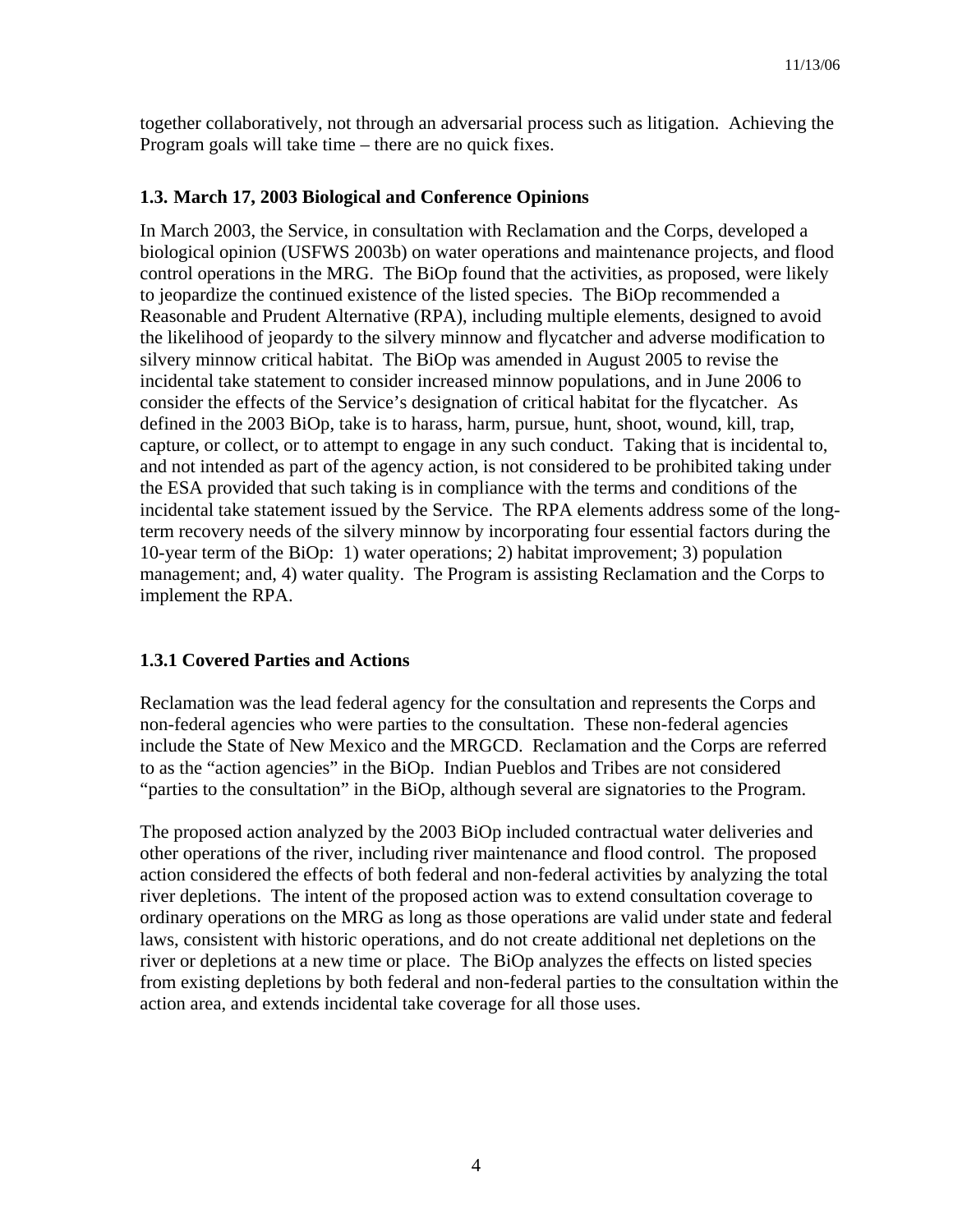together collaboratively, not through an adversarial process such as litigation. Achieving the Program goals will take time – there are no quick fixes.

### 1.3. March 17, 2003 Biological and Conference Opinions

In March 2003, the Service, in consultation with Reclamation and the Corps, developed a biological opinion (USFWS 2003b) on water operations and maintenance projects, and flood control operations in the MRG. The BiOp found that the activities, as proposed, were likely to jeopardize the continued existence of the listed species. The BiOp recommended a Reasonable and Prudent Alternative (RPA), including multiple elements, designed to avoid the likelihood of jeopardy to the silvery minnow and flycatcher and adverse modification to silvery minnow critical habitat. The BiOp was amended in August 2005 to revise the incidental take statement to consider increased minnow populations, and in June 2006 to consider the effects of the Service's designation of critical habitat for the flycatcher. As defined in the 2003 BiOp, take is to harass, harm, pursue, hunt, shoot, wound, kill, trap, capture, or collect, or to attempt to engage in any such conduct. Taking that is incidental to, and not intended as part of the agency action, is not considered to be prohibited taking under the ESA provided that such taking is in compliance with the terms and conditions of the incidental take statement issued by the Service. The RPA elements address some of the long-term recovery needs of the silvery minnow by incorporating four essential factors during the 10-year term of the BiOp: 1) water operations; 2) habitat improvement; 3) population management; and, 4) water quality. The Program is assisting Reclamation and the Corps to implement the RPA.

#### 1.3.1 Covered Parties and Actions

Reclamation was the lead federal agency for the consultation and represents the Corps and non-federal agencies who were parties to the consultation. These non-federal agencies include the State of New Mexico and the MRGCD. Reclamation and the Corps are referred to as the "action agencies" in the BiOp. Indian Pueblos and Tribes are not considered "parties to the consultation" in the BiOp, although several are signatories to the Program.

The proposed action analyzed by the 2003 BiOp included contractual water deliveries and other operations of the river, including river maintenance and flood control. The proposed action considered the effects of both federal and non-federal activities by analyzing the total river depletions. The intent of the proposed action was to extend consultation coverage to ordinary operations on the MRG as long as those operations are valid under state and federal laws, consistent with historic operations, and do not create additional net depletions on the river or depletions at a new time or place. The BiOp analyzes the effects on listed species from existing depletions by both federal and non-federal parties to the consultation within the action area, and extends incidental take coverage for all those uses.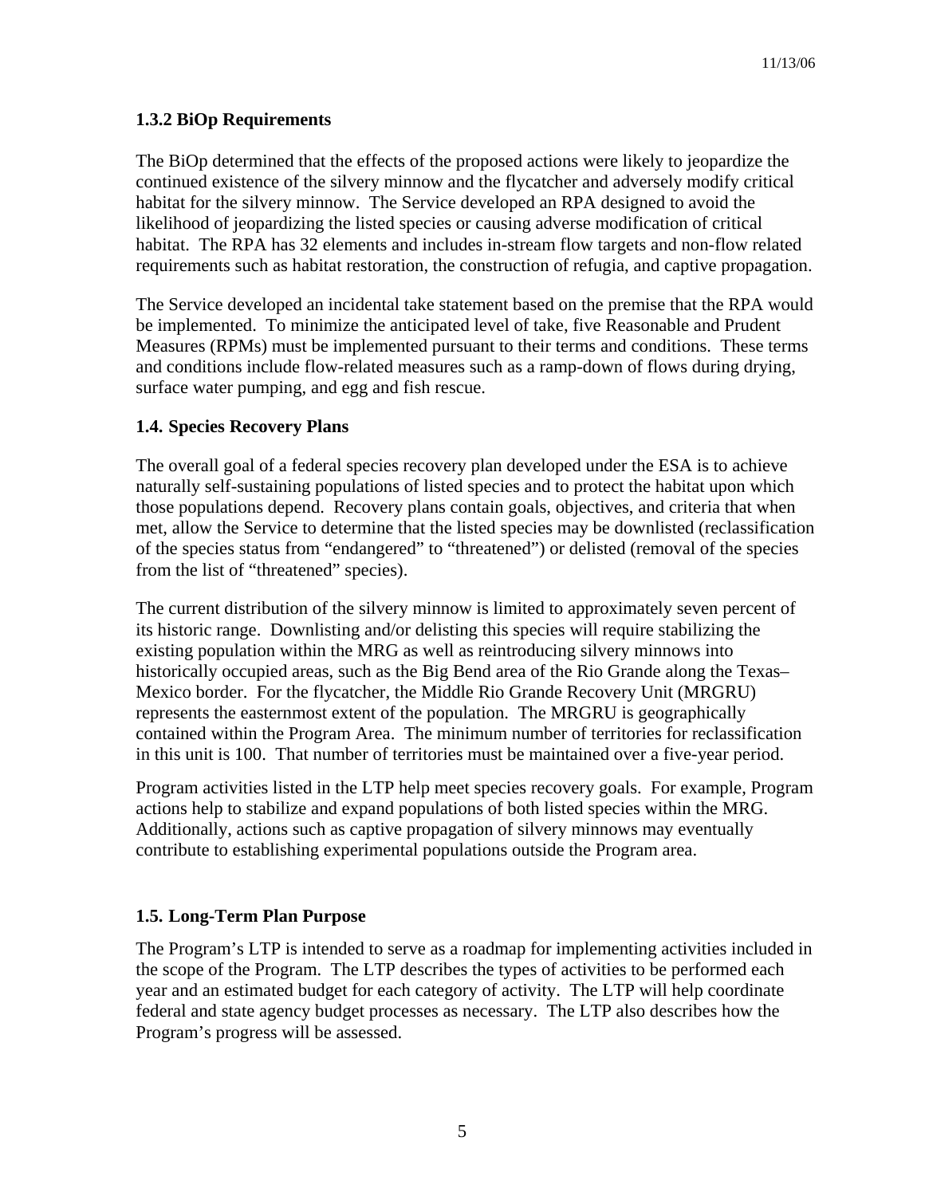### 1.3.2 BiOp Requirements

The BiOp determined that the effects of the proposed actions were likely to jeopardize the continued existence of the silvery minnow and the flycatcher and adversely modify critical habitat for the silvery minnow. The Service developed an RPA designed to avoid the likelihood of jeopardizing the listed species or causing adverse modification of critical habitat. The RPA has 32 elements and includes in-stream flow targets and non-flow related requirements such as habitat restoration, the construction of refugia, and captive propagation.

The Service developed an incidental take statement based on the premise that the RPA would be implemented. To minimize the anticipated level of take, five Reasonable and Prudent Measures (RPMs) must be implemented pursuant to their terms and conditions. These terms and conditions include flow-related measures such as a ramp-down of flows during drying, surface water pumping, and egg and fish rescue.

### 1.4. Species Recovery Plans

The overall goal of a federal species recovery plan developed under the ESA is to achieve naturally self-sustaining populations of listed species and to protect the habitat upon which those populations depend. Recovery plans contain goals, objectives, and criteria that when met, allow the Service to determine that the listed species may be downlisted (reclassification of the species status from "endangered" to "threatened") or delisted (removal of the species from the list of "threatened" species).

The current distribution of the silvery minnow is limited to approximately seven percent of its historic range. Downlisting and/or delisting this species will require stabilizing the existing population within the MRG as well as reintroducing silvery minnows into historically occupied areas, such as the Big Bend area of the Rio Grande along the Texas–Mexico border. For the flycatcher, the Middle Rio Grande Recovery Unit (MRGRU) represents the easternmost extent of the population. The MRGRU is geographically contained within the Program Area. The minimum number of territories for reclassification in this unit is 100. That number of territories must be maintained over a five-year period.

Program activities listed in the LTP help meet species recovery goals. For example, Program actions help to stabilize and expand populations of both listed species within the MRG. Additionally, actions such as captive propagation of silvery minnows may eventually contribute to establishing experimental populations outside the Program area.

### 1.5. Long-Term Plan Purpose

The Program's LTP is intended to serve as a roadmap for implementing activities included in the scope of the Program. The LTP describes the types of activities to be performed each year and an estimated budget for each category of activity. The LTP will help coordinate federal and state agency budget processes as necessary. The LTP also describes how the Program's progress will be assessed.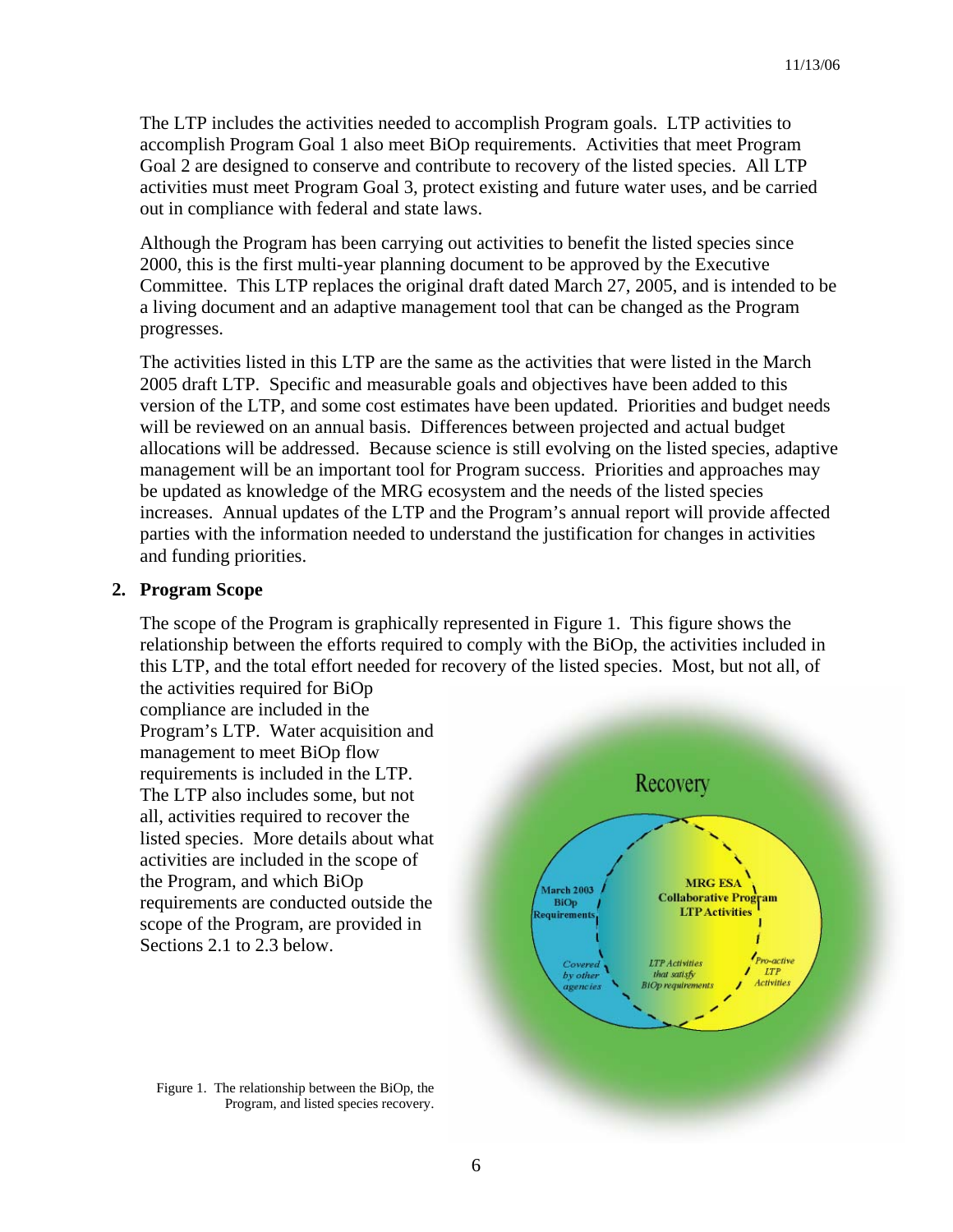The LTP includes the activities needed to accomplish Program goals. LTP activities to accomplish Program Goal 1 also meet BiOp requirements. Activities that meet Program Goal 2 are designed to conserve and contribute to recovery of the listed species. All LTP activities must meet Program Goal 3, protect existing and future water uses, and be carried out in compliance with federal and state laws.

Although the Program has been carrying out activities to benefit the listed species since 2000, this is the first multi-year planning document to be approved by the Executive Committee. This LTP replaces the original draft dated March 27, 2005, and is intended to be a living document and an adaptive management tool that can be changed as the Program progresses.

The activities listed in this LTP are the same as the activities that were listed in the March 2005 draft LTP. Specific and measurable goals and objectives have been added to this version of the LTP, and some cost estimates have been updated. Priorities and budget needs will be reviewed on an annual basis. Differences between projected and actual budget allocations will be addressed. Because science is still evolving on the listed species, adaptive management will be an important tool for Program success. Priorities and approaches may be updated as knowledge of the MRG ecosystem and the needs of the listed species increases. Annual updates of the LTP and the Program's annual report will provide affected parties with the information needed to understand the justification for changes in activities and funding priorities.

## 2. Program Scope

The scope of the Program is graphically represented in Figure 1. This figure shows the relationship between the efforts required to comply with the BiOp, the activities included in this LTP, and the total effort needed for recovery of the listed species. Most, but not all, of the activities required for BiOp compliance are included in the Program's LTP. Water acquisition and management to meet BiOp flow requirements is included in the LTP. The LTP also includes some, but not all, activities required to recover the listed species. More details about what activities are included in the scope of the Program, and which BiOp requirements are conducted outside the scope of the Program, are provided in Sections 2.1 to 2.3 below.

Recovery

March 2003 BiOp Requirements

MRG ESA Collaborative Program LTP Activities

*Covered by other agencies*

*LTP Activities that satisfy BiOp requirements*

*Pro-active LTP Activities*

Figure 1. The relationship between the BiOp, the Program, and listed species recovery.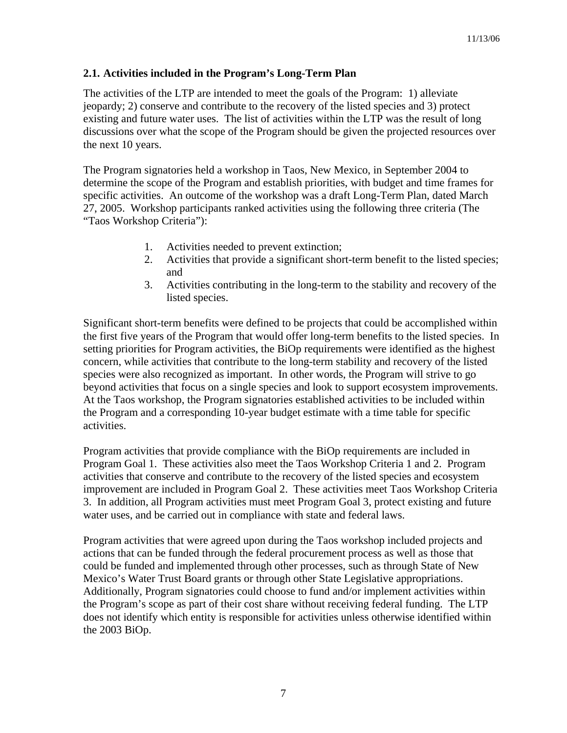## 2.1. Activities included in the Program's Long-Term Plan

The activities of the LTP are intended to meet the goals of the Program: 1) alleviate jeopardy; 2) conserve and contribute to the recovery of the listed species and 3) protect existing and future water uses. The list of activities within the LTP was the result of long discussions over what the scope of the Program should be given the projected resources over the next 10 years.

The Program signatories held a workshop in Taos, New Mexico, in September 2004 to determine the scope of the Program and establish priorities, with budget and time frames for specific activities. An outcome of the workshop was a draft Long-Term Plan, dated March 27, 2005. Workshop participants ranked activities using the following three criteria (The "Taos Workshop Criteria"):

1. Activities needed to prevent extinction;
2. Activities that provide a significant short-term benefit to the listed species; and
3. Activities contributing in the long-term to the stability and recovery of the listed species.

Significant short-term benefits were defined to be projects that could be accomplished within the first five years of the Program that would offer long-term benefits to the listed species. In setting priorities for Program activities, the BiOp requirements were identified as the highest concern, while activities that contribute to the long-term stability and recovery of the listed species were also recognized as important. In other words, the Program will strive to go beyond activities that focus on a single species and look to support ecosystem improvements. At the Taos workshop, the Program signatories established activities to be included within the Program and a corresponding 10-year budget estimate with a time table for specific activities.

Program activities that provide compliance with the BiOp requirements are included in Program Goal 1. These activities also meet the Taos Workshop Criteria 1 and 2. Program activities that conserve and contribute to the recovery of the listed species and ecosystem improvement are included in Program Goal 2. These activities meet Taos Workshop Criteria 3. In addition, all Program activities must meet Program Goal 3, protect existing and future water uses, and be carried out in compliance with state and federal laws.

Program activities that were agreed upon during the Taos workshop included projects and actions that can be funded through the federal procurement process as well as those that could be funded and implemented through other processes, such as through State of New Mexico's Water Trust Board grants or through other State Legislative appropriations. Additionally, Program signatories could choose to fund and/or implement activities within the Program's scope as part of their cost share without receiving federal funding. The LTP does not identify which entity is responsible for activities unless otherwise identified within the 2003 BiOp.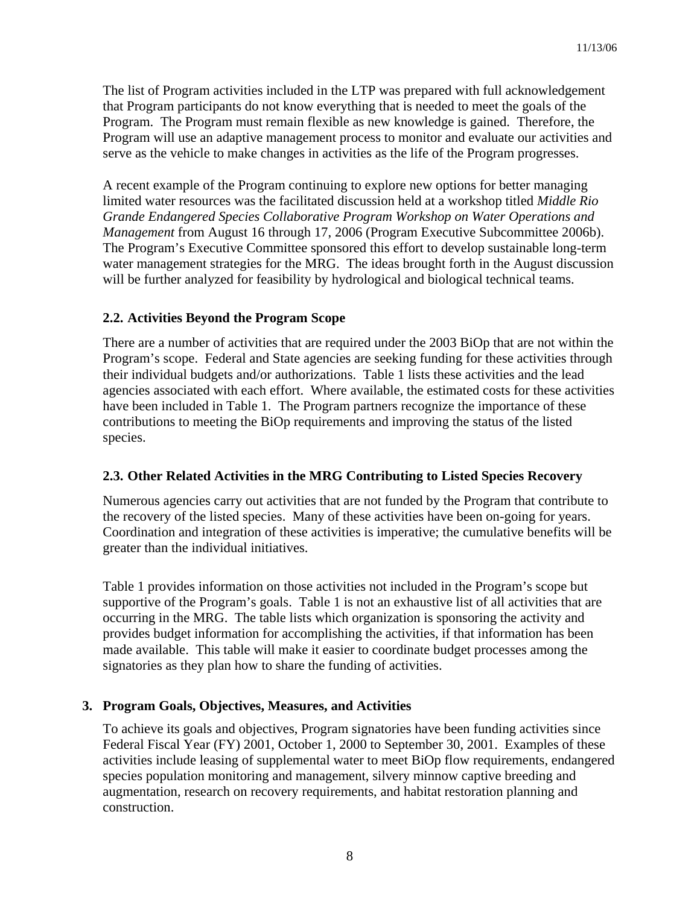The list of Program activities included in the LTP was prepared with full acknowledgement that Program participants do not know everything that is needed to meet the goals of the Program. The Program must remain flexible as new knowledge is gained. Therefore, the Program will use an adaptive management process to monitor and evaluate our activities and serve as the vehicle to make changes in activities as the life of the Program progresses.

A recent example of the Program continuing to explore new options for better managing limited water resources was the facilitated discussion held at a workshop titled *Middle Rio Grande Endangered Species Collaborative Program Workshop on Water Operations and Management* from August 16 through 17, 2006 (Program Executive Subcommittee 2006b). The Program's Executive Committee sponsored this effort to develop sustainable long-term water management strategies for the MRG. The ideas brought forth in the August discussion will be further analyzed for feasibility by hydrological and biological technical teams.

### 2.2. Activities Beyond the Program Scope

There are a number of activities that are required under the 2003 BiOp that are not within the Program's scope. Federal and State agencies are seeking funding for these activities through their individual budgets and/or authorizations. Table 1 lists these activities and the lead agencies associated with each effort. Where available, the estimated costs for these activities have been included in Table 1. The Program partners recognize the importance of these contributions to meeting the BiOp requirements and improving the status of the listed species.

### 2.3. Other Related Activities in the MRG Contributing to Listed Species Recovery

Numerous agencies carry out activities that are not funded by the Program that contribute to the recovery of the listed species. Many of these activities have been on-going for years. Coordination and integration of these activities is imperative; the cumulative benefits will be greater than the individual initiatives.

Table 1 provides information on those activities not included in the Program's scope but supportive of the Program's goals. Table 1 is not an exhaustive list of all activities that are occurring in the MRG. The table lists which organization is sponsoring the activity and provides budget information for accomplishing the activities, if that information has been made available. This table will make it easier to coordinate budget processes among the signatories as they plan how to share the funding of activities.

## 3. Program Goals, Objectives, Measures, and Activities

To achieve its goals and objectives, Program signatories have been funding activities since Federal Fiscal Year (FY) 2001, October 1, 2000 to September 30, 2001. Examples of these activities include leasing of supplemental water to meet BiOp flow requirements, endangered species population monitoring and management, silvery minnow captive breeding and augmentation, research on recovery requirements, and habitat restoration planning and construction.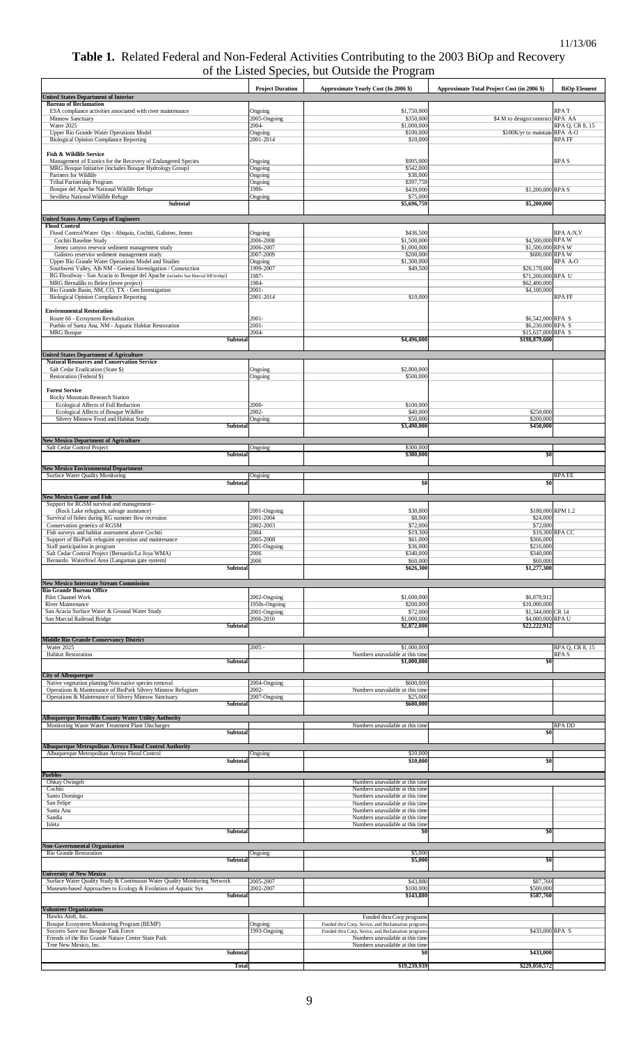**Table 1.** Related Federal and Non-Federal Activities Contributing to the 2003 BiOp and Recovery of the Listed Species, but Outside the Program

| | Project Duration | Approximate Yearly Cost (In 2006 $) | Approximate Total Project Cost (in 2006 $) | BiOp Element |
|---|---|---|---|---|
| **United States Department of Interior** | | | | |
| **Bureau of Reclamation** | | | | |
| ESA compliance activities associated with river maintenance | Ongoing | $1,750,000 | | RPA T |
| Minnow Sanctuary | 2005-Ongoing | $350,000 | $4 M to design/construct | RPA AA |
| Water 2025 | 2004- | $1,000,000 | | RPA Q, CR 8, 15 |
| Upper Rio Grande Water Operations Model | Ongoing | $100,000 | $100K/yr to maintain | RPA A-O |
| Biological Opinion Compliance Reporting | 2001-2014 | $10,000 | | RPA FF |
| **Fish & Wildlife Service** | | | | |
| Management of Exotics for the Recovery of Endangered Species | Ongoing | $995,000 | | RPA S |
| MRG Bosque Initiative (includes Bosque Hydrology Group) | Ongoing | $542,000 | | |
| Partners for Wildlife | Ongoing | $38,000 | | |
| Tribal Partnership Program | Ongoing | $397,759 | | |
| Bosque del Apache National Wildlife Refuge | 1986- | $439,000 | $1,200,000 | RPA S |
| Sevilleta National Wildlife Refuge | Ongoing | $75,000 | | |
| **Subtotal** | | $5,696,759 | $5,200,000 | |
| **United States Army Corps of Engineers** | | | | |
| **Flood Control** | | | | |
| Flood Control/Water Ops - Abiquiu, Cochiti, Galisteo, Jemez | Ongoing | $436,500 | | RPA A-N,V |
| Cochiti Baseline Study | 2006-2008 | $1,500,000 | $4,500,000 | RPA W |
| Jemez canyon resevoir sediment management study | 2006-2007 | $1,000,000 | $1,500,000 | RPA W |
| Galisteo reservoir sediment management study | 2007-2009 | $200,000 | $600,000 | RPA W |
| Upper Rio Grande Water Operations Model and Studies | Ongoing | $1,300,000 | | RPA A-O |
| Southwest Valley, Alb NM - General Investigation / Consruction | 1999-2007 | $49,500 | $26,170,600 | |
| RG Floodway - San Acacia to Bosque del Apache (includes San Marcial RR bridge) | 1987- | | $71,200,000 | RPA U |
| MRG Bernalillo to Belen (levee project) | 1984- | | $62,400,000 | |
| Rio Grande Basin, NM, CO, TX - Gen Investigation | 2001- | | $4,100,000 | |
| Biological Opinion Compliance Reporting | 2001-2014 | $10,000 | | RPA FF |
| **Environmental Restoration** | | | | |
| Route 66 - Ecosystem Revitalization | 2001- | | $6,542,000 | RPA S |
| Pueblo of Santa Ana, NM - Aquatic Habitat Restoration | 2001- | | $6,230,000 | RPA S |
| MRG Bosque | 2004- | | $15,637,000 | RPA S |
| **Subtotal** | | $4,496,000 | $198,879,600 | |
| **United States Department of Agriculture** | | | | |
| **Natural Resources and Conservation Service** | | | | |
| Salt Cedar Eradication (State $) | Ongoing | $2,800,000 | | |
| Restoration (Federal $) | Ongoing | $500,000 | | |
| **Forest Service** | | | | |
| Rocky Mountain Research Station | | | | |
| Ecological Affects of Full Reduction | 2000- | $100,000 | | |
| Ecological Affects of Bosque Wildfire | 2002- | $40,000 | $250,000 | |
| Silvery Minnow Food and Habitat Study | Ongoing | $50,000 | $200,000 | |
| **Subtotal** | | $3,490,000 | $450,000 | |
| **New Mexico Department of Agriculture** | | | | |
| Salt Cedar Control Project | Ongoing | $300,000 | | |
| **Subtotal** | | $300,000 | $0 | |
| **New Mexico Environmental Department** | | | | |
| Surface Water Quality Monitoring | Ongoing | | | RPA EE |
| **Subtotal** | | $0 | $0 | |
| **New Mexico Game and Fish** | | | | |
| Support for RGSM survival and management-- | | | | |
| (Rock Lake refugium, salvage assistance) | 2001-Ongoing | $30,000 | $180,000 | RPM 1.2 |
| Survival of fishes during RG summer flow recession | 2001-2004 | $8,000 | $24,000 | |
| Conservation genetics of RGSM | 2002-2003 | $72,000 | $72,000 | |
| Fish surveys and habitat assessment above Cochiti | 2004 | $19,300 | $19,300 | RPA CC |
| Support of BioPark refugium operation and maintenance | 2005-2008 | $61,000 | $366,000 | |
| Staff participation in program | 2001-Ongoing | $36,000 | $216,000 | |
| Salt Cedar Control Project (Bernardo/La Joya WMA) | 2006 | $340,000 | $340,000 | |
| Bernardo Waterfowl Area (Langaman gate system) | 2006 | $60,000 | $60,000 | |
| **Subtotal** | | $626,300 | $1,277,300 | |
| **New Mexico Interstate Stream Commission** | | | | |
| **Rio Grande Bureau Office** | | | | |
| Pilot Channel Work | 2002-Ongoing | $1,600,000 | $6,878,912 | |
| River Maintenance | 1950s-Ongoing | $200,000 | $10,000,000 | |
| San Acacia Surface Water & Ground Water Study | 2001-Ongoing | $72,000 | $1,344,000 | CR 14 |
| San Marcial Railroad Bridge | 2006-2010 | $1,000,000 | $4,000,000 | RPA U |
| **Subtotal** | | $2,872,000 | $22,222,912 | |
| **Middle Rio Grande Conservancy District** | | | | |
| Water 2025 | 2005 - | $1,000,000 | | RPA Q, CR 8, 15 |
| Habitat Restoration | | Numbers unavailable at this time | | RPA S |
| **Subtotal** | | $1,000,000 | $0 | |
| **City of Albuquerque** | | | | |
| Native vegetation planting/Non-native species removal | 2004-Ongoing | $600,000 | | |
| Operations & Maintenance of BioPark Silvery Minnow Refugium | 2002- | Numbers unavailable at this time | | |
| Operations & Maintenance of Silvery Minnow Sanctuary | 2007-Ongoing | $25,000 | | |
| **Subtotal** | | $600,000 | | |
| **Albuquerque Bernalillo County Water Utility Authority** | | | | |
| Monitoring Waste Water Treatment Plant Discharges | | Numbers unavailable at this time | | RPA DD |
| **Subtotal** | | | $0 | |
| **Albuquerque Metropolitan Arroyo Flood Control Authority** | | | | |
| Albuquerque Metropolitan Arroyo Flood Control | Ongoing | $10,000 | | |
| **Subtotal** | | $10,000 | $0 | |
| **Pueblos** | | | | |
| Ohkay Owingeh | | Numbers unavailable at this time | | |
| Cochiti | | Numbers unavailable at this time | | |
| Santo Domingo | | Numbers unavailable at this time | | |
| San Felipe | | Numbers unavailable at this time | | |
| Santa Ana | | Numbers unavailable at this time | | |
| Sandia | | Numbers unavailable at this time | | |
| Isleta | | Numbers unavailable at this time | | |
| **Subtotal** | | $0 | $0 | |
| **Non-Governmental Organization** | | | | |
| Rio Grande Restoration | Ongoing | $5,000 | | |
| **Subtotal** | | $5,000 | $0 | |
| **University of New Mexico** | | | | |
| Surface Water Quality Study & Continuous Water Quality Monitoring Network | 2005-2007 | $43,880 | $87,760 | |
| Museum-based Approaches to Ecology & Evolution of Aquatic Sys | 2002-2007 | $100,000 | $500,000 | |
| **Subtotal** | | $143,880 | $587,760 | |
| **Volunteer Organizations** | | | | |
| Hawks Aloft, Inc. | | Funded thru Corp programs | | |
| Bosque Ecosystem Monitoring Program (BEMP) | Ongoing | Funded thru Corp, Sevice, and Reclamation programs | | |
| Socorro Save our Bosque Task Force | 1993-Ongoing | Funded thru Corp, Sevice, and Reclamation programs | $433,000 | RPA S |
| Friends of the Rio Grande Nature Center State Park | | Numbers unavailable at this time | | |
| Tree New Mexico, Inc. | | Numbers unavailable at this time | | |
| **Subtotal** | | $0 | $433,000 | |
| **Total** | | $19,239,939 | $229,050,572 | |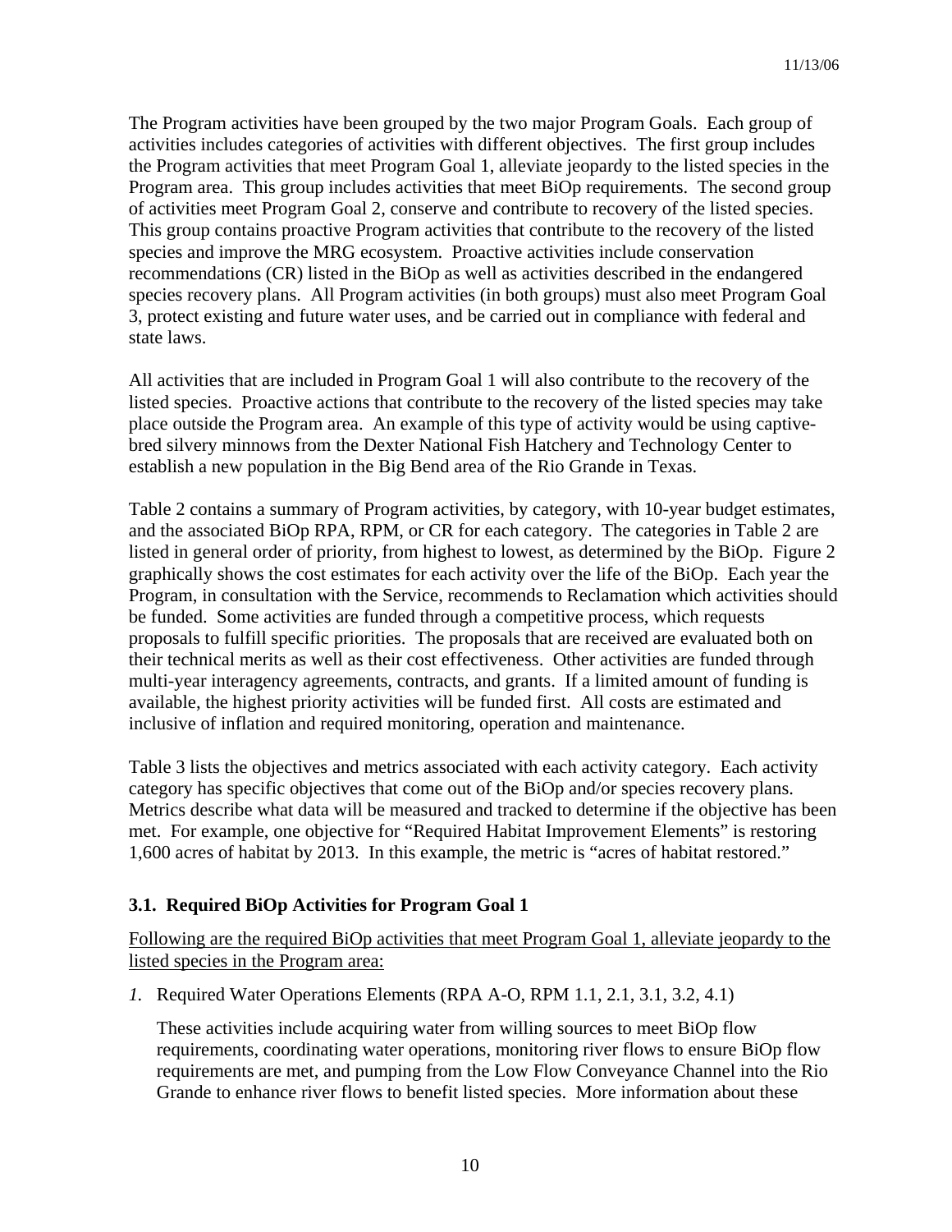The Program activities have been grouped by the two major Program Goals. Each group of activities includes categories of activities with different objectives. The first group includes the Program activities that meet Program Goal 1, alleviate jeopardy to the listed species in the Program area. This group includes activities that meet BiOp requirements. The second group of activities meet Program Goal 2, conserve and contribute to recovery of the listed species. This group contains proactive Program activities that contribute to the recovery of the listed species and improve the MRG ecosystem. Proactive activities include conservation recommendations (CR) listed in the BiOp as well as activities described in the endangered species recovery plans. All Program activities (in both groups) must also meet Program Goal 3, protect existing and future water uses, and be carried out in compliance with federal and state laws.

All activities that are included in Program Goal 1 will also contribute to the recovery of the listed species. Proactive actions that contribute to the recovery of the listed species may take place outside the Program area. An example of this type of activity would be using captive-bred silvery minnows from the Dexter National Fish Hatchery and Technology Center to establish a new population in the Big Bend area of the Rio Grande in Texas.

Table 2 contains a summary of Program activities, by category, with 10-year budget estimates, and the associated BiOp RPA, RPM, or CR for each category. The categories in Table 2 are listed in general order of priority, from highest to lowest, as determined by the BiOp. Figure 2 graphically shows the cost estimates for each activity over the life of the BiOp. Each year the Program, in consultation with the Service, recommends to Reclamation which activities should be funded. Some activities are funded through a competitive process, which requests proposals to fulfill specific priorities. The proposals that are received are evaluated both on their technical merits as well as their cost effectiveness. Other activities are funded through multi-year interagency agreements, contracts, and grants. If a limited amount of funding is available, the highest priority activities will be funded first. All costs are estimated and inclusive of inflation and required monitoring, operation and maintenance.

Table 3 lists the objectives and metrics associated with each activity category. Each activity category has specific objectives that come out of the BiOp and/or species recovery plans. Metrics describe what data will be measured and tracked to determine if the objective has been met. For example, one objective for "Required Habitat Improvement Elements" is restoring 1,600 acres of habitat by 2013. In this example, the metric is "acres of habitat restored."

### 3.1. Required BiOp Activities for Program Goal 1

<u>Following are the required BiOp activities that meet Program Goal 1, alleviate jeopardy to the listed species in the Program area:</u>

*1.* Required Water Operations Elements (RPA A-O, RPM 1.1, 2.1, 3.1, 3.2, 4.1)

These activities include acquiring water from willing sources to meet BiOp flow requirements, coordinating water operations, monitoring river flows to ensure BiOp flow requirements are met, and pumping from the Low Flow Conveyance Channel into the Rio Grande to enhance river flows to benefit listed species. More information about these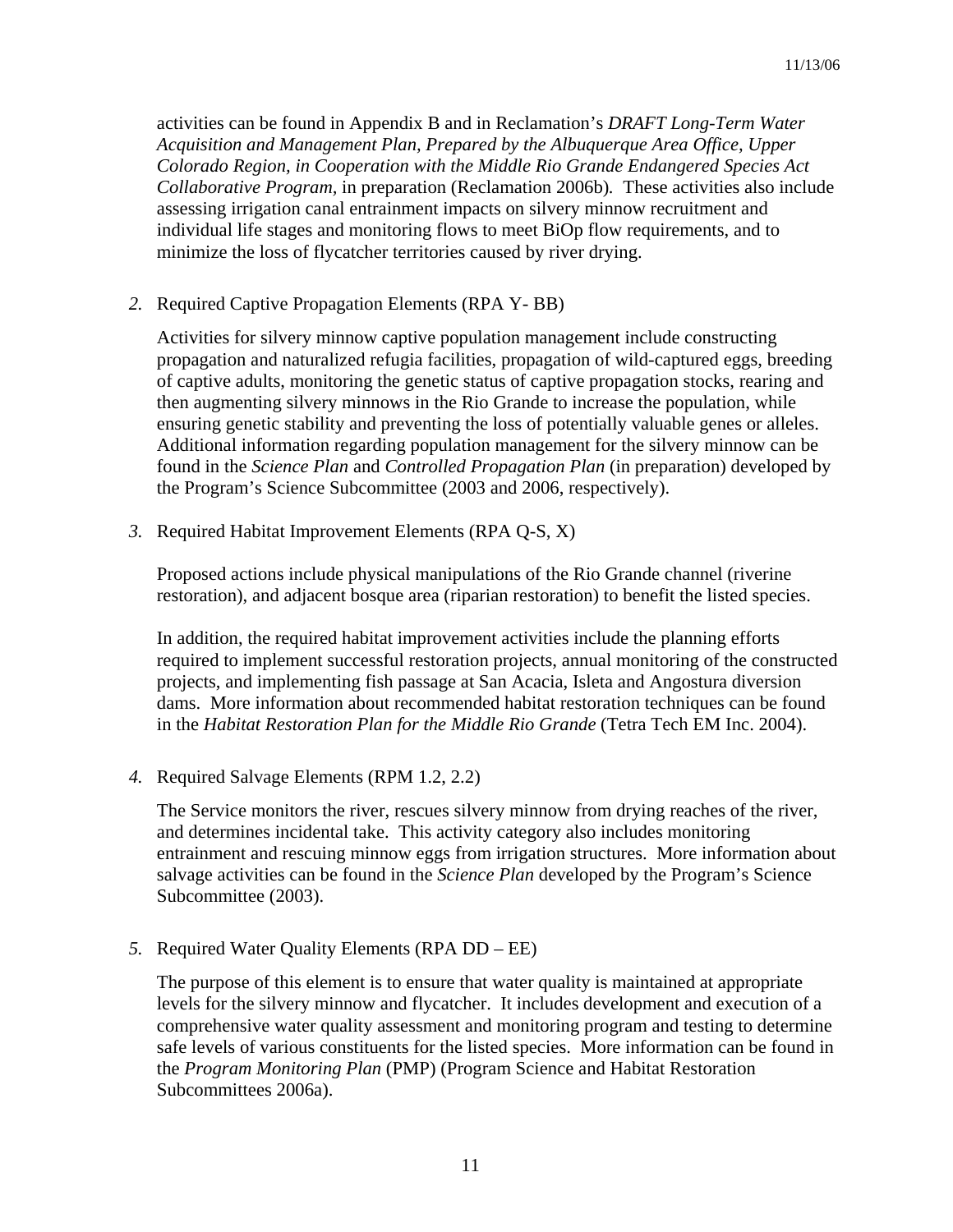activities can be found in Appendix B and in Reclamation's *DRAFT Long-Term Water Acquisition and Management Plan, Prepared by the Albuquerque Area Office, Upper Colorado Region, in Cooperation with the Middle Rio Grande Endangered Species Act Collaborative Program*, in preparation (Reclamation 2006b). These activities also include assessing irrigation canal entrainment impacts on silvery minnow recruitment and individual life stages and monitoring flows to meet BiOp flow requirements, and to minimize the loss of flycatcher territories caused by river drying.

*2.* Required Captive Propagation Elements (RPA Y- BB)

Activities for silvery minnow captive population management include constructing propagation and naturalized refugia facilities, propagation of wild-captured eggs, breeding of captive adults, monitoring the genetic status of captive propagation stocks, rearing and then augmenting silvery minnows in the Rio Grande to increase the population, while ensuring genetic stability and preventing the loss of potentially valuable genes or alleles. Additional information regarding population management for the silvery minnow can be found in the *Science Plan* and *Controlled Propagation Plan* (in preparation) developed by the Program's Science Subcommittee (2003 and 2006, respectively).

*3.* Required Habitat Improvement Elements (RPA Q-S, X)

Proposed actions include physical manipulations of the Rio Grande channel (riverine restoration), and adjacent bosque area (riparian restoration) to benefit the listed species.

In addition, the required habitat improvement activities include the planning efforts required to implement successful restoration projects, annual monitoring of the constructed projects, and implementing fish passage at San Acacia, Isleta and Angostura diversion dams. More information about recommended habitat restoration techniques can be found in the *Habitat Restoration Plan for the Middle Rio Grande* (Tetra Tech EM Inc. 2004).

*4.* Required Salvage Elements (RPM 1.2, 2.2)

The Service monitors the river, rescues silvery minnow from drying reaches of the river, and determines incidental take. This activity category also includes monitoring entrainment and rescuing minnow eggs from irrigation structures. More information about salvage activities can be found in the *Science Plan* developed by the Program's Science Subcommittee (2003).

*5.* Required Water Quality Elements (RPA DD – EE)

The purpose of this element is to ensure that water quality is maintained at appropriate levels for the silvery minnow and flycatcher. It includes development and execution of a comprehensive water quality assessment and monitoring program and testing to determine safe levels of various constituents for the listed species. More information can be found in the *Program Monitoring Plan* (PMP) (Program Science and Habitat Restoration Subcommittees 2006a).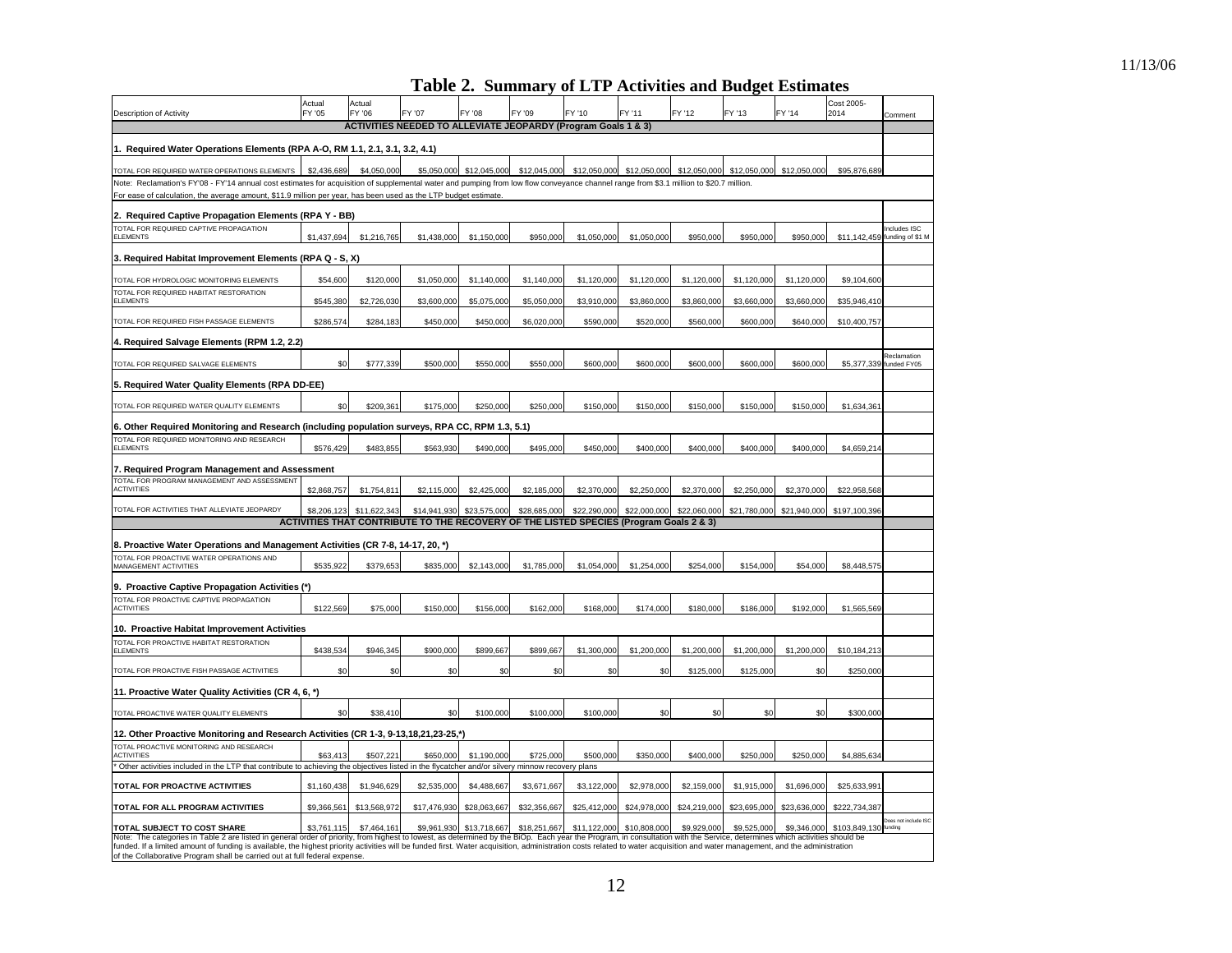# Table 2. Summary of LTP Activities and Budget Estimates

| Description of Activity | Actual FY '05 | Actual FY '06 | FY '07 | FY '08 | FY '09 | FY '10 | FY '11 | FY '12 | FY '13 | FY '14 | Cost 2005-2014 | Comment |
|---|---|---|---|---|---|---|---|---|---|---|---|---|
| **ACTIVITIES NEEDED TO ALLEVIATE JEOPARDY (Program Goals 1 & 3)** | | | | | | | | | | | | |
| **1. Required Water Operations Elements (RPA A-O, RM 1.1, 2.1, 3.1, 3.2, 4.1)** | | | | | | | | | | | | |
| TOTAL FOR REQUIRED WATER OPERATIONS ELEMENTS | $2,436,689 | $4,050,000 | $5,050,000 | $12,045,000 | $12,045,000 | $12,050,000 | $12,050,000 | $12,050,000 | $12,050,000 | $12,050,000 | $95,876,689 | |
| Note: Reclamation's FY'08 - FY'14 annual cost estimates for acquisition of supplemental water and pumping from low flow conveyance channel range from $3.1 million to $20.7 million. For ease of calculation, the average amount, $11.9 million per year, has been used as the LTP budget estimate. | | | | | | | | | | | | |
| **2. Required Captive Propagation Elements (RPA Y - BB)** | | | | | | | | | | | | |
| TOTAL FOR REQUIRED CAPTIVE PROPAGATION ELEMENTS | $1,437,694 | $1,216,765 | $1,438,000 | $1,150,000 | $950,000 | $1,050,000 | $1,050,000 | $950,000 | $950,000 | $950,000 | $11,142,459 | Includes ISC funding of $1 M |
| **3. Required Habitat Improvement Elements (RPA Q - S, X)** | | | | | | | | | | | | |
| TOTAL FOR HYDROLOGIC MONITORING ELEMENTS | $54,600 | $120,000 | $1,050,000 | $1,140,000 | $1,140,000 | $1,120,000 | $1,120,000 | $1,120,000 | $1,120,000 | $1,120,000 | $9,104,600 | |
| TOTAL FOR REQUIRED HABITAT RESTORATION ELEMENTS | $545,380 | $2,726,030 | $3,600,000 | $5,075,000 | $5,050,000 | $3,910,000 | $3,860,000 | $3,860,000 | $3,660,000 | $3,660,000 | $35,946,410 | |
| TOTAL FOR REQUIRED FISH PASSAGE ELEMENTS | $286,574 | $284,183 | $450,000 | $450,000 | $6,020,000 | $590,000 | $520,000 | $560,000 | $600,000 | $640,000 | $10,400,757 | |
| **4. Required Salvage Elements (RPM 1.2, 2.2)** | | | | | | | | | | | | |
| TOTAL FOR REQUIRED SALVAGE ELEMENTS | $0 | $777,339 | $500,000 | $550,000 | $550,000 | $600,000 | $600,000 | $600,000 | $600,000 | $600,000 | $5,377,339 | Reclamation funded FY05 |
| **5. Required Water Quality Elements (RPA DD-EE)** | | | | | | | | | | | | |
| TOTAL FOR REQUIRED WATER QUALITY ELEMENTS | $0 | $209,361 | $175,000 | $250,000 | $250,000 | $150,000 | $150,000 | $150,000 | $150,000 | $150,000 | $1,634,361 | |
| **6. Other Required Monitoring and Research (including population surveys, RPA CC, RPM 1.3, 5.1)** | | | | | | | | | | | | |
| TOTAL FOR REQUIRED MONITORING AND RESEARCH ELEMENTS | $576,429 | $483,855 | $563,930 | $490,000 | $495,000 | $450,000 | $400,000 | $400,000 | $400,000 | $400,000 | $4,659,214 | |
| **7. Required Program Management and Assessment** | | | | | | | | | | | | |
| TOTAL FOR PROGRAM MANAGEMENT AND ASSESSMENT ACTIVITIES | $2,868,757 | $1,754,811 | $2,115,000 | $2,425,000 | $2,185,000 | $2,370,000 | $2,250,000 | $2,370,000 | $2,250,000 | $2,370,000 | $22,958,568 | |
| TOTAL FOR ACTIVITIES THAT ALLEVIATE JEOPARDY | $8,206,123 | $11,622,343 | $14,941,930 | $23,575,000 | $28,685,000 | $22,290,000 | $22,000,000 | $22,060,000 | $21,780,000 | $21,940,000 | $197,100,396 | |
| **ACTIVITIES THAT CONTRIBUTE TO THE RECOVERY OF THE LISTED SPECIES (Program Goals 2 & 3)** | | | | | | | | | | | | |
| **8. Proactive Water Operations and Management Activities (CR 7-8, 14-17, 20, *)** | | | | | | | | | | | | |
| TOTAL FOR PROACTIVE WATER OPERATIONS AND MANAGEMENT ACTIVITIES | $535,922 | $379,653 | $835,000 | $2,143,000 | $1,785,000 | $1,054,000 | $1,254,000 | $254,000 | $154,000 | $54,000 | $8,448,575 | |
| **9. Proactive Captive Propagation Activities (*)** | | | | | | | | | | | | |
| TOTAL FOR PROACTIVE CAPTIVE PROPAGATION ACTIVITIES | $122,569 | $75,000 | $150,000 | $156,000 | $162,000 | $168,000 | $174,000 | $180,000 | $186,000 | $192,000 | $1,565,569 | |
| **10. Proactive Habitat Improvement Activities** | | | | | | | | | | | | |
| TOTAL FOR PROACTIVE HABITAT RESTORATION ELEMENTS | $438,534 | $946,345 | $900,000 | $899,667 | $899,667 | $1,300,000 | $1,200,000 | $1,200,000 | $1,200,000 | $1,200,000 | $10,184,213 | |
| TOTAL FOR PROACTIVE FISH PASSAGE ACTIVITIES | $0 | $0 | $0 | $0 | $0 | $0 | $0 | $125,000 | $125,000 | $0 | $250,000 | |
| **11. Proactive Water Quality Activities (CR 4, 6, *)** | | | | | | | | | | | | |
| TOTAL PROACTIVE WATER QUALITY ELEMENTS | $0 | $38,410 | $0 | $100,000 | $100,000 | $100,000 | $0 | $0 | $0 | $0 | $300,000 | |
| **12. Other Proactive Monitoring and Research Activities (CR 1-3, 9-13,18,21,23-25,*)** | | | | | | | | | | | | |
| TOTAL PROACTIVE MONITORING AND RESEARCH ACTIVITIES | $63,413 | $507,221 | $650,000 | $1,190,000 | $725,000 | $500,000 | $350,000 | $400,000 | $250,000 | $250,000 | $4,885,634 | |
| * Other activities included in the LTP that contribute to achieving the objectives listed in the flycatcher and/or silvery minnow recovery plans | | | | | | | | | | | | |
| **TOTAL FOR PROACTIVE ACTIVITIES** | $1,160,438 | $1,946,629 | $2,535,000 | $4,488,667 | $3,671,667 | $3,122,000 | $2,978,000 | $2,159,000 | $1,915,000 | $1,696,000 | $25,633,991 | |
| **TOTAL FOR ALL PROGRAM ACTIVITIES** | $9,366,561 | $13,568,972 | $17,476,930 | $28,063,667 | $32,356,667 | $25,412,000 | $24,978,000 | $24,219,000 | $23,695,000 | $23,636,000 | $222,734,387 | |
| **TOTAL SUBJECT TO COST SHARE** | $3,761,115 | $7,464,161 | $9,961,930 | $13,718,667 | $18,251,667 | $11,122,000 | $10,808,000 | $9,929,000 | $9,525,000 | $9,346,000 | $103,849,130 | Does not include ISC funding |

Note: The categories in Table 2 are listed in general order of priority, from highest to lowest, as determined by the BiOp. Each year the Program, in consultation with the Service, determines which activities should be funded. If a limited amount of funding is available, the highest priority activities will be funded first. Water acquisition, administration costs related to water acquisition and water management, and the administration of the Collaborative Program shall be carried out at full federal expense.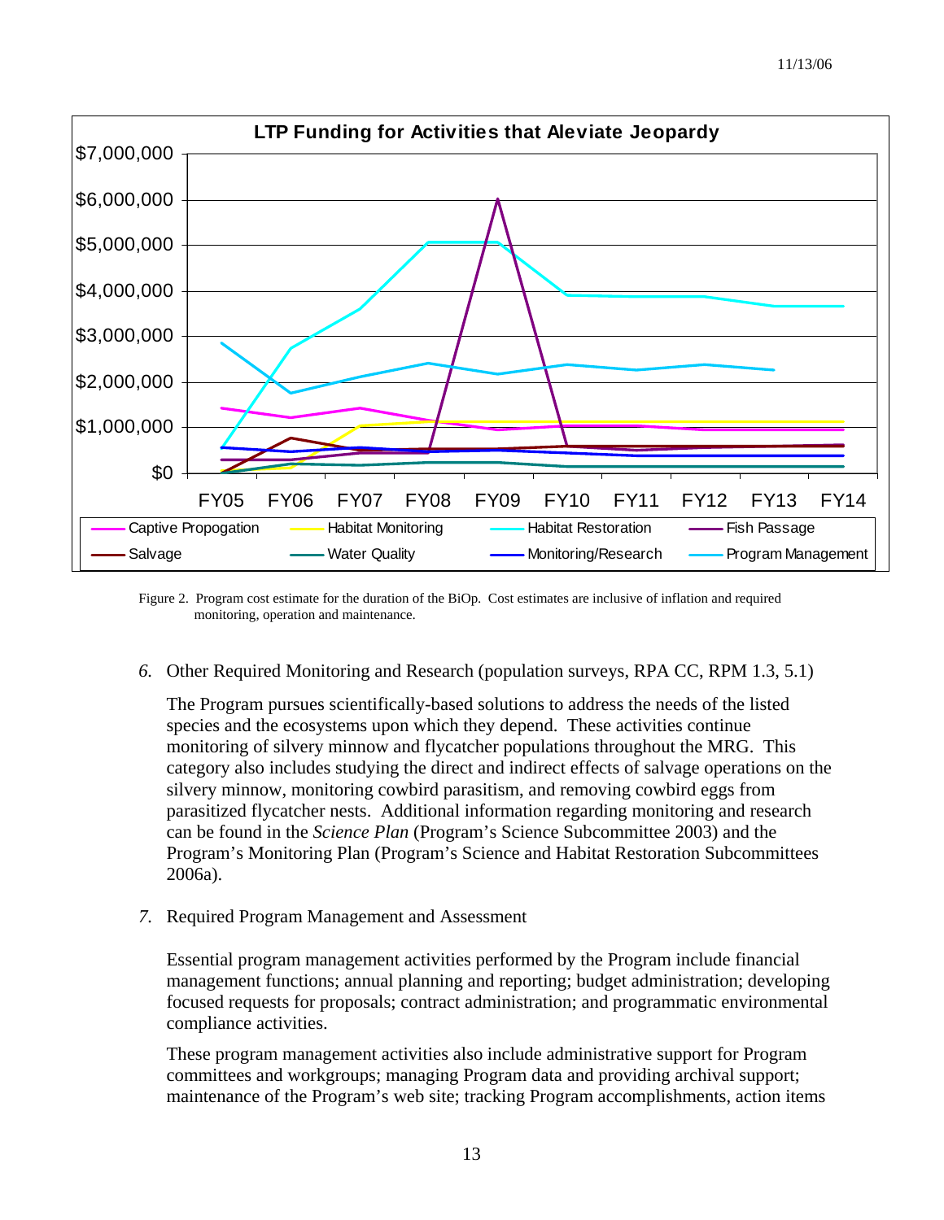Figure 2. Program cost estimate for the duration of the BiOp. Cost estimates are inclusive of inflation and required monitoring, operation and maintenance.

*6.* Other Required Monitoring and Research (population surveys, RPA CC, RPM 1.3, 5.1)

The Program pursues scientifically-based solutions to address the needs of the listed species and the ecosystems upon which they depend. These activities continue monitoring of silvery minnow and flycatcher populations throughout the MRG. This category also includes studying the direct and indirect effects of salvage operations on the silvery minnow, monitoring cowbird parasitism, and removing cowbird eggs from parasitized flycatcher nests. Additional information regarding monitoring and research can be found in the *Science Plan* (Program's Science Subcommittee 2003) and the Program's Monitoring Plan (Program's Science and Habitat Restoration Subcommittees 2006a).

*7.* Required Program Management and Assessment

Essential program management activities performed by the Program include financial management functions; annual planning and reporting; budget administration; developing focused requests for proposals; contract administration; and programmatic environmental compliance activities.

These program management activities also include administrative support for Program committees and workgroups; managing Program data and providing archival support; maintenance of the Program's web site; tracking Program accomplishments, action items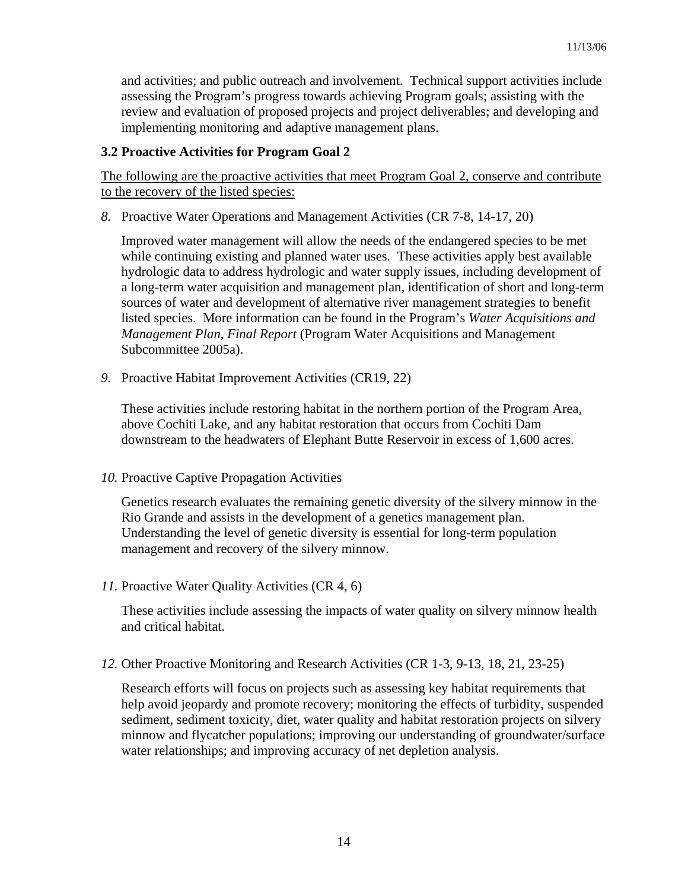and activities; and public outreach and involvement. Technical support activities include assessing the Program's progress towards achieving Program goals; assisting with the review and evaluation of proposed projects and project deliverables; and developing and implementing monitoring and adaptive management plans.

### 3.2 Proactive Activities for Program Goal 2

<u>The following are the proactive activities that meet Program Goal 2, conserve and contribute to the recovery of the listed species:</u>

*8.* Proactive Water Operations and Management Activities (CR 7-8, 14-17, 20)

Improved water management will allow the needs of the endangered species to be met while continuing existing and planned water uses. These activities apply best available hydrologic data to address hydrologic and water supply issues, including development of a long-term water acquisition and management plan, identification of short and long-term sources of water and development of alternative river management strategies to benefit listed species. More information can be found in the Program's *Water Acquisitions and Management Plan, Final Report* (Program Water Acquisitions and Management Subcommittee 2005a).

*9.* Proactive Habitat Improvement Activities (CR19, 22)

These activities include restoring habitat in the northern portion of the Program Area, above Cochiti Lake, and any habitat restoration that occurs from Cochiti Dam downstream to the headwaters of Elephant Butte Reservoir in excess of 1,600 acres.

*10.* Proactive Captive Propagation Activities

Genetics research evaluates the remaining genetic diversity of the silvery minnow in the Rio Grande and assists in the development of a genetics management plan. Understanding the level of genetic diversity is essential for long-term population management and recovery of the silvery minnow.

*11.* Proactive Water Quality Activities (CR 4, 6)

These activities include assessing the impacts of water quality on silvery minnow health and critical habitat.

*12.* Other Proactive Monitoring and Research Activities (CR 1-3, 9-13, 18, 21, 23-25)

Research efforts will focus on projects such as assessing key habitat requirements that help avoid jeopardy and promote recovery; monitoring the effects of turbidity, suspended sediment, sediment toxicity, diet, water quality and habitat restoration projects on silvery minnow and flycatcher populations; improving our understanding of groundwater/surface water relationships; and improving accuracy of net depletion analysis.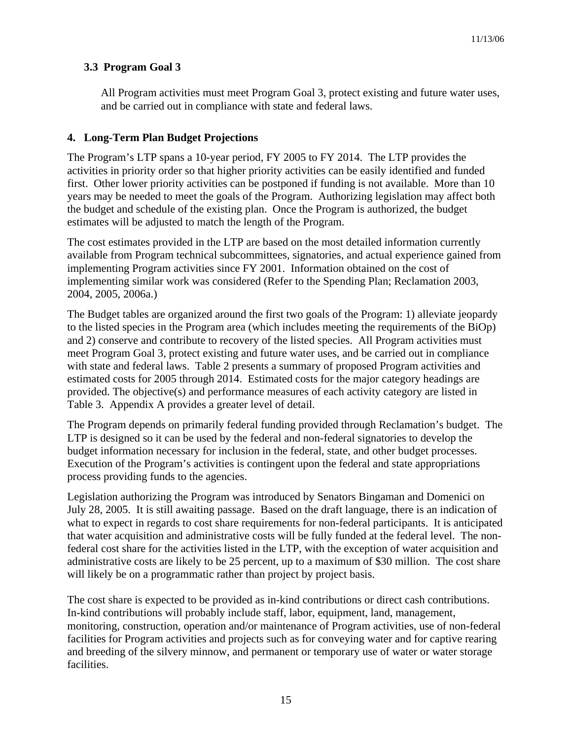### 3.3 Program Goal 3

All Program activities must meet Program Goal 3, protect existing and future water uses, and be carried out in compliance with state and federal laws.

## 4. Long-Term Plan Budget Projections

The Program's LTP spans a 10-year period, FY 2005 to FY 2014. The LTP provides the activities in priority order so that higher priority activities can be easily identified and funded first. Other lower priority activities can be postponed if funding is not available. More than 10 years may be needed to meet the goals of the Program. Authorizing legislation may affect both the budget and schedule of the existing plan. Once the Program is authorized, the budget estimates will be adjusted to match the length of the Program.

The cost estimates provided in the LTP are based on the most detailed information currently available from Program technical subcommittees, signatories, and actual experience gained from implementing Program activities since FY 2001. Information obtained on the cost of implementing similar work was considered (Refer to the Spending Plan; Reclamation 2003, 2004, 2005, 2006a.)

The Budget tables are organized around the first two goals of the Program: 1) alleviate jeopardy to the listed species in the Program area (which includes meeting the requirements of the BiOp) and 2) conserve and contribute to recovery of the listed species. All Program activities must meet Program Goal 3, protect existing and future water uses, and be carried out in compliance with state and federal laws. Table 2 presents a summary of proposed Program activities and estimated costs for 2005 through 2014. Estimated costs for the major category headings are provided. The objective(s) and performance measures of each activity category are listed in Table 3. Appendix A provides a greater level of detail.

The Program depends on primarily federal funding provided through Reclamation's budget. The LTP is designed so it can be used by the federal and non-federal signatories to develop the budget information necessary for inclusion in the federal, state, and other budget processes. Execution of the Program's activities is contingent upon the federal and state appropriations process providing funds to the agencies.

Legislation authorizing the Program was introduced by Senators Bingaman and Domenici on July 28, 2005. It is still awaiting passage. Based on the draft language, there is an indication of what to expect in regards to cost share requirements for non-federal participants. It is anticipated that water acquisition and administrative costs will be fully funded at the federal level. The non-federal cost share for the activities listed in the LTP, with the exception of water acquisition and administrative costs are likely to be 25 percent, up to a maximum of $30 million. The cost share will likely be on a programmatic rather than project by project basis.

The cost share is expected to be provided as in-kind contributions or direct cash contributions. In-kind contributions will probably include staff, labor, equipment, land, management, monitoring, construction, operation and/or maintenance of Program activities, use of non-federal facilities for Program activities and projects such as for conveying water and for captive rearing and breeding of the silvery minnow, and permanent or temporary use of water or water storage facilities.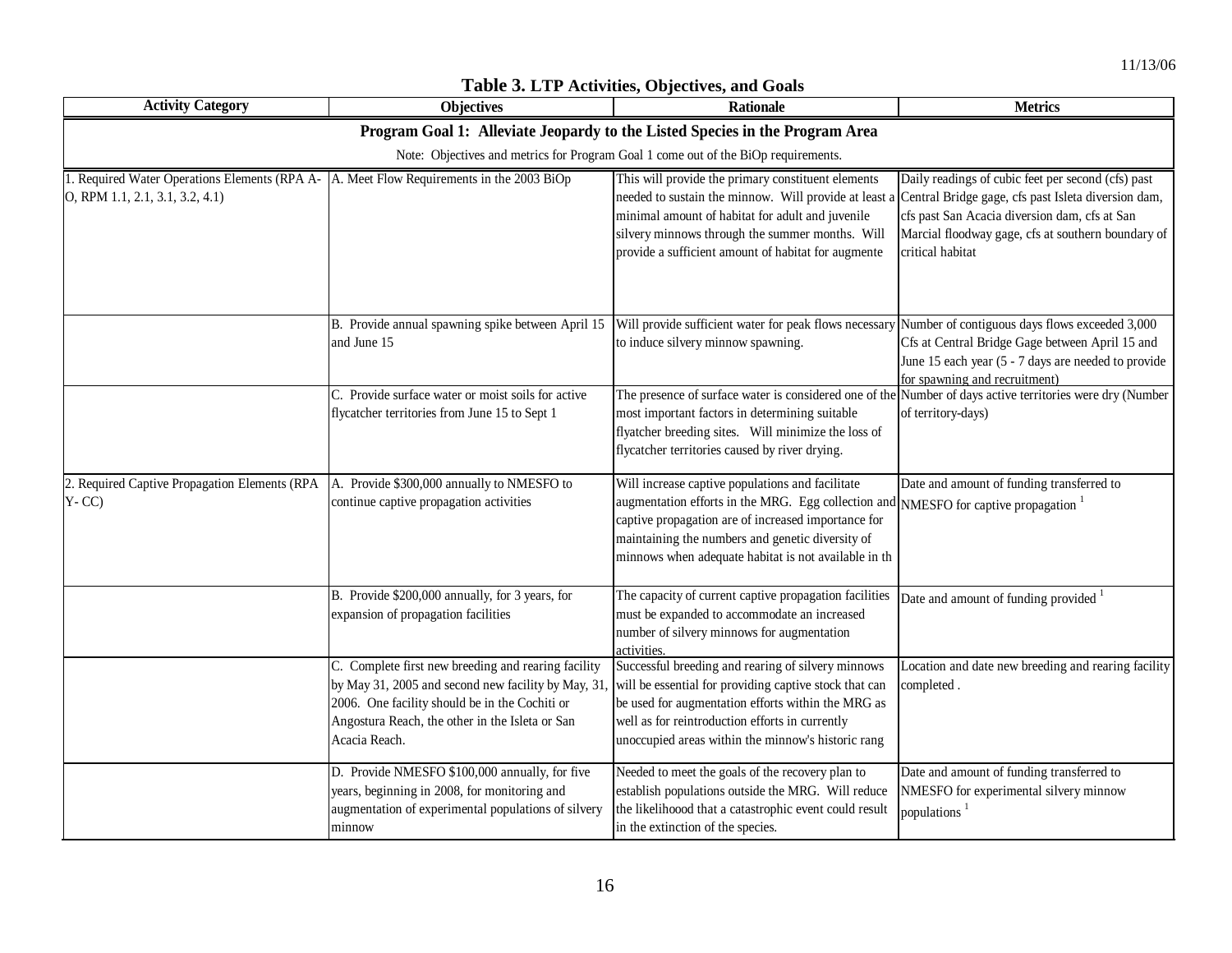**Table 3. LTP Activities, Objectives, and Goals**

| Activity Category | Objectives | Rationale | Metrics |
|---|---|---|---|
| **Program Goal 1: Alleviate Jeopardy to the Listed Species in the Program Area** | | | |
| Note: Objectives and metrics for Program Goal 1 come out of the BiOp requirements. | | | |
| 1. Required Water Operations Elements (RPA A-O, RPM 1.1, 2.1, 3.1, 3.2, 4.1) | A. Meet Flow Requirements in the 2003 BiOp | This will provide the primary constituent elements needed to sustain the minnow. Will provide at least a minimal amount of habitat for adult and juvenile silvery minnows through the summer months. Will provide a sufficient amount of habitat for augmente | Daily readings of cubic feet per second (cfs) past Central Bridge gage, cfs past Isleta diversion dam, cfs past San Acacia diversion dam, cfs at San Marcial floodway gage, cfs at southern boundary of critical habitat |
| | B. Provide annual spawning spike between April 15 and June 15 | Will provide sufficient water for peak flows necessary to induce silvery minnow spawning. | Number of contiguous days flows exceeded 3,000 Cfs at Central Bridge Gage between April 15 and June 15 each year (5 - 7 days are needed to provide for spawning and recruitment) |
| | C. Provide surface water or moist soils for active flycatcher territories from June 15 to Sept 1 | The presence of surface water is considered one of the most important factors in determining suitable flyatcher breeding sites. Will minimize the loss of flycatcher territories caused by river drying. | Number of days active territories were dry (Number of territory-days) |
| 2. Required Captive Propagation Elements (RPA Y- CC) | A. Provide $300,000 annually to NMESFO to continue captive propagation activities | Will increase captive populations and facilitate augmentation efforts in the MRG. Egg collection and captive propagation are of increased importance for maintaining the numbers and genetic diversity of minnows when adequate habitat is not available in th | Date and amount of funding transferred to NMESFO for captive propagation [1] |
| | B. Provide $200,000 annually, for 3 years, for expansion of propagation facilities | The capacity of current captive propagation facilities must be expanded to accommodate an increased number of silvery minnows for augmentation activities. | Date and amount of funding provided [1] |
| | C. Complete first new breeding and rearing facility by May 31, 2005 and second new facility by May, 31, 2006. One facility should be in the Cochiti or Angostura Reach, the other in the Isleta or San Acacia Reach. | Successful breeding and rearing of silvery minnows will be essential for providing captive stock that can be used for augmentation efforts within the MRG as well as for reintroduction efforts in currently unoccupied areas within the minnow's historic rang | Location and date new breeding and rearing facility completed . |
| | D. Provide NMESFO $100,000 annually, for five years, beginning in 2008, for monitoring and augmentation of experimental populations of silvery minnow | Needed to meet the goals of the recovery plan to establish populations outside the MRG. Will reduce the likelihoood that a catastrophic event could result in the extinction of the species. | Date and amount of funding transferred to NMESFO for experimental silvery minnow populations [1] |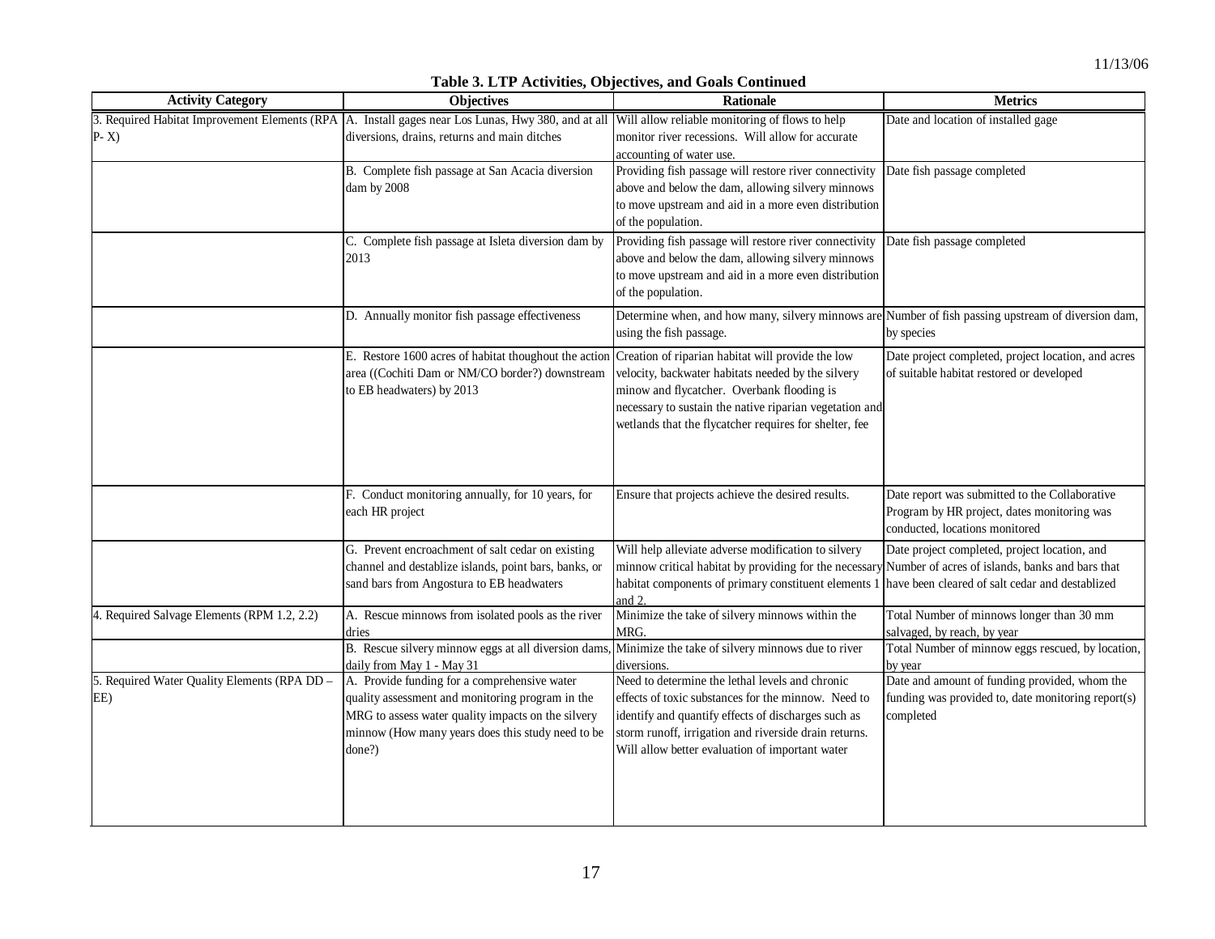11/13/06

**Table 3. LTP Activities, Objectives, and Goals Continued**

| Activity Category | Objectives | Rationale | Metrics |
|---|---|---|---|
| 3. Required Habitat Improvement Elements (RPA P- X) | A. Install gages near Los Lunas, Hwy 380, and at all diversions, drains, returns and main ditches | Will allow reliable monitoring of flows to help monitor river recessions. Will allow for accurate accounting of water use. | Date and location of installed gage |
| | B. Complete fish passage at San Acacia diversion dam by 2008 | Providing fish passage will restore river connectivity above and below the dam, allowing silvery minnows to move upstream and aid in a more even distribution of the population. | Date fish passage completed |
| | C. Complete fish passage at Isleta diversion dam by 2013 | Providing fish passage will restore river connectivity above and below the dam, allowing silvery minnows to move upstream and aid in a more even distribution of the population. | Date fish passage completed |
| | D. Annually monitor fish passage effectiveness | Determine when, and how many, silvery minnows are using the fish passage. | Number of fish passing upstream of diversion dam, by species |
| | E. Restore 1600 acres of habitat thoughout the action area ((Cochiti Dam or NM/CO border?) downstream to EB headwaters) by 2013 | Creation of riparian habitat will provide the low velocity, backwater habitats needed by the silvery minow and flycatcher. Overbank flooding is necessary to sustain the native riparian vegetation and wetlands that the flycatcher requires for shelter, fee | Date project completed, project location, and acres of suitable habitat restored or developed |
| | F. Conduct monitoring annually, for 10 years, for each HR project | Ensure that projects achieve the desired results. | Date report was submitted to the Collaborative Program by HR project, dates monitoring was conducted, locations monitored |
| | G. Prevent encroachment of salt cedar on existing channel and destablize islands, point bars, banks, or sand bars from Angostura to EB headwaters | Will help alleviate adverse modification to silvery minnow critical habitat by providing for the necessary habitat components of primary constituent elements 1 and 2. | Date project completed, project location, and Number of acres of islands, banks and bars that have been cleared of salt cedar and destablized |
| 4. Required Salvage Elements (RPM 1.2, 2.2) | A. Rescue minnows from isolated pools as the river dries | Minimize the take of silvery minnows within the MRG. | Total Number of minnows longer than 30 mm salvaged, by reach, by year |
| | B. Rescue silvery minnow eggs at all diversion dams, daily from May 1 - May 31 | Minimize the take of silvery minnows due to river diversions. | Total Number of minnow eggs rescued, by location, by year |
| 5. Required Water Quality Elements (RPA DD – EE) | A. Provide funding for a comprehensive water quality assessment and monitoring program in the MRG to assess water quality impacts on the silvery minnow (How many years does this study need to be done?) | Need to determine the lethal levels and chronic effects of toxic substances for the minnow. Need to identify and quantify effects of discharges such as storm runoff, irrigation and riverside drain returns. Will allow better evaluation of important water | Date and amount of funding provided, whom the funding was provided to, date monitoring report(s) completed |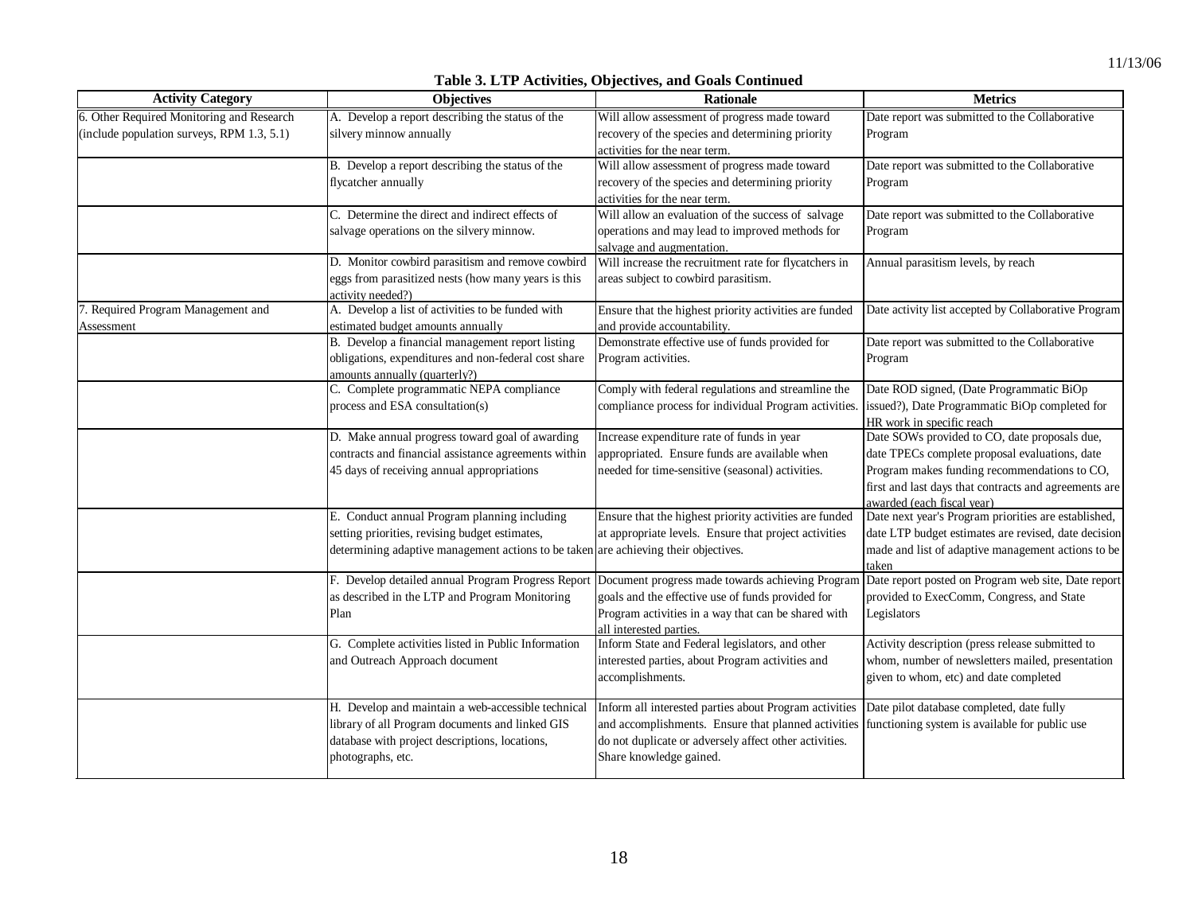**Table 3. LTP Activities, Objectives, and Goals Continued**

| Activity Category | Objectives | Rationale | Metrics |
|---|---|---|---|
| 6. Other Required Monitoring and Research (include population surveys, RPM 1.3, 5.1) | A. Develop a report describing the status of the silvery minnow annually | Will allow assessment of progress made toward recovery of the species and determining priority activities for the near term. | Date report was submitted to the Collaborative Program |
| | B. Develop a report describing the status of the flycatcher annually | Will allow assessment of progress made toward recovery of the species and determining priority activities for the near term. | Date report was submitted to the Collaborative Program |
| | C. Determine the direct and indirect effects of salvage operations on the silvery minnow. | Will allow an evaluation of the success of salvage operations and may lead to improved methods for salvage and augmentation. | Date report was submitted to the Collaborative Program |
| | D. Monitor cowbird parasitism and remove cowbird eggs from parasitized nests (how many years is this activity needed?) | Will increase the recruitment rate for flycatchers in areas subject to cowbird parasitism. | Annual parasitism levels, by reach |
| 7. Required Program Management and Assessment | A. Develop a list of activities to be funded with estimated budget amounts annually | Ensure that the highest priority activities are funded and provide accountability. | Date activity list accepted by Collaborative Program |
| | B. Develop a financial management report listing obligations, expenditures and non-federal cost share amounts annually (quarterly?) | Demonstrate effective use of funds provided for Program activities. | Date report was submitted to the Collaborative Program |
| | C. Complete programmatic NEPA compliance process and ESA consultation(s) | Comply with federal regulations and streamline the compliance process for individual Program activities. | Date ROD signed, (Date Programmatic BiOp issued?), Date Programmatic BiOp completed for HR work in specific reach |
| | D. Make annual progress toward goal of awarding contracts and financial assistance agreements within 45 days of receiving annual appropriations | Increase expenditure rate of funds in year appropriated. Ensure funds are available when needed for time-sensitive (seasonal) activities. | Date SOWs provided to CO, date proposals due, date TPECs complete proposal evaluations, date Program makes funding recommendations to CO, first and last days that contracts and agreements are awarded (each fiscal year) |
| | E. Conduct annual Program planning including setting priorities, revising budget estimates, determining adaptive management actions to be taken | Ensure that the highest priority activities are funded at appropriate levels. Ensure that project activities are achieving their objectives. | Date next year's Program priorities are established, date LTP budget estimates are revised, date decision made and list of adaptive management actions to be taken |
| | F. Develop detailed annual Program Progress Report as described in the LTP and Program Monitoring Plan | Document progress made towards achieving Program goals and the effective use of funds provided for Program activities in a way that can be shared with all interested parties. | Date report posted on Program web site, Date report provided to ExecComm, Congress, and State Legislators |
| | G. Complete activities listed in Public Information and Outreach Approach document | Inform State and Federal legislators, and other interested parties, about Program activities and accomplishments. | Activity description (press release submitted to whom, number of newsletters mailed, presentation given to whom, etc) and date completed |
| | H. Develop and maintain a web-accessible technical library of all Program documents and linked GIS database with project descriptions, locations, photographs, etc. | Inform all interested parties about Program activities and accomplishments. Ensure that planned activities do not duplicate or adversely affect other activities. Share knowledge gained. | Date pilot database completed, date fully functioning system is available for public use |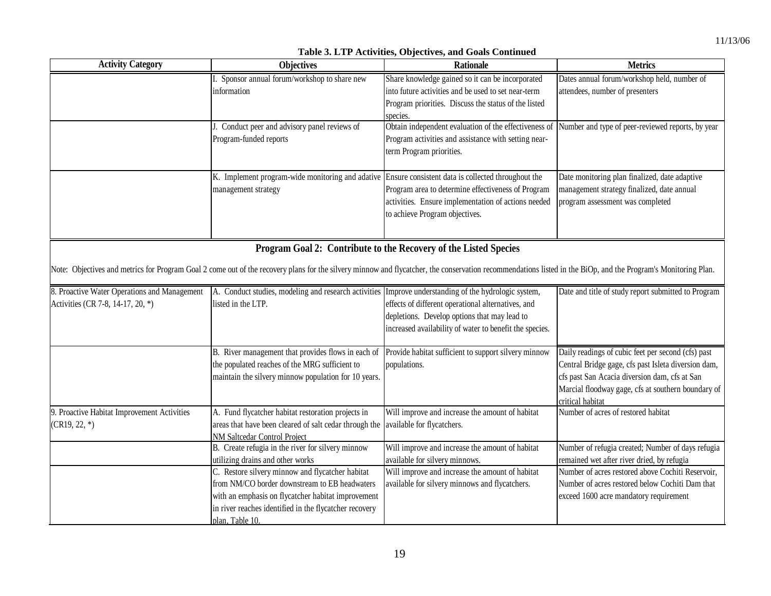**Table 3. LTP Activities, Objectives, and Goals Continued**

| Activity Category | Objectives | Rationale | Metrics |
|---|---|---|---|
| | I. Sponsor annual forum/workshop to share new information | Share knowledge gained so it can be incorporated into future activities and be used to set near-term Program priorities. Discuss the status of the listed species. | Dates annual forum/workshop held, number of attendees, number of presenters |
| | J. Conduct peer and advisory panel reviews of Program-funded reports | Obtain independent evaluation of the effectiveness of Program activities and assistance with setting near-term Program priorities. | Number and type of peer-reviewed reports, by year |
| | K. Implement program-wide monitoring and adative management strategy | Ensure consistent data is collected throughout the Program area to determine effectiveness of Program activities. Ensure implementation of actions needed to achieve Program objectives. | Date monitoring plan finalized, date adaptive management strategy finalized, date annual program assessment was completed |
| **Program Goal 2: Contribute to the Recovery of the Listed Species** | | | |
| Note: Objectives and metrics for Program Goal 2 come out of the recovery plans for the silvery minnow and flycatcher, the conservation recommendations listed in the BiOp, and the Program's Monitoring Plan. | | | |
| 8. Proactive Water Operations and Management Activities (CR 7-8, 14-17, 20, *) | A. Conduct studies, modeling and research activities listed in the LTP. | Improve understanding of the hydrologic system, effects of different operational alternatives, and depletions. Develop options that may lead to increased availability of water to benefit the species. | Date and title of study report submitted to Program |
| | B. River management that provides flows in each of the populated reaches of the MRG sufficient to maintain the silvery minnow population for 10 years. | Provide habitat sufficient to support silvery minnow populations. | Daily readings of cubic feet per second (cfs) past Central Bridge gage, cfs past Isleta diversion dam, cfs past San Acacia diversion dam, cfs at San Marcial floodway gage, cfs at southern boundary of critical habitat |
| 9. Proactive Habitat Improvement Activities (CR19, 22, *) | A. Fund flycatcher habitat restoration projects in areas that have been cleared of salt cedar through the NM Saltcedar Control Project | Will improve and increase the amount of habitat available for flycatchers. | Number of acres of restored habitat |
| | B. Create refugia in the river for silvery minnow utilizing drains and other works | Will improve and increase the amount of habitat available for silvery minnows. | Number of refugia created; Number of days refugia remained wet after river dried, by refugia |
| | C. Restore silvery minnow and flycatcher habitat from NM/CO border downstream to EB headwaters with an emphasis on flycatcher habitat improvement in river reaches identified in the flycatcher recovery plan, Table 10. | Will improve and increase the amount of habitat available for silvery minnows and flycatchers. | Number of acres restored above Cochiti Reservoir, Number of acres restored below Cochiti Dam that exceed 1600 acre mandatory requirement |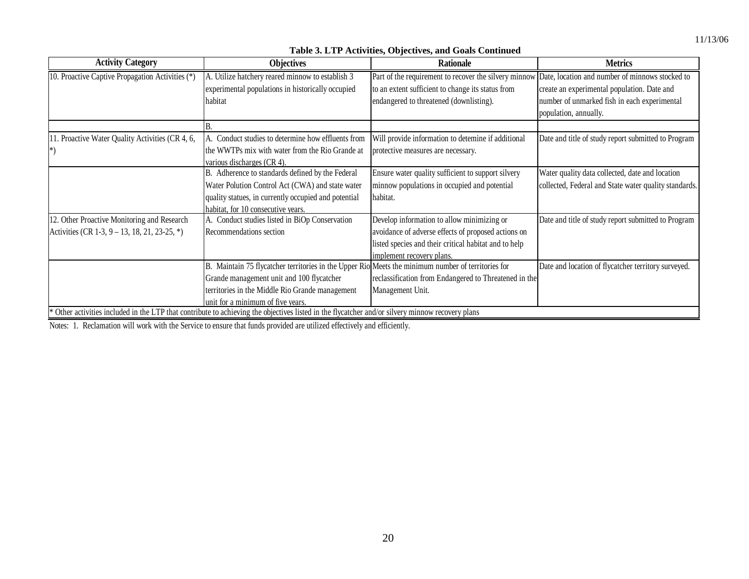**Table 3. LTP Activities, Objectives, and Goals Continued**

| Activity Category | Objectives | Rationale | Metrics |
|---|---|---|---|
| 10. Proactive Captive Propagation Activities (*) | A. Utilize hatchery reared minnow to establish 3 experimental populations in historically occupied habitat | Part of the requirement to recover the silvery minnow to an extent sufficient to change its status from endangered to threatened (downlisting). | Date, location and number of minnows stocked to create an experimental population. Date and number of unmarked fish in each experimental population, annually. |
| | B. | | |
| 11. Proactive Water Quality Activities (CR 4, 6, *) | A. Conduct studies to determine how effluents from the WWTPs mix with water from the Rio Grande at various discharges (CR 4). | Will provide information to detemine if additional protective measures are necessary. | Date and title of study report submitted to Program |
| | B. Adherence to standards defined by the Federal Water Polution Control Act (CWA) and state water quality statues, in currently occupied and potential habitat, for 10 consecutive years. | Ensure water quality sufficient to support silvery minnow populations in occupied and potential habitat. | Water quality data collected, date and location collected, Federal and State water quality standards. |
| 12. Other Proactive Monitoring and Research Activities (CR 1-3, 9 – 13, 18, 21, 23-25, *) | A. Conduct studies listed in BiOp Conservation Recommendations section | Develop information to allow minimizing or avoidance of adverse effects of proposed actions on listed species and their critical habitat and to help implement recovery plans. | Date and title of study report submitted to Program |
| | B. Maintain 75 flycatcher territories in the Upper Rio Grande management unit and 100 flycatcher territories in the Middle Rio Grande management unit for a minimum of five years. | Meets the minimum number of territories for reclassification from Endangered to Threatened in the Management Unit. | Date and location of flycatcher territory surveyed. |
| * Other activities included in the LTP that contribute to achieving the objectives listed in the flycatcher and/or silvery minnow recovery plans | | | |

Notes: 1. Reclamation will work with the Service to ensure that funds provided are utilized effectively and efficiently.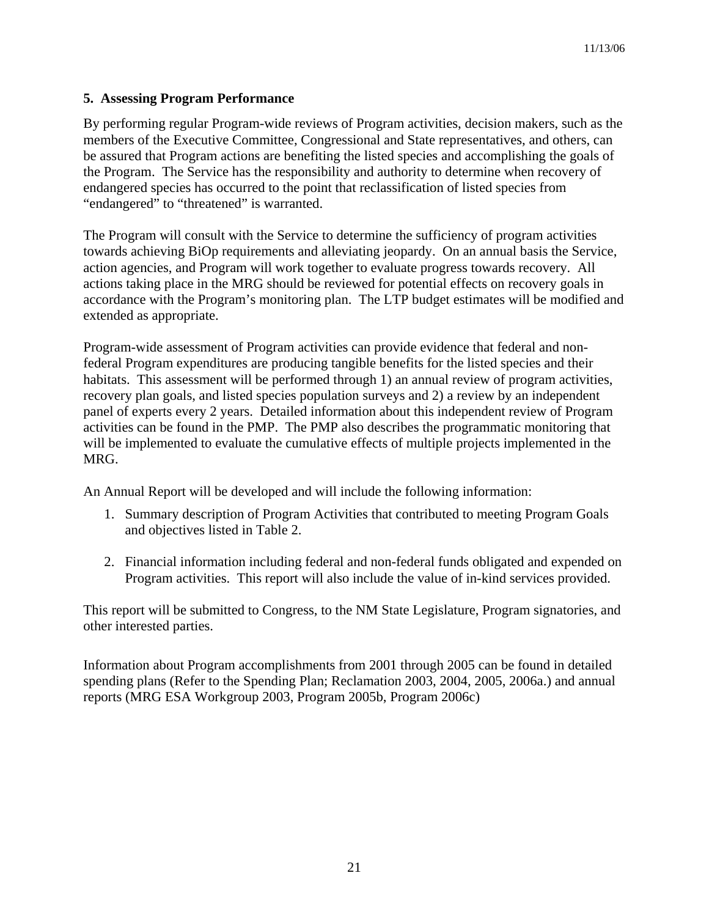## 5. Assessing Program Performance

By performing regular Program-wide reviews of Program activities, decision makers, such as the members of the Executive Committee, Congressional and State representatives, and others, can be assured that Program actions are benefiting the listed species and accomplishing the goals of the Program. The Service has the responsibility and authority to determine when recovery of endangered species has occurred to the point that reclassification of listed species from "endangered" to "threatened" is warranted.

The Program will consult with the Service to determine the sufficiency of program activities towards achieving BiOp requirements and alleviating jeopardy. On an annual basis the Service, action agencies, and Program will work together to evaluate progress towards recovery. All actions taking place in the MRG should be reviewed for potential effects on recovery goals in accordance with the Program's monitoring plan. The LTP budget estimates will be modified and extended as appropriate.

Program-wide assessment of Program activities can provide evidence that federal and non-federal Program expenditures are producing tangible benefits for the listed species and their habitats. This assessment will be performed through 1) an annual review of program activities, recovery plan goals, and listed species population surveys and 2) a review by an independent panel of experts every 2 years. Detailed information about this independent review of Program activities can be found in the PMP. The PMP also describes the programmatic monitoring that will be implemented to evaluate the cumulative effects of multiple projects implemented in the MRG.

An Annual Report will be developed and will include the following information:

1. Summary description of Program Activities that contributed to meeting Program Goals and objectives listed in Table 2.

2. Financial information including federal and non-federal funds obligated and expended on Program activities. This report will also include the value of in-kind services provided.

This report will be submitted to Congress, to the NM State Legislature, Program signatories, and other interested parties.

Information about Program accomplishments from 2001 through 2005 can be found in detailed spending plans (Refer to the Spending Plan; Reclamation 2003, 2004, 2005, 2006a.) and annual reports (MRG ESA Workgroup 2003, Program 2005b, Program 2006c)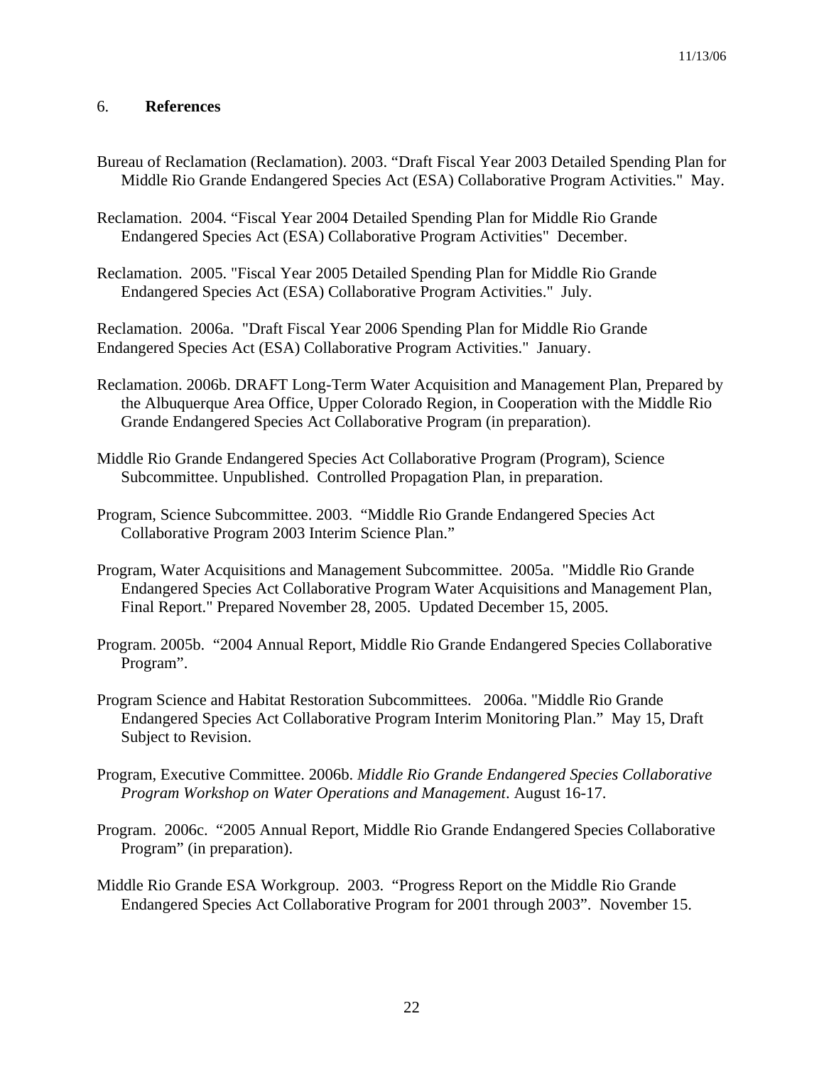## 6. **References**

Bureau of Reclamation (Reclamation). 2003. “Draft Fiscal Year 2003 Detailed Spending Plan for Middle Rio Grande Endangered Species Act (ESA) Collaborative Program Activities." May.

Reclamation. 2004. “Fiscal Year 2004 Detailed Spending Plan for Middle Rio Grande Endangered Species Act (ESA) Collaborative Program Activities" December.

Reclamation. 2005. "Fiscal Year 2005 Detailed Spending Plan for Middle Rio Grande Endangered Species Act (ESA) Collaborative Program Activities." July.

Reclamation. 2006a. "Draft Fiscal Year 2006 Spending Plan for Middle Rio Grande Endangered Species Act (ESA) Collaborative Program Activities." January.

Reclamation. 2006b. DRAFT Long-Term Water Acquisition and Management Plan, Prepared by the Albuquerque Area Office, Upper Colorado Region, in Cooperation with the Middle Rio Grande Endangered Species Act Collaborative Program (in preparation).

Middle Rio Grande Endangered Species Act Collaborative Program (Program), Science Subcommittee. Unpublished. Controlled Propagation Plan, in preparation.

Program, Science Subcommittee. 2003. “Middle Rio Grande Endangered Species Act Collaborative Program 2003 Interim Science Plan.”

Program, Water Acquisitions and Management Subcommittee. 2005a. "Middle Rio Grande Endangered Species Act Collaborative Program Water Acquisitions and Management Plan, Final Report." Prepared November 28, 2005. Updated December 15, 2005.

Program. 2005b. “2004 Annual Report, Middle Rio Grande Endangered Species Collaborative Program”.

Program Science and Habitat Restoration Subcommittees. 2006a. "Middle Rio Grande Endangered Species Act Collaborative Program Interim Monitoring Plan.” May 15, Draft Subject to Revision.

Program, Executive Committee. 2006b. *Middle Rio Grande Endangered Species Collaborative Program Workshop on Water Operations and Management*. August 16-17.

Program. 2006c. “2005 Annual Report, Middle Rio Grande Endangered Species Collaborative Program” (in preparation).

Middle Rio Grande ESA Workgroup. 2003. “Progress Report on the Middle Rio Grande Endangered Species Act Collaborative Program for 2001 through 2003”. November 15.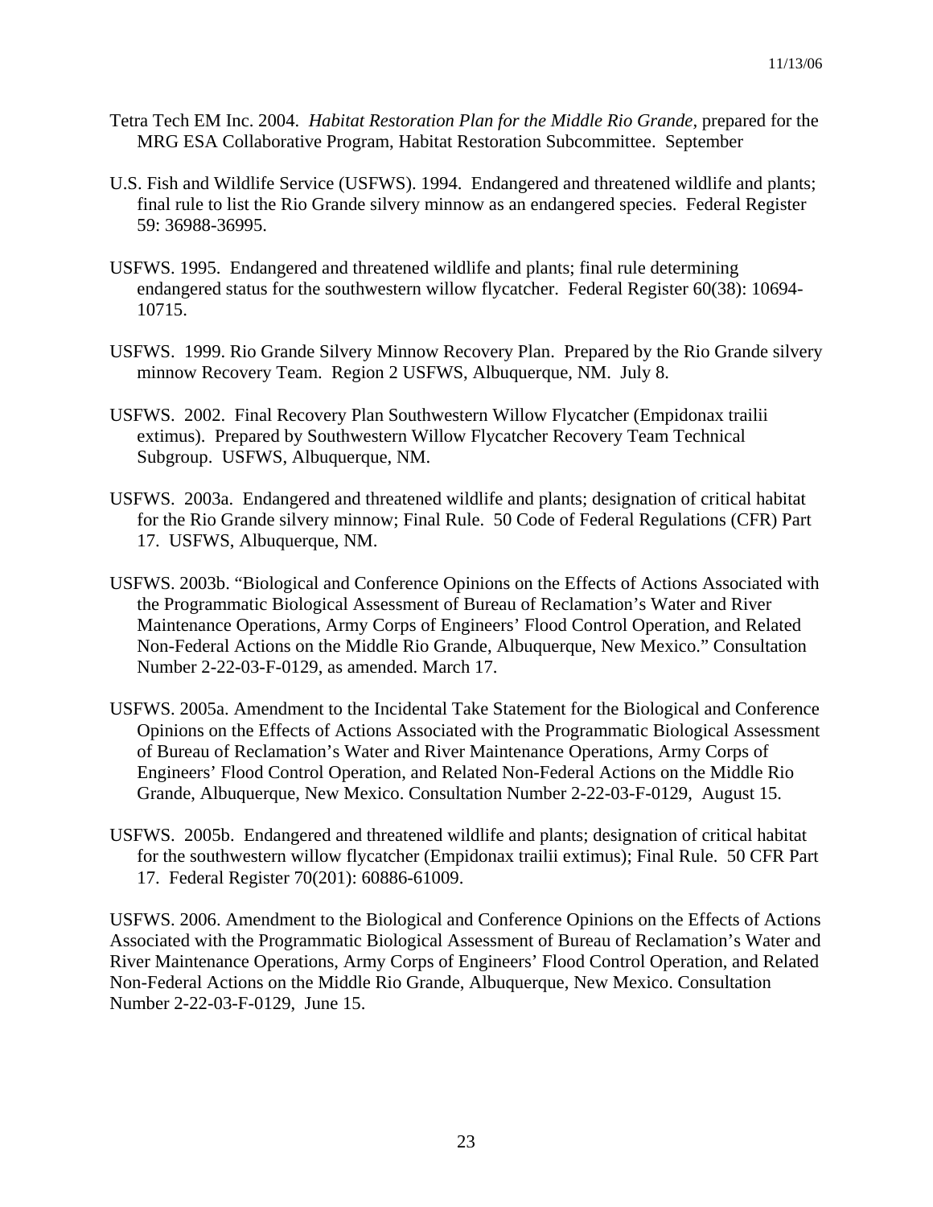Tetra Tech EM Inc. 2004. *Habitat Restoration Plan for the Middle Rio Grande*, prepared for the MRG ESA Collaborative Program, Habitat Restoration Subcommittee. September

U.S. Fish and Wildlife Service (USFWS). 1994. Endangered and threatened wildlife and plants; final rule to list the Rio Grande silvery minnow as an endangered species. Federal Register 59: 36988-36995.

USFWS. 1995. Endangered and threatened wildlife and plants; final rule determining endangered status for the southwestern willow flycatcher. Federal Register 60(38): 10694-10715.

USFWS. 1999. Rio Grande Silvery Minnow Recovery Plan. Prepared by the Rio Grande silvery minnow Recovery Team. Region 2 USFWS, Albuquerque, NM. July 8.

USFWS. 2002. Final Recovery Plan Southwestern Willow Flycatcher (Empidonax trailii extimus). Prepared by Southwestern Willow Flycatcher Recovery Team Technical Subgroup. USFWS, Albuquerque, NM.

USFWS. 2003a. Endangered and threatened wildlife and plants; designation of critical habitat for the Rio Grande silvery minnow; Final Rule. 50 Code of Federal Regulations (CFR) Part 17. USFWS, Albuquerque, NM.

USFWS. 2003b. "Biological and Conference Opinions on the Effects of Actions Associated with the Programmatic Biological Assessment of Bureau of Reclamation's Water and River Maintenance Operations, Army Corps of Engineers' Flood Control Operation, and Related Non-Federal Actions on the Middle Rio Grande, Albuquerque, New Mexico." Consultation Number 2-22-03-F-0129, as amended. March 17.

USFWS. 2005a. Amendment to the Incidental Take Statement for the Biological and Conference Opinions on the Effects of Actions Associated with the Programmatic Biological Assessment of Bureau of Reclamation's Water and River Maintenance Operations, Army Corps of Engineers' Flood Control Operation, and Related Non-Federal Actions on the Middle Rio Grande, Albuquerque, New Mexico. Consultation Number 2-22-03-F-0129, August 15.

USFWS. 2005b. Endangered and threatened wildlife and plants; designation of critical habitat for the southwestern willow flycatcher (Empidonax trailii extimus); Final Rule. 50 CFR Part 17. Federal Register 70(201): 60886-61009.

USFWS. 2006. Amendment to the Biological and Conference Opinions on the Effects of Actions Associated with the Programmatic Biological Assessment of Bureau of Reclamation's Water and River Maintenance Operations, Army Corps of Engineers' Flood Control Operation, and Related Non-Federal Actions on the Middle Rio Grande, Albuquerque, New Mexico. Consultation Number 2-22-03-F-0129, June 15.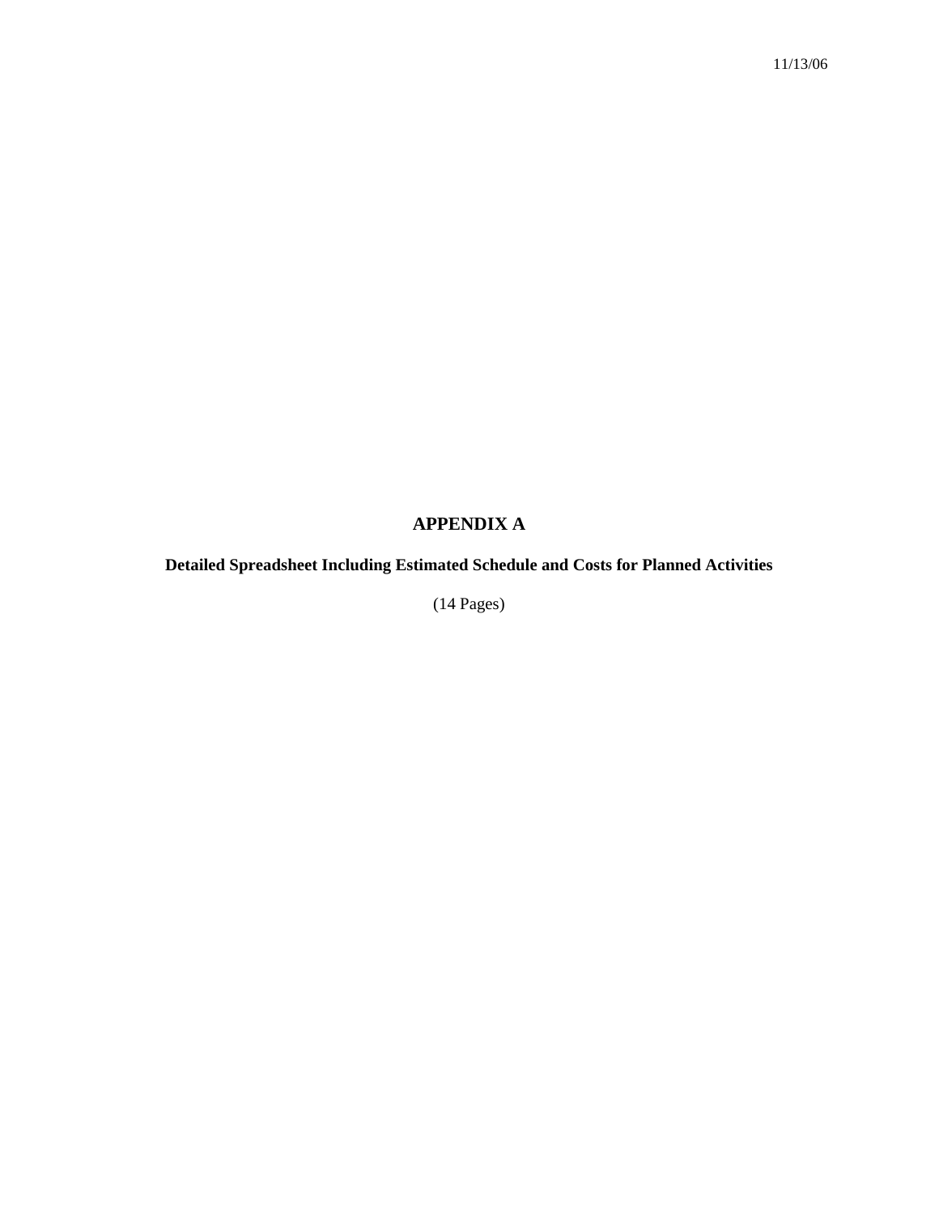11/13/06

# APPENDIX A

**Detailed Spreadsheet Including Estimated Schedule and Costs for Planned Activities**

(14 Pages)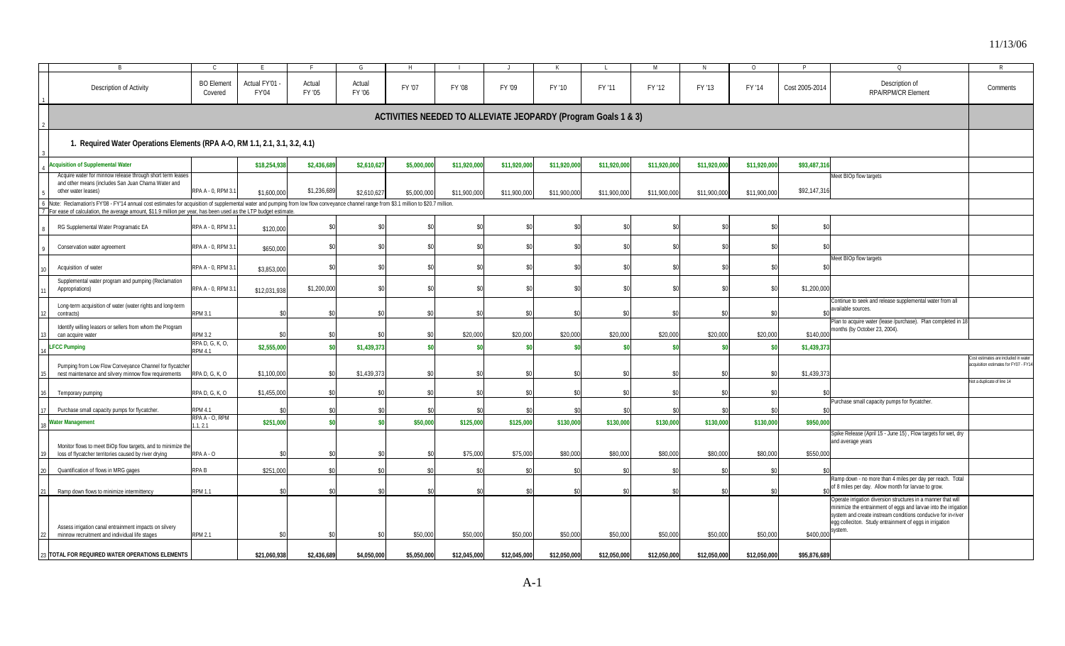11/13/06

| | B | C | E | F | G | H | I | J | K | L | M | N | O | P | Q | R |
|---|---|---|---|---|---|---|---|---|---|---|---|---|---|---|---|---|
| 1 | Description of Activity | BO Element Covered | Actual FY'01 - FY'04 | Actual FY '05 | Actual FY '06 | FY '07 | FY '08 | FY '09 | FY '10 | FY '11 | FY '12 | FY '13 | FY '14 | Cost 2005-2014 | Description of RPA/RPM/CR Element | Comments |
| 2 | **ACTIVITIES NEEDED TO ALLEVIATE JEOPARDY (Program Goals 1 & 3)** | | | | | | | | | | | | | | | |
| 3 | **1. Required Water Operations Elements (RPA A-O, RM 1.1, 2.1, 3.1, 3.2, 4.1)** | | | | | | | | | | | | | | | |
| 4 | **Acquisition of Supplemental Water** | | $18,254,938 | $2,436,689 | $2,610,627 | $5,000,000 | $11,920,000 | $11,920,000 | $11,920,000 | $11,920,000 | $11,920,000 | $11,920,000 | $11,920,000 | $93,487,316 | | |
| 5 | Acquire water for minnow release through short term leases and other means (includes San Juan Chama Water and other water leases) | RPA A - 0, RPM 3.1 | $1,600,000 | $1,236,689 | $2,610,627 | $5,000,000 | $11,900,000 | $11,900,000 | $11,900,000 | $11,900,000 | $11,900,000 | $11,900,000 | $11,900,000 | $92,147,316 | Meet BIOp flow targets | |
| 6 | Note: Reclamation's FY'08 - FY'14 annual cost estimates for acquisition of supplemental water and pumping from low flow conveyance channel range from $3.1 million to $20.7 million. | | | | | | | | | | | | | | | |
| 7 | For ease of calculation, the average amount, $11.9 million per year, has been used as the LTP budget estimate. | | | | | | | | | | | | | | | |
| 8 | RG Supplemental Water Programatic EA | RPA A - 0, RPM 3.1 | $120,000 | $0 | $0 | $0 | $0 | $0 | $0 | $0 | $0 | $0 | $0 | $0 | | |
| 9 | Conservation water agreement | RPA A - 0, RPM 3.1 | $650,000 | $0 | $0 | $0 | $0 | $0 | $0 | $0 | $0 | $0 | $0 | $0 | | |
| 10 | Acquisition of water | RPA A - 0, RPM 3.1 | $3,853,000 | $0 | $0 | $0 | $0 | $0 | $0 | $0 | $0 | $0 | $0 | $0 | Meet BIOp flow targets | |
| 11 | Supplemental water program and pumping (Reclamation Appropriations) | RPA A - 0, RPM 3.1 | $12,031,938 | $1,200,000 | $0 | $0 | $0 | $0 | $0 | $0 | $0 | $0 | $0 | $1,200,000 | | |
| 12 | Long-term acquisition of water (water rights and long-term contracts) | RPM 3.1 | $0 | $0 | $0 | $0 | $0 | $0 | $0 | $0 | $0 | $0 | $0 | $0 | Continue to seek and release supplemental water from all available sources. | |
| 13 | Identify willing leasors or sellers from whom the Program can acquire water | RPM 3.2 | $0 | $0 | $0 | $0 | $20,000 | $20,000 | $20,000 | $20,000 | $20,000 | $20,000 | $20,000 | $140,000 | Plan to acquire water (lease /purchase). Plan completed in 18 months (by October 23, 2004). | |
| 14 | **LFCC Pumping** | RPA D, G, K, O, RPM 4.1 | $2,555,000 | $0 | $1,439,373 | $0 | $0 | $0 | $0 | $0 | $0 | $0 | $0 | $1,439,373 | | |
| 15 | Pumping from Low Flow Conveyance Channel for flycatcher nest maintenance and silvery minnow flow requirements | RPA D, G, K, O | $1,100,000 | $0 | $1,439,373 | $0 | $0 | $0 | $0 | $0 | $0 | $0 | $0 | $1,439,373 | | Cost estimates are included in water acquisition estimates for FY07 - FY14 |
| 16 | Temporary pumping | RPA D, G, K, O | $1,455,000 | $0 | $0 | $0 | $0 | $0 | $0 | $0 | $0 | $0 | $0 | $0 | | Not a duplicate of line 14 |
| 17 | Purchase small capacity pumps for flycatcher. | RPM 4.1 | $0 | $0 | $0 | $0 | $0 | $0 | $0 | $0 | $0 | $0 | $0 | $0 | Purchase small capacity pumps for flycatcher. | |
| 18 | **Water Management** | RPA A - O, RPM 1.1, 2.1 | $251,000 | $0 | $0 | $50,000 | $125,000 | $125,000 | $130,000 | $130,000 | $130,000 | $130,000 | $130,000 | $950,000 | | |
| 19 | Monitor flows to meet BIOp flow targets, and to minimize the loss of flycatcher territories caused by river drying | RPA A - O | $0 | $0 | $0 | $0 | $75,000 | $75,000 | $80,000 | $80,000 | $80,000 | $80,000 | $80,000 | $550,000 | Spike Release (April 15 - June 15), Flow targets for wet, dry and average years | |
| 20 | Quantification of flows in MRG gages | RPA B | $251,000 | $0 | $0 | $0 | $0 | $0 | $0 | $0 | $0 | $0 | $0 | $0 | | |
| 21 | Ramp down flows to minimize intermittency | RPM 1.1 | $0 | $0 | $0 | $0 | $0 | $0 | $0 | $0 | $0 | $0 | $0 | $0 | Ramp down - no more than 4 miles per day per reach. Total of 8 miles per day. Allow month for larvae to grow. | |
| 22 | Assess irrigation canal entrainment impacts on silvery minnow recruitment and individual life stages | RPM 2.1 | $0 | $0 | $0 | $50,000 | $50,000 | $50,000 | $50,000 | $50,000 | $50,000 | $50,000 | $50,000 | $400,000 | Operate irrigation diversion structures in a manner that will minimize the entrainment of eggs and larvae into the irrigation system and create instream conditions conducive for in-river egg colleciton. Study entrainment of eggs in irrigation system. | |
| 23 | **TOTAL FOR REQUIRED WATER OPERATIONS ELEMENTS** | | $21,060,938 | $2,436,689 | $4,050,000 | $5,050,000 | $12,045,000 | $12,045,000 | $12,050,000 | $12,050,000 | $12,050,000 | $12,050,000 | $12,050,000 | $95,876,689 | | |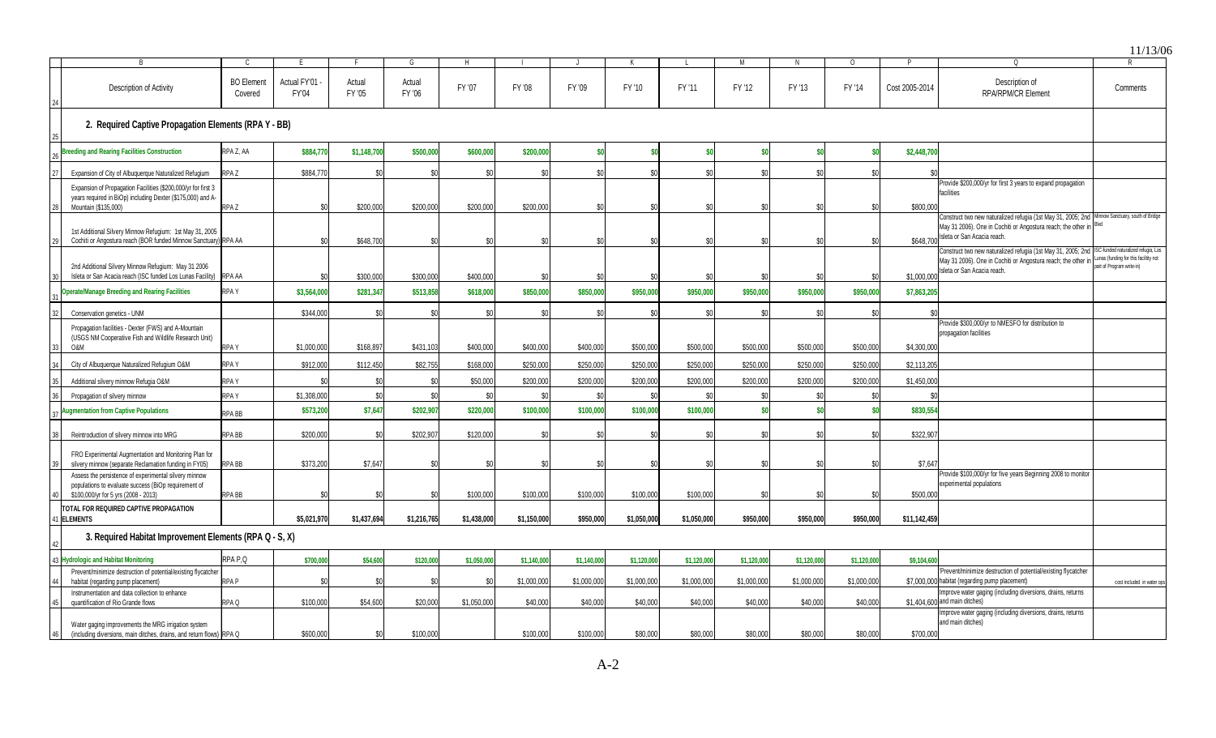| | B | C | E | F | G | H | I | J | K | L | M | N | O | P | Q | R |
|---|---|---|---|---|---|---|---|---|---|---|---|---|---|---|---|---|
| 24 | Description of Activity | BO Element Covered | Actual FY'01 - FY'04 | Actual FY '05 | Actual FY '06 | FY '07 | FY '08 | FY '09 | FY '10 | FY '11 | FY '12 | FY '13 | FY '14 | Cost 2005-2014 | Description of RPA/RPM/CR Element | Comments |
| 25 | **2. Required Captive Propagation Elements (RPA Y - BB)** | | | | | | | | | | | | | | | |
| 26 | **Breeding and Rearing Facilities Construction** | RPA Z, AA | **$884,770** | **$1,148,700** | **$500,000** | **$600,000** | **$200,000** | **$0** | **$0** | **$0** | **$0** | **$0** | **$0** | **$2,448,700** | | |
| 27 | Expansion of City of Albuquerque Naturalized Refugium | RPA Z | $884,770 | $0 | $0 | $0 | $0 | $0 | $0 | $0 | $0 | $0 | $0 | $0 | | |
| 28 | Expansion of Propagation Facilities ($200,000/yr for first 3 years required in BiOp) including Dexter ($175,000) and A-Mountain ($135,000) | RPA Z | $0 | $200,000 | $200,000 | $200,000 | $200,000 | $0 | $0 | $0 | $0 | $0 | $0 | $800,000 | Provide $200,000/yr for first 3 years to expand propagation facilities | |
| 29 | 1st Additional Silvery Minnow Refugium: 1st May 31, 2005 Cochiti or Angostura reach (BOR funded Minnow Sanctuary) | RPA AA | $0 | $648,700 | $0 | $0 | $0 | $0 | $0 | $0 | $0 | $0 | $0 | $648,700 | Construct two new naturalized refugia (1st May 31, 2005; 2nd May 31 2006). One in Cochiti or Angostura reach; the other in Isleta or San Acacia reach. | Minnow Sanctuary, south of Bridge Blvd |
| 30 | 2nd Additional Silvery Minnow Refugium: May 31 2006 Isleta or San Acacia reach (ISC funded Los Lunas Facility) | RPA AA | $0 | $300,000 | $300,000 | $400,000 | $0 | $0 | $0 | $0 | $0 | $0 | $0 | $1,000,000 | Construct two new naturalized refugia (1st May 31, 2005; 2nd May 31 2006). One in Cochiti or Angostura reach; the other in Isleta or San Acacia reach. | ISC-funded naturalized refugia, Los Lunas (funding for this facility not part of Program write-in) |
| 31 | **Operate/Manage Breeding and Rearing Facilities** | RPA Y | **$3,564,000** | **$281,347** | **$513,858** | **$618,000** | **$850,000** | **$850,000** | **$950,000** | **$950,000** | **$950,000** | **$950,000** | **$950,000** | **$7,863,205** | | |
| 32 | Conservation genetics - UNM | | $344,000 | $0 | $0 | $0 | $0 | $0 | $0 | $0 | $0 | $0 | $0 | $0 | | |
| 33 | Propagation facilities - Dexter (FWS) and A-Mountain (USGS NM Cooperative Fish and Wildlife Research Unit) O&M | RPA Y | $1,000,000 | $168,897 | $431,103 | $400,000 | $400,000 | $400,000 | $500,000 | $500,000 | $500,000 | $500,000 | $500,000 | $4,300,000 | Provide $300,000/yr to NMESFO for distribution to propagation facilities | |
| 34 | City of Albuquerque Naturalized Refugium O&M | RPA Y | $912,000 | $112,450 | $82,755 | $168,000 | $250,000 | $250,000 | $250,000 | $250,000 | $250,000 | $250,000 | $250,000 | $2,113,205 | | |
| 35 | Additional silvery minnow Refugia O&M | RPA Y | $0 | $0 | $0 | $50,000 | $200,000 | $200,000 | $200,000 | $200,000 | $200,000 | $200,000 | $200,000 | $1,450,000 | | |
| 36 | Propagation of silvery minnow | RPA Y | $1,308,000 | $0 | $0 | $0 | $0 | $0 | $0 | $0 | $0 | $0 | $0 | $0 | | |
| 37 | **Augmentation from Captive Populations** | RPA BB | **$573,200** | **$7,647** | **$202,907** | **$220,000** | **$100,000** | **$100,000** | **$100,000** | **$100,000** | **$0** | **$0** | **$0** | **$830,554** | | |
| 38 | Reintroduction of silvery minnow into MRG | RPA BB | $200,000 | $0 | $202,907 | $120,000 | $0 | $0 | $0 | $0 | $0 | $0 | $0 | $322,907 | | |
| 39 | FRO Experimental Augmentation and Monitoring Plan for silvery minnow (separate Reclamation funding in FY05) | RPA BB | $373,200 | $7,647 | $0 | $0 | $0 | $0 | $0 | $0 | $0 | $0 | $0 | $7,647 | | |
| 40 | Assess the persistence of experimental silvery minnow populations to evaluate success (BiOp requirement of $100,000/yr for 5 yrs (2008 - 2013) | RPA BB | $0 | $0 | $0 | $100,000 | $100,000 | $100,000 | $100,000 | $100,000 | $0 | $0 | $0 | $500,000 | Provide $100,000/yr for five years Beginning 2008 to monitor experimental populations | |
| 41 | **TOTAL FOR REQUIRED CAPTIVE PROPAGATION ELEMENTS** | | **$5,021,970** | **$1,437,694** | **$1,216,765** | **$1,438,000** | **$1,150,000** | **$950,000** | **$1,050,000** | **$1,050,000** | **$950,000** | **$950,000** | **$950,000** | **$11,142,459** | | |
| 42 | **3. Required Habitat Improvement Elements (RPA Q - S, X)** | | | | | | | | | | | | | | | |
| 43 | **Hydrologic and Habitat Monitoring** | RPA P,Q | **$700,000** | **$54,600** | **$120,000** | **$1,050,000** | **$1,140,000** | **$1,140,000** | **$1,120,000** | **$1,120,000** | **$1,120,000** | **$1,120,000** | **$1,120,000** | **$9,104,600** | | |
| 44 | Prevent/minimize destruction of potential/existing flycatcher habitat (regarding pump placement) | RPA P | $0 | $0 | $0 | $0 | $1,000,000 | $1,000,000 | $1,000,000 | $1,000,000 | $1,000,000 | $1,000,000 | $1,000,000 | $7,000,000 | 'Prevent/minimize destruction of potential/existing flycatcher habitat (regarding pump placement) | cost included in water ops |
| 45 | Instrumentation and data collection to enhance quantification of Rio Grande flows | RPA Q | $100,000 | $54,600 | $20,000 | $1,050,000 | $40,000 | $40,000 | $40,000 | $40,000 | $40,000 | $40,000 | $40,000 | $1,404,600 | Improve water gaging (including diversions, drains, returns and main ditches) | |
| 46 | Water gaging improvements the MRG irrigation system (including diversions, main ditches, drains, and return flows) | RPA Q | $600,000 | $0 | $100,000 | | $100,000 | $100,000 | $80,000 | $80,000 | $80,000 | $80,000 | $80,000 | $700,000 | Improve water gaging (including diversions, drains, returns and main ditches) | |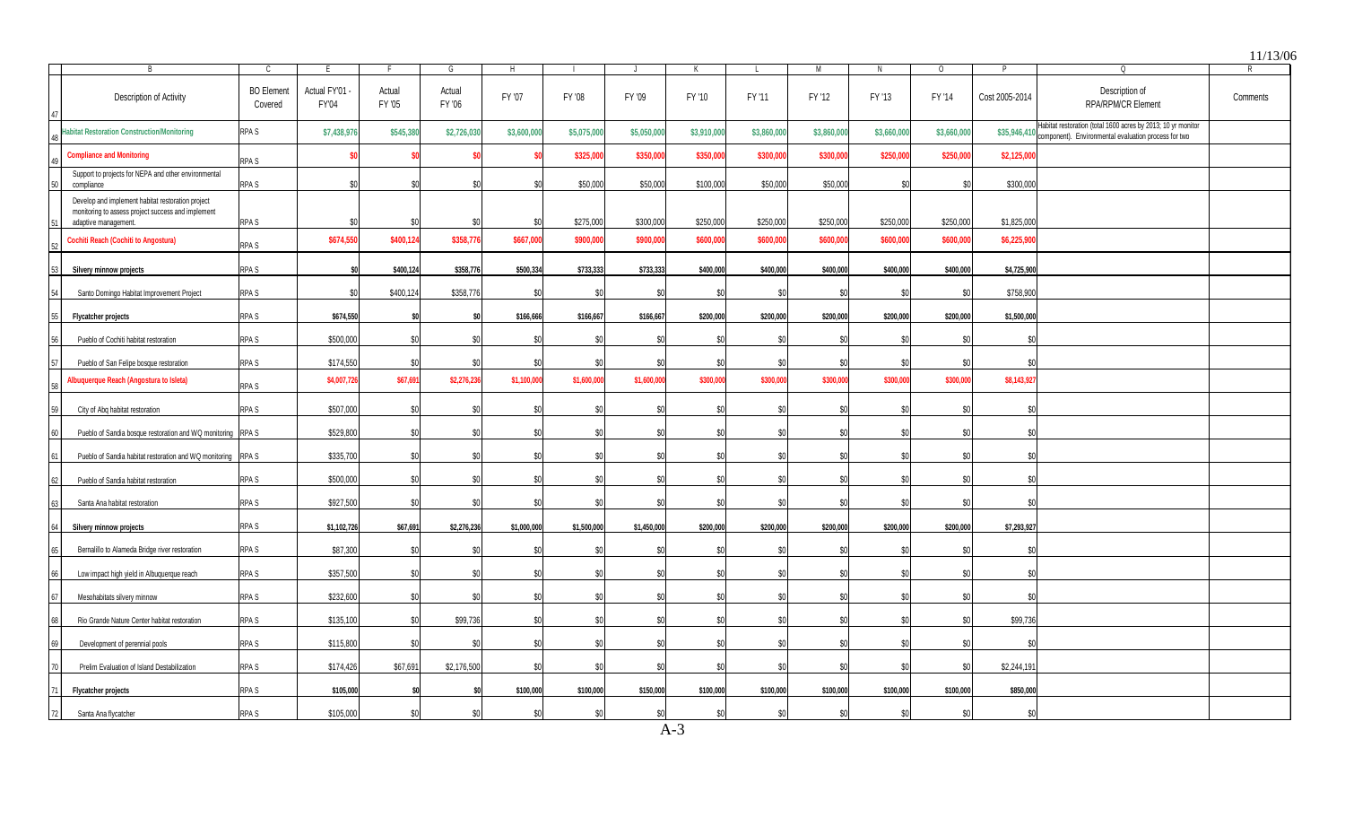11/13/06

| | B | C | E | F | G | H | I | J | K | L | M | N | O | P | Q | R |
|---|---|---|---|---|---|---|---|---|---|---|---|---|---|---|---|---|
| 47 | Description of Activity | BO Element Covered | Actual FY'01 - FY'04 | Actual FY '05 | Actual FY '06 | FY '07 | FY '08 | FY '09 | FY '10 | FY '11 | FY '12 | FY '13 | FY '14 | Cost 2005-2014 | Description of RPA/RPM/CR Element | Comments |
| 48 | **Habitat Restoration Construction/Monitoring** | RPA S | **$7,438,976** | **$545,380** | **$2,726,030** | **$3,600,000** | **$5,075,000** | **$5,050,000** | **$3,910,000** | **$3,860,000** | **$3,860,000** | **$3,660,000** | **$3,660,000** | **$35,946,410** | Habitat restoration (total 1600 acres by 2013; 10 yr monitor component). Environmental evaluation process for two | |
| 49 | **Compliance and Monitoring** | RPA S | **$0** | **$0** | **$0** | **$0** | **$325,000** | **$350,000** | **$350,000** | **$300,000** | **$300,000** | **$250,000** | **$250,000** | **$2,125,000** | | |
| 50 | Support to projects for NEPA and other environmental compliance | RPA S | $0 | $0 | $0 | $0 | $50,000 | $50,000 | $100,000 | $50,000 | $50,000 | $0 | $0 | $300,000 | | |
| 51 | Develop and implement habitat restoration project monitoring to assess project success and implement adaptive management. | RPA S | $0 | $0 | $0 | $0 | $275,000 | $300,000 | $250,000 | $250,000 | $250,000 | $250,000 | $250,000 | $1,825,000 | | |
| 52 | **Cochiti Reach (Cochiti to Angostura)** | RPA S | **$674,550** | **$400,124** | **$358,776** | **$667,000** | **$900,000** | **$900,000** | **$600,000** | **$600,000** | **$600,000** | **$600,000** | **$600,000** | **$6,225,900** | | |
| 53 | **Silvery minnow projects** | RPA S | **$0** | **$400,124** | **$358,776** | **$500,334** | **$733,333** | **$733,333** | **$400,000** | **$400,000** | **$400,000** | **$400,000** | **$400,000** | **$4,725,900** | | |
| 54 | Santo Domingo Habitat Improvement Project | RPA S | $0 | $400,124 | $358,776 | $0 | $0 | $0 | $0 | $0 | $0 | $0 | $0 | $758,900 | | |
| 55 | **Flycatcher projects** | RPA S | **$674,550** | **$0** | **$0** | **$166,666** | **$166,667** | **$166,667** | **$200,000** | **$200,000** | **$200,000** | **$200,000** | **$200,000** | **$1,500,000** | | |
| 56 | Pueblo of Cochiti habitat restoration | RPA S | $500,000 | $0 | $0 | $0 | $0 | $0 | $0 | $0 | $0 | $0 | $0 | $0 | | |
| 57 | Pueblo of San Felipe bosque restoration | RPA S | $174,550 | $0 | $0 | $0 | $0 | $0 | $0 | $0 | $0 | $0 | $0 | $0 | | |
| 58 | **Albuquerque Reach (Angostura to Isleta)** | RPA S | **$4,007,726** | **$67,691** | **$2,276,236** | **$1,100,000** | **$1,600,000** | **$1,600,000** | **$300,000** | **$300,000** | **$300,000** | **$300,000** | **$300,000** | **$8,143,927** | | |
| 59 | City of Abq habitat restoration | RPA S | $507,000 | $0 | $0 | $0 | $0 | $0 | $0 | $0 | $0 | $0 | $0 | $0 | | |
| 60 | Pueblo of Sandia bosque restoration and WQ monitoring | RPA S | $529,800 | $0 | $0 | $0 | $0 | $0 | $0 | $0 | $0 | $0 | $0 | $0 | | |
| 61 | Pueblo of Sandia habitat restoration and WQ monitoring | RPA S | $335,700 | $0 | $0 | $0 | $0 | $0 | $0 | $0 | $0 | $0 | $0 | $0 | | |
| 62 | Pueblo of Sandia habitat restoration | RPA S | $500,000 | $0 | $0 | $0 | $0 | $0 | $0 | $0 | $0 | $0 | $0 | $0 | | |
| 63 | Santa Ana habitat restoration | RPA S | $927,500 | $0 | $0 | $0 | $0 | $0 | $0 | $0 | $0 | $0 | $0 | $0 | | |
| 64 | **Silvery minnow projects** | RPA S | **$1,102,726** | **$67,691** | **$2,276,236** | **$1,000,000** | **$1,500,000** | **$1,450,000** | **$200,000** | **$200,000** | **$200,000** | **$200,000** | **$200,000** | **$7,293,927** | | |
| 65 | Bernalillo to Alameda Bridge river restoration | RPA S | $87,300 | $0 | $0 | $0 | $0 | $0 | $0 | $0 | $0 | $0 | $0 | $0 | | |
| 66 | Low impact high yield in Albuquerque reach | RPA S | $357,500 | $0 | $0 | $0 | $0 | $0 | $0 | $0 | $0 | $0 | $0 | $0 | | |
| 67 | Mesohabitats silvery minnow | RPA S | $232,600 | $0 | $0 | $0 | $0 | $0 | $0 | $0 | $0 | $0 | $0 | $0 | | |
| 68 | Rio Grande Nature Center habitat restoration | RPA S | $135,100 | $0 | $99,736 | $0 | $0 | $0 | $0 | $0 | $0 | $0 | $0 | $99,736 | | |
| 69 | Development of perennial pools | RPA S | $115,800 | $0 | $0 | $0 | $0 | $0 | $0 | $0 | $0 | $0 | $0 | $0 | | |
| 70 | Prelim Evaluation of Island Destabilization | RPA S | $174,426 | $67,691 | $2,176,500 | $0 | $0 | $0 | $0 | $0 | $0 | $0 | $0 | $2,244,191 | | |
| 71 | **Flycatcher projects** | RPA S | **$105,000** | **$0** | **$0** | **$100,000** | **$100,000** | **$150,000** | **$100,000** | **$100,000** | **$100,000** | **$100,000** | **$100,000** | **$850,000** | | |
| 72 | Santa Ana flycatcher | RPA S | $105,000 | $0 | $0 | $0 | $0 | $0 | $0 | $0 | $0 | $0 | $0 | $0 | | |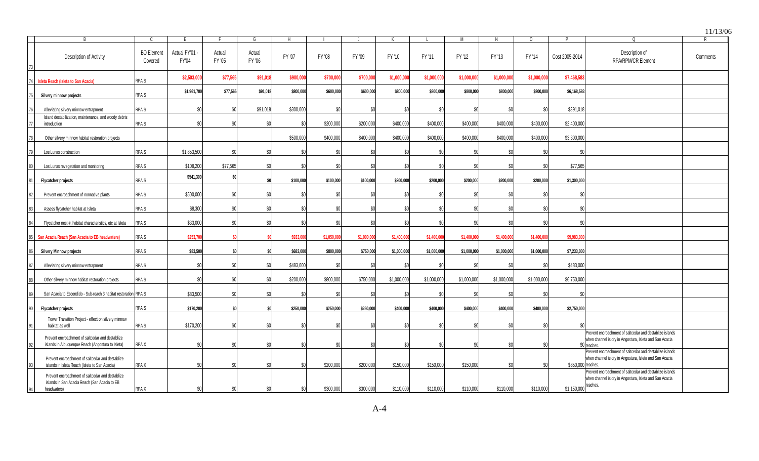11/13/06

| | B | C | E | F | G | H | I | J | K | L | M | N | O | P | Q | R |
|---|---|---|---|---|---|---|---|---|---|---|---|---|---|---|---|---|
| 73 | Description of Activity | BO Element Covered | Actual FY'01 - FY'04 | Actual FY '05 | Actual FY '06 | FY '07 | FY '08 | FY '09 | FY '10 | FY '11 | FY '12 | FY '13 | FY '14 | Cost 2005-2014 | Description of RPA/RPM/CR Element | Comments |
| 74 | **Isleta Reach (Isleta to San Acacia)** | RPA S | **$2,503,000** | **$77,565** | **$91,018** | **$900,000** | **$700,000** | **$700,000** | **$1,000,000** | **$1,000,000** | **$1,000,000** | **$1,000,000** | **$1,000,000** | **$7,468,583** | | |
| 75 | **Silvery minnow projects** | RPA S | **$1,961,700** | **$77,565** | **$91,018** | **$800,000** | **$600,000** | **$600,000** | **$800,000** | **$800,000** | **$800,000** | **$800,000** | **$800,000** | **$6,168,583** | | |
| 76 | Alleviating silvery minnow entrapment | RPA S | $0 | $0 | $91,018 | $300,000 | $0 | $0 | $0 | $0 | $0 | $0 | $0 | $391,018 | | |
| 77 | Island destabilization, maintenance, and woody debris introduction | RPA S | $0 | $0 | $0 | $0 | $200,000 | $200,000 | $400,000 | $400,000 | $400,000 | $400,000 | $400,000 | $2,400,000 | | |
| 78 | Other silvery minnow habitat restoration projects | | | | | $500,000 | $400,000 | $400,000 | $400,000 | $400,000 | $400,000 | $400,000 | $400,000 | $3,300,000 | | |
| 79 | Los Lunas construction | RPA S | $1,853,500 | $0 | $0 | $0 | $0 | $0 | $0 | $0 | $0 | $0 | $0 | $0 | | |
| 80 | Los Lunas revegetation and monitoring | RPA S | $108,200 | $77,565 | $0 | $0 | $0 | $0 | $0 | $0 | $0 | $0 | $0 | $77,565 | | |
| 81 | **Flycatcher projects** | RPA S | **$541,300** | **$0** | **$0** | **$100,000** | **$100,000** | **$100,000** | **$200,000** | **$200,000** | **$200,000** | **$200,000** | **$200,000** | **$1,300,000** | | |
| 82 | Prevent encroachment of nonnative plants | RPA S | $500,000 | $0 | $0 | $0 | $0 | $0 | $0 | $0 | $0 | $0 | $0 | $0 | | |
| 83 | Assess flycatcher habitat at Isleta | RPA S | $8,300 | $0 | $0 | $0 | $0 | $0 | $0 | $0 | $0 | $0 | $0 | $0 | | |
| 84 | Flycatcher nest #, habitat characteristics, etc at Isleta | RPA S | $33,000 | $0 | $0 | $0 | $0 | $0 | $0 | $0 | $0 | $0 | $0 | $0 | | |
| 85 | **San Acacia Reach (San Acacia to EB headwaters)** | RPA S | **$253,700** | **$0** | **$0** | **$933,000** | **$1,050,000** | **$1,000,000** | **$1,400,000** | **$1,400,000** | **$1,400,000** | **$1,400,000** | **$1,400,000** | **$9,983,000** | | |
| 86 | **Silvery Minnow projects** | RPA S | **$83,500** | **$0** | **$0** | **$683,000** | **$800,000** | **$750,000** | **$1,000,000** | **$1,000,000** | **$1,000,000** | **$1,000,000** | **$1,000,000** | **$7,233,000** | | |
| 87 | Alleviating silvery minnow entrapment | RPA S | $0 | $0 | $0 | $483,000 | $0 | $0 | $0 | $0 | $0 | $0 | $0 | $483,000 | | |
| 88 | Other silvery minnow habitat restoration projects | RPA S | $0 | $0 | $0 | $200,000 | $800,000 | $750,000 | $1,000,000 | $1,000,000 | $1,000,000 | $1,000,000 | $1,000,000 | $6,750,000 | | |
| 89 | San Acacia to Escondido - Sub-reach 3 habitat restoration | RPA S | $83,500 | $0 | $0 | $0 | $0 | $0 | $0 | $0 | $0 | $0 | $0 | $0 | | |
| 90 | **Flycatcher projects** | RPA S | **$170,200** | **$0** | **$0** | **$250,000** | **$250,000** | **$250,000** | **$400,000** | **$400,000** | **$400,000** | **$400,000** | **$400,000** | **$2,750,000** | | |
| 91 | Tower Transition Project - effect on silvery minnow habitat as well | RPA S | $170,200 | $0 | $0 | $0 | $0 | $0 | $0 | $0 | $0 | $0 | $0 | $0 | | |
| 92 | Prevent encroachment of saltcedar and destablize islands in Albuquerque Reach (Angostura to Isleta) | RPA X | $0 | $0 | $0 | $0 | $0 | $0 | $0 | $0 | $0 | $0 | $0 | $0 | Prevent encroachment of saltcedar and destablize islands when channel is dry in Angostura, Isleta and San Acacia reaches. | |
| 93 | Prevent encroachment of saltcedar and destablize islands in Isleta Reach (Isleta to San Acacia) | RPA X | $0 | $0 | $0 | $0 | $200,000 | $200,000 | $150,000 | $150,000 | $150,000 | $0 | $0 | $850,000 | Prevent encroachment of saltcedar and destablize islands when channel is dry in Angostura, Isleta and San Acacia reaches. | |
| 94 | Prevent encroachment of saltcedar and destablize islands in San Acacia Reach (San Acacia to EB headwaters) | RPA X | $0 | $0 | $0 | $0 | $300,000 | $300,000 | $110,000 | $110,000 | $110,000 | $110,000 | $110,000 | $1,150,000 | Prevent encroachment of saltcedar and destablize islands when channel is dry in Angostura, Isleta and San Acacia reaches. | |

A-4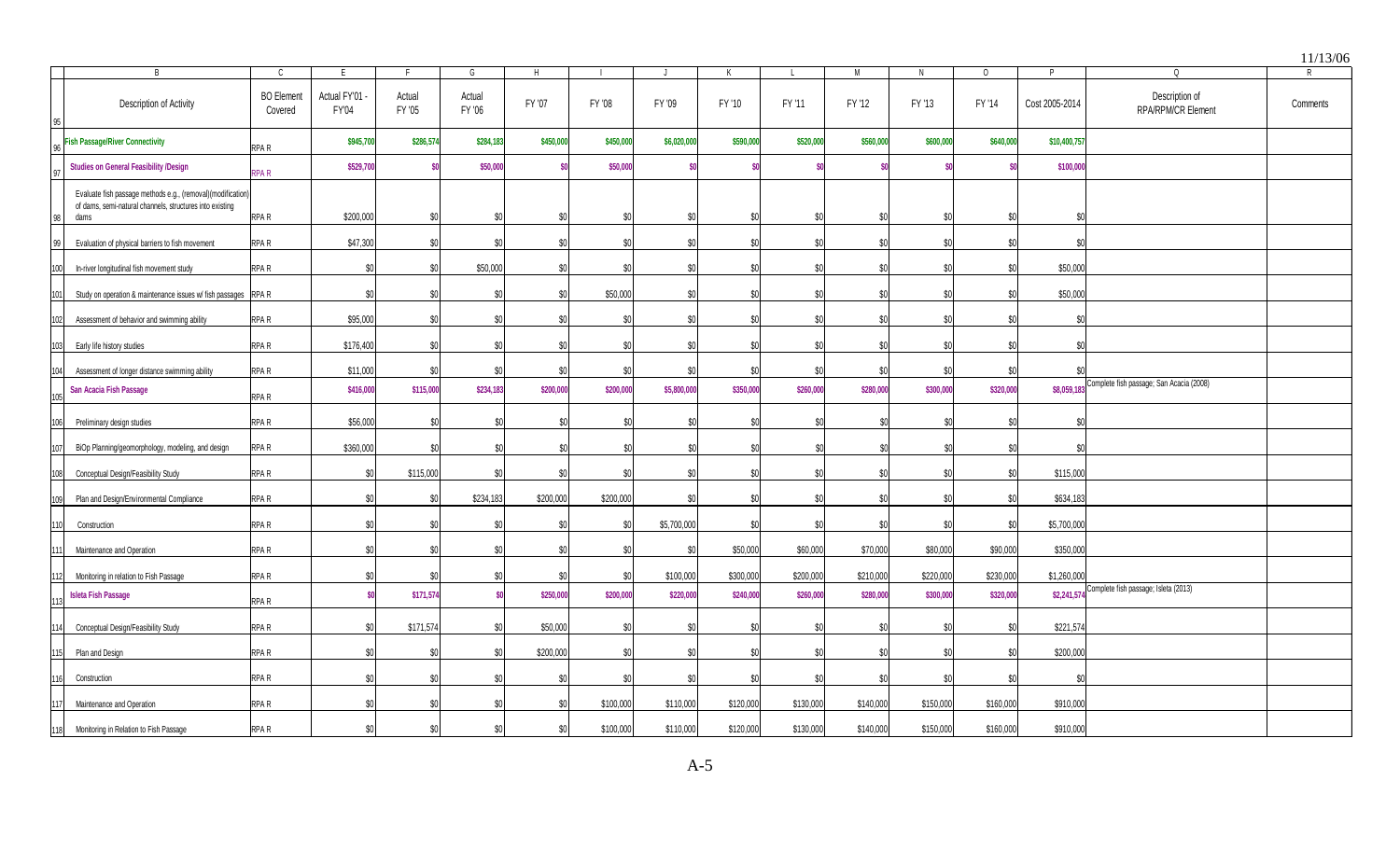11/13/06

| | B | C | E | F | G | H | I | J | K | L | M | N | O | P | Q | R |
|---|---|---|---|---|---|---|---|---|---|---|---|---|---|---|---|---|
| 95 | Description of Activity | BO Element Covered | Actual FY'01 - FY'04 | Actual FY '05 | Actual FY '06 | FY '07 | FY '08 | FY '09 | FY '10 | FY '11 | FY '12 | FY '13 | FY '14 | Cost 2005-2014 | Description of RPA/RPM/CR Element | Comments |
| 96 | **Fish Passage/River Connectivity** | RPA R | **$945,700** | **$286,574** | **$284,183** | **$450,000** | **$450,000** | **$6,020,000** | **$590,000** | **$520,000** | **$560,000** | **$600,000** | **$640,000** | **$10,400,757** | | |
| 97 | **Studies on General Feasibility /Design** | RPA R | **$529,700** | **$0** | **$50,000** | **$0** | **$50,000** | **$0** | **$0** | **$0** | **$0** | **$0** | **$0** | **$100,000** | | |
| 98 | Evaluate fish passage methods e.g., (removal)(modification) of dams, semi-natural channels, structures into existing dams | RPA R | $200,000 | $0 | $0 | $0 | $0 | $0 | $0 | $0 | $0 | $0 | $0 | $0 | | |
| 99 | Evaluation of physical barriers to fish movement | RPA R | $47,300 | $0 | $0 | $0 | $0 | $0 | $0 | $0 | $0 | $0 | $0 | $0 | | |
| 100 | In-river longitudinal fish movement study | RPA R | $0 | $0 | $50,000 | $0 | $0 | $0 | $0 | $0 | $0 | $0 | $0 | $50,000 | | |
| 101 | Study on operation & maintenance issues w/ fish passages | RPA R | $0 | $0 | $0 | $0 | $50,000 | $0 | $0 | $0 | $0 | $0 | $0 | $50,000 | | |
| 102 | Assessment of behavior and swimming ability | RPA R | $95,000 | $0 | $0 | $0 | $0 | $0 | $0 | $0 | $0 | $0 | $0 | $0 | | |
| 103 | Early life history studies | RPA R | $176,400 | $0 | $0 | $0 | $0 | $0 | $0 | $0 | $0 | $0 | $0 | $0 | | |
| 104 | Assessment of longer distance swimming ability | RPA R | $11,000 | $0 | $0 | $0 | $0 | $0 | $0 | $0 | $0 | $0 | $0 | $0 | | |
| 105 | **San Acacia Fish Passage** | RPA R | **$416,000** | **$115,000** | **$234,183** | **$200,000** | **$200,000** | **$5,800,000** | **$350,000** | **$260,000** | **$280,000** | **$300,000** | **$320,000** | **$8,059,183** | Complete fish passage; San Acacia (2008) | |
| 106 | Preliminary design studies | RPA R | $56,000 | $0 | $0 | $0 | $0 | $0 | $0 | $0 | $0 | $0 | $0 | $0 | | |
| 107 | BiOp Planning/geomorphology, modeling, and design | RPA R | $360,000 | $0 | $0 | $0 | $0 | $0 | $0 | $0 | $0 | $0 | $0 | $0 | | |
| 108 | Conceptual Design/Feasibility Study | RPA R | $0 | $115,000 | $0 | $0 | $0 | $0 | $0 | $0 | $0 | $0 | $0 | $115,000 | | |
| 109 | Plan and Design/Environmental Compliance | RPA R | $0 | $0 | $234,183 | $200,000 | $200,000 | $0 | $0 | $0 | $0 | $0 | $0 | $634,183 | | |
| 110 | Construction | RPA R | $0 | $0 | $0 | $0 | $0 | $5,700,000 | $0 | $0 | $0 | $0 | $0 | $5,700,000 | | |
| 111 | Maintenance and Operation | RPA R | $0 | $0 | $0 | $0 | $0 | $0 | $50,000 | $60,000 | $70,000 | $80,000 | $90,000 | $350,000 | | |
| 112 | Monitoring in relation to Fish Passage | RPA R | $0 | $0 | $0 | $0 | $0 | $100,000 | $300,000 | $200,000 | $210,000 | $220,000 | $230,000 | $1,260,000 | | |
| 113 | **Isleta Fish Passage** | RPA R | **$0** | **$171,574** | **$0** | **$250,000** | **$200,000** | **$220,000** | **$240,000** | **$260,000** | **$280,000** | **$300,000** | **$320,000** | **$2,241,574** | Complete fish passage; Isleta (2013) | |
| 114 | Conceptual Design/Feasibility Study | RPA R | $0 | $171,574 | $0 | $50,000 | $0 | $0 | $0 | $0 | $0 | $0 | $0 | $221,574 | | |
| 115 | Plan and Design | RPA R | $0 | $0 | $0 | $200,000 | $0 | $0 | $0 | $0 | $0 | $0 | $0 | $200,000 | | |
| 116 | Construction | RPA R | $0 | $0 | $0 | $0 | $0 | $0 | $0 | $0 | $0 | $0 | $0 | $0 | | |
| 117 | Maintenance and Operation | RPA R | $0 | $0 | $0 | $0 | $100,000 | $110,000 | $120,000 | $130,000 | $140,000 | $150,000 | $160,000 | $910,000 | | |
| 118 | Monitoring in Relation to Fish Passage | RPA R | $0 | $0 | $0 | $0 | $100,000 | $110,000 | $120,000 | $130,000 | $140,000 | $150,000 | $160,000 | $910,000 | | |

A-5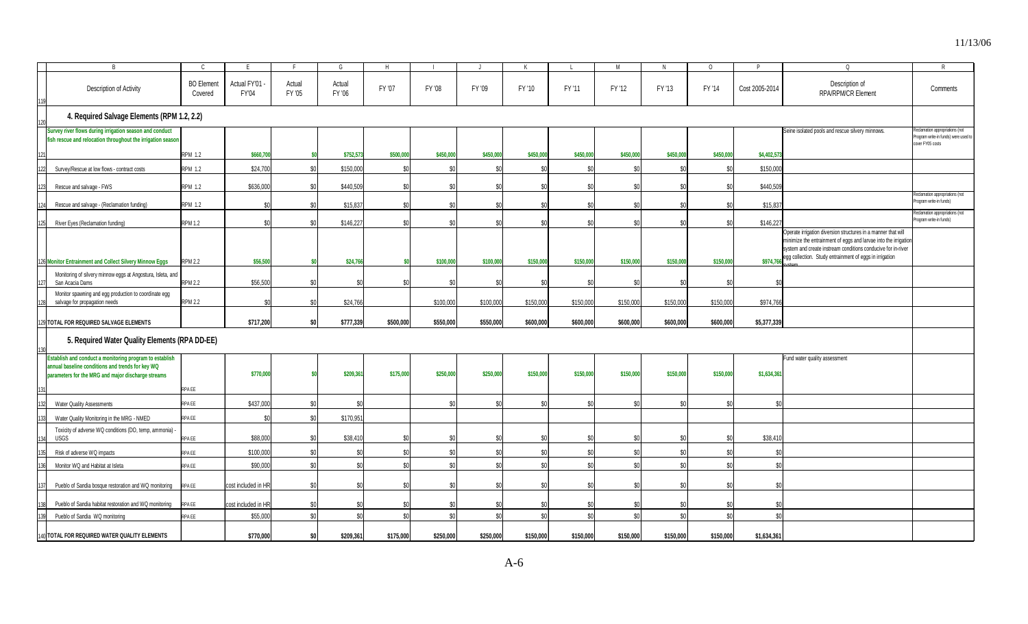| | B | C | E | F | G | H | I | J | K | L | M | N | O | P | Q | R |
|---|---|---|---|---|---|---|---|---|---|---|---|---|---|---|---|---|
| 119 | Description of Activity | BO Element Covered | Actual FY'01 - FY'04 | Actual FY '05 | Actual FY '06 | FY '07 | FY '08 | FY '09 | FY '10 | FY '11 | FY '12 | FY '13 | FY '14 | Cost 2005-2014 | Description of RPA/RPM/CR Element | Comments |
| 120 | **4. Required Salvage Elements (RPM 1.2, 2.2)** | | | | | | | | | | | | | | | |
| 121 | **Survey river flows during irrigation season and conduct fish rescue and relocation throughout the irrigation season** | RPM 1.2 | $660,700 | $0 | $752,573 | $500,000 | $450,000 | $450,000 | $450,000 | $450,000 | $450,000 | $450,000 | $450,000 | $4,402,573 | Seine isolated pools and rescue silvery minnows. | Reclamation appropriations (not Program write-in funds) were used to cover FY05 costs |
| 122 | Survey/Rescue at low flows - contract costs | RPM 1.2 | $24,700 | $0 | $150,000 | $0 | $0 | $0 | $0 | $0 | $0 | $0 | $0 | $150,000 | | |
| 123 | Rescue and salvage - FWS | RPM 1.2 | $636,000 | $0 | $440,509 | $0 | $0 | $0 | $0 | $0 | $0 | $0 | $0 | $440,509 | | |
| 124 | Rescue and salvage - (Reclamation funding) | RPM 1.2 | $0 | $0 | $15,837 | $0 | $0 | $0 | $0 | $0 | $0 | $0 | $0 | $15,837 | | Reclamation appropriations (not Program write-in funds) |
| 125 | River Eyes (Reclamation funding) | RPM 1.2 | $0 | $0 | $146,227 | $0 | $0 | $0 | $0 | $0 | $0 | $0 | $0 | $146,227 | | Reclamation appropriations (not Program write-in funds) |
| 126 | **Monitor Entrainment and Collect Silvery Minnow Eggs** | RPM 2.2 | $56,500 | $0 | $24,766 | $0 | $100,000 | $100,000 | $150,000 | $150,000 | $150,000 | $150,000 | $150,000 | $974,766 | Operate irrigation diversion structures in a manner that will minimize the entrainment of eggs and larvae into the irrigation system and create instream conditions conducive for in-river egg collection. Study entrainment of eggs in irrigation system | |
| 127 | Monitoring of silvery minnow eggs at Angostura, Isleta, and San Acacia Dams | RPM 2.2 | $56,500 | $0 | $0 | $0 | $0 | $0 | $0 | $0 | $0 | $0 | $0 | $0 | | |
| 128 | Monitor spawning and egg production to coordinate egg salvage for propagation needs | RPM 2.2 | $0 | $0 | $24,766 | | $100,000 | $100,000 | $150,000 | $150,000 | $150,000 | $150,000 | $150,000 | $974,766 | | |
| 129 | **TOTAL FOR REQUIRED SALVAGE ELEMENTS** | | $717,200 | $0 | $777,339 | $500,000 | $550,000 | $550,000 | $600,000 | $600,000 | $600,000 | $600,000 | $600,000 | $5,377,339 | | |
| 130 | **5. Required Water Quality Elements (RPA DD-EE)** | | | | | | | | | | | | | | | |
| 131 | **Establish and conduct a monitoring program to establish annual baseline conditions and trends for key WQ parameters for the MRG and major discharge streams** | RPA EE | $770,000 | $0 | $209,361 | $175,000 | $250,000 | $250,000 | $150,000 | $150,000 | $150,000 | $150,000 | $150,000 | $1,634,361 | Fund water quality assessment | |
| 132 | Water Quality Assessments | RPA EE | $437,000 | $0 | $0 | | $0 | $0 | $0 | $0 | $0 | $0 | $0 | $0 | | |
| 133 | Water Quality Monitoring in the MRG - NMED | RPA EE | $0 | $0 | $170,951 | | | | | | | | | | | |
| 134 | Toxicity of adverse WQ conditions (DO, temp, ammonia) - USGS | RPA EE | $88,000 | $0 | $38,410 | $0 | $0 | $0 | $0 | $0 | $0 | $0 | $0 | $38,410 | | |
| 135 | Risk of adverse WQ impacts | RPA EE | $100,000 | $0 | $0 | $0 | $0 | $0 | $0 | $0 | $0 | $0 | $0 | $0 | | |
| 136 | Monitor WQ and Habitat at Isleta | RPA EE | $90,000 | $0 | $0 | $0 | $0 | $0 | $0 | $0 | $0 | $0 | $0 | $0 | | |
| 137 | Pueblo of Sandia bosque restoration and WQ monitoring | RPA EE | cost included in HR | $0 | $0 | $0 | $0 | $0 | $0 | $0 | $0 | $0 | $0 | $0 | | |
| 138 | Pueblo of Sandia habitat restoration and WQ monitoring | RPA EE | cost included in HR | $0 | $0 | $0 | $0 | $0 | $0 | $0 | $0 | $0 | $0 | $0 | | |
| 139 | Pueblo of Sandia WQ monitoring | RPA EE | $55,000 | $0 | $0 | $0 | $0 | $0 | $0 | $0 | $0 | $0 | $0 | $0 | | |
| 140 | **TOTAL FOR REQUIRED WATER QUALITY ELEMENTS** | | $770,000 | $0 | $209,361 | $175,000 | $250,000 | $250,000 | $150,000 | $150,000 | $150,000 | $150,000 | $150,000 | $1,634,361 | | |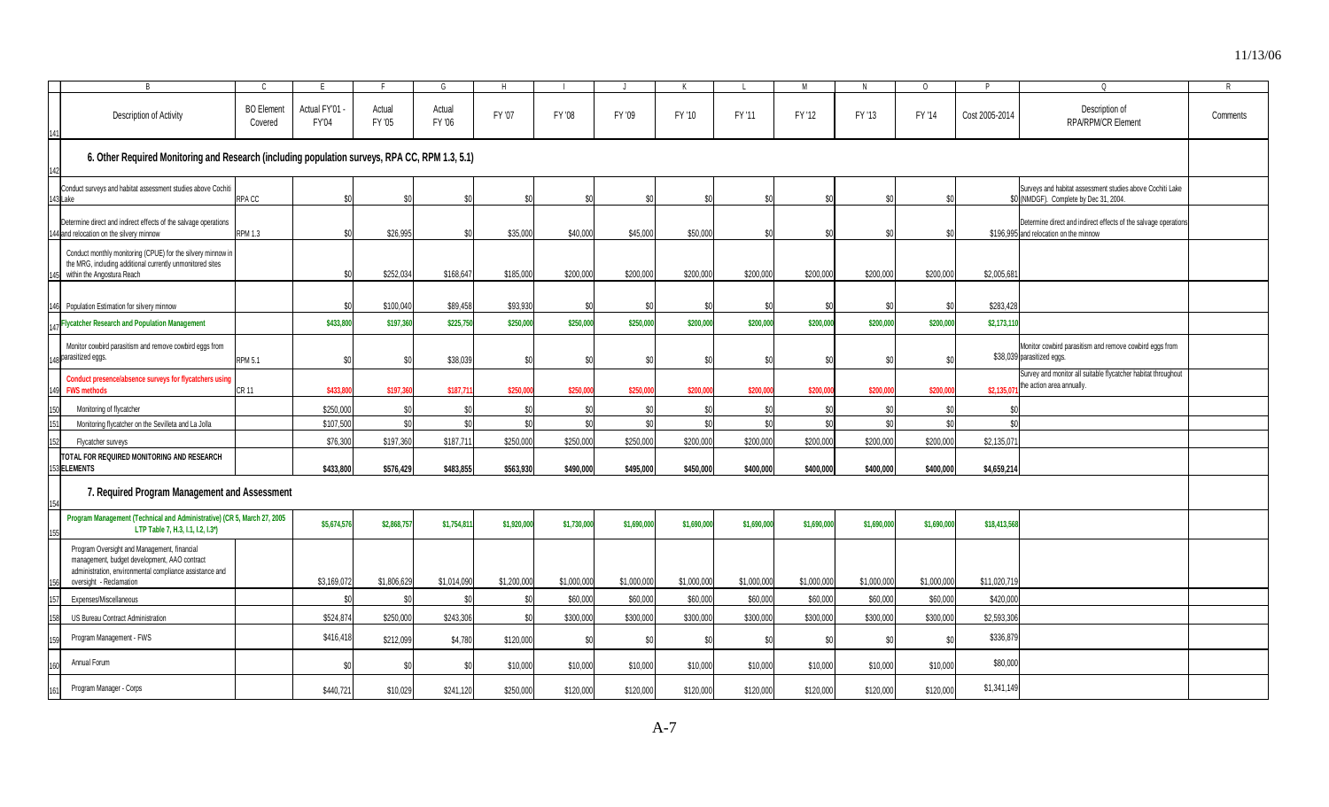| | B | C | E | F | G | H | I | J | K | L | M | N | O | P | Q | R |
|---|---|---|---|---|---|---|---|---|---|---|---|---|---|---|---|---|
| 141 | Description of Activity | BO Element Covered | Actual FY'01 - FY'04 | Actual FY '05 | Actual FY '06 | FY '07 | FY '08 | FY '09 | FY '10 | FY '11 | FY '12 | FY '13 | FY '14 | Cost 2005-2014 | Description of RPA/RPM/CR Element | Comments |
| 142 | **6. Other Required Monitoring and Research (including population surveys, RPA CC, RPM 1.3, 5.1)** | | | | | | | | | | | | | | | |
| 143 | Conduct surveys and habitat assessment studies above Cochiti Lake | RPA CC | $0 | $0 | $0 | $0 | $0 | $0 | $0 | $0 | $0 | $0 | $0 | $0 | Surveys and habitat assessment studies above Cochiti Lake (NMDGF). Complete by Dec 31, 2004. | |
| 144 | Determine direct and indirect effects of the salvage operations and relocation on the silvery minnow | RPM 1.3 | $0 | $26,995 | $0 | $35,000 | $40,000 | $45,000 | $50,000 | $0 | $0 | $0 | $0 | $196,995 | Determine direct and indirect effects of the salvage operations and relocation on the minnow | |
| 145 | Conduct monthly monitoring (CPUE) for the silvery minnow in the MRG, including additional currently unmonitored sites within the Angostura Reach | | $0 | $252,034 | $168,647 | $185,000 | $200,000 | $200,000 | $200,000 | $200,000 | $200,000 | $200,000 | $200,000 | $2,005,681 | | |
| 146 | Population Estimation for silvery minnow | | $0 | $100,040 | $89,458 | $93,930 | $0 | $0 | $0 | $0 | $0 | $0 | $0 | $283,428 | | |
| 147 | **Flycatcher Research and Population Management** | | **$433,800** | **$197,360** | **$225,750** | **$250,000** | **$250,000** | **$250,000** | **$200,000** | **$200,000** | **$200,000** | **$200,000** | **$200,000** | **$2,173,110** | | |
| 148 | Monitor cowbird parasitism and remove cowbird eggs from parasitized eggs. | RPM 5.1 | $0 | $0 | $38,039 | $0 | $0 | $0 | $0 | $0 | $0 | $0 | $0 | $38,039 | Monitor cowbird parasitism and remove cowbird eggs from parasitized eggs. | |
| 149 | **Conduct presence/absence surveys for flycatchers using FWS methods** | CR 11 | **$433,800** | **$197,360** | **$187,711** | **$250,000** | **$250,000** | **$250,000** | **$200,000** | **$200,000** | **$200,000** | **$200,000** | **$200,000** | **$2,135,071** | Survey and monitor all suitable flycatcher habitat throughout the action area annually. | |
| 150 | Monitoring of flycatcher | | $250,000 | $0 | $0 | $0 | $0 | $0 | $0 | $0 | $0 | $0 | $0 | $0 | | |
| 151 | Monitoring flycatcher on the Sevilleta and La Jolla | | $107,500 | $0 | $0 | $0 | $0 | $0 | $0 | $0 | $0 | $0 | $0 | $0 | | |
| 152 | Flycatcher surveys | | $76,300 | $197,360 | $187,711 | $250,000 | $250,000 | $250,000 | $200,000 | $200,000 | $200,000 | $200,000 | $200,000 | $2,135,071 | | |
| 153 | **TOTAL FOR REQUIRED MONITORING AND RESEARCH ELEMENTS** | | **$433,800** | **$576,429** | **$483,855** | **$563,930** | **$490,000** | **$495,000** | **$450,000** | **$400,000** | **$400,000** | **$400,000** | **$400,000** | **$4,659,214** | | |
| 154 | **7. Required Program Management and Assessment** | | | | | | | | | | | | | | | |
| 155 | **Program Management (Technical and Administrative) (CR 5, March 27, 2005 LTP Table 7, H.3, I.1, I.2, I.3*)** | | **$5,674,576** | **$2,868,757** | **$1,754,811** | **$1,920,000** | **$1,730,000** | **$1,690,000** | **$1,690,000** | **$1,690,000** | **$1,690,000** | **$1,690,000** | **$1,690,000** | **$18,413,568** | | |
| 156 | Program Oversight and Management, financial management, budget development, AAO contract administration, environmental compliance assistance and oversight - Reclamation | | $3,169,072 | $1,806,629 | $1,014,090 | $1,200,000 | $1,000,000 | $1,000,000 | $1,000,000 | $1,000,000 | $1,000,000 | $1,000,000 | $1,000,000 | $11,020,719 | | |
| 157 | Expenses/Miscellaneous | | $0 | $0 | $0 | $0 | $60,000 | $60,000 | $60,000 | $60,000 | $60,000 | $60,000 | $60,000 | $420,000 | | |
| 158 | US Bureau Contract Administration | | $524,874 | $250,000 | $243,306 | $0 | $300,000 | $300,000 | $300,000 | $300,000 | $300,000 | $300,000 | $300,000 | $2,593,306 | | |
| 159 | Program Management - FWS | | $416,418 | $212,099 | $4,780 | $120,000 | $0 | $0 | $0 | $0 | $0 | $0 | $0 | $336,879 | | |
| 160 | Annual Forum | | $0 | $0 | $0 | $10,000 | $10,000 | $10,000 | $10,000 | $10,000 | $10,000 | $10,000 | $10,000 | $80,000 | | |
| 161 | Program Manager - Corps | | $440,721 | $10,029 | $241,120 | $250,000 | $120,000 | $120,000 | $120,000 | $120,000 | $120,000 | $120,000 | $120,000 | $1,341,149 | | |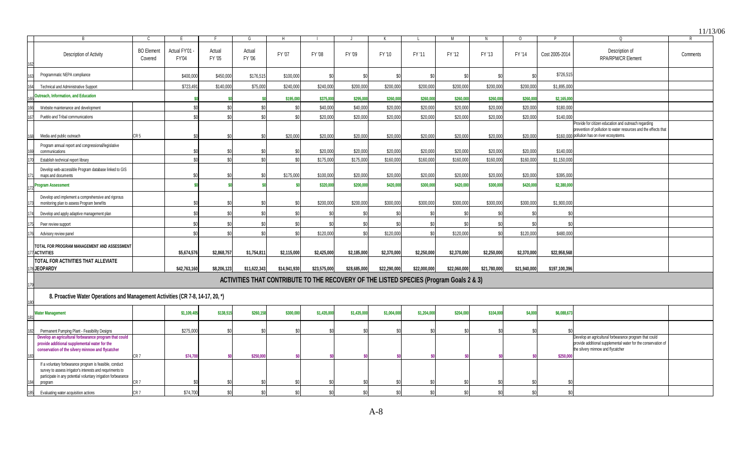| | B | C | E | F | G | H | I | J | K | L | M | N | O | P | Q | R |
|---|---|---|---|---|---|---|---|---|---|---|---|---|---|---|---|---|
| 162 | Description of Activity | BO Element Covered | Actual FY'01 - FY'04 | Actual FY '05 | Actual FY '06 | FY '07 | FY '08 | FY '09 | FY '10 | FY '11 | FY '12 | FY '13 | FY '14 | Cost 2005-2014 | Description of RPA/RPM/CR Element | Comments |
| 163 | Programmatic NEPA compliance | | $400,000 | $450,000 | $176,515 | $100,000 | $0 | $0 | $0 | $0 | $0 | $0 | $0 | $726,515 | | |
| 164 | Technical and Administrative Support | | $723,491 | $140,000 | $75,000 | $240,000 | $240,000 | $200,000 | $200,000 | $200,000 | $200,000 | $200,000 | $200,000 | $1,895,000 | | |
| 165 | **Outreach, Information, and Education** | | **$0** | **$0** | **$0** | **$195,000** | **$375,000** | **$295,000** | **$260,000** | **$260,000** | **$260,000** | **$260,000** | **$260,000** | **$2,165,000** | | |
| 166 | Website maintenance and development | | $0 | $0 | $0 | $0 | $40,000 | $40,000 | $20,000 | $20,000 | $20,000 | $20,000 | $20,000 | $180,000 | | |
| 167 | Pueblo and Tribal communications | | $0 | $0 | $0 | $0 | $20,000 | $20,000 | $20,000 | $20,000 | $20,000 | $20,000 | $20,000 | $140,000 | | |
| 168 | Media and public outreach | CR 5 | $0 | $0 | $0 | $20,000 | $20,000 | $20,000 | $20,000 | $20,000 | $20,000 | $20,000 | $20,000 | $160,000 | Provide for citizen education and outreach regarding prevention of pollution to water resources and the effects that pollution has on river ecosystems. | |
| 169 | Program annual report and congressional/legislative communications | | $0 | $0 | $0 | $0 | $20,000 | $20,000 | $20,000 | $20,000 | $20,000 | $20,000 | $20,000 | $140,000 | | |
| 170 | Establish technical report library | | $0 | $0 | $0 | $0 | $175,000 | $175,000 | $160,000 | $160,000 | $160,000 | $160,000 | $160,000 | $1,150,000 | | |
| 171 | Develop web-accessible Program database linked to GIS maps and documents | | $0 | $0 | $0 | $175,000 | $100,000 | $20,000 | $20,000 | $20,000 | $20,000 | $20,000 | $20,000 | $395,000 | | |
| 172 | **Program Assessment** | | **$0** | **$0** | **$0** | **$0** | **$320,000** | **$200,000** | **$420,000** | **$300,000** | **$420,000** | **$300,000** | **$420,000** | **$2,380,000** | | |
| 173 | Develop and implement a comprehensive and rigorous monitoring plan to assess Program benefits | | $0 | $0 | $0 | $0 | $200,000 | $200,000 | $300,000 | $300,000 | $300,000 | $300,000 | $300,000 | $1,900,000 | | |
| 174 | Develop and apply adaptive management plan | | $0 | $0 | $0 | $0 | $0 | $0 | $0 | $0 | $0 | $0 | $0 | $0 | | |
| 175 | Peer review support | | $0 | $0 | $0 | $0 | $0 | $0 | $0 | $0 | $0 | $0 | $0 | $0 | | |
| 176 | Advisory review panel | | $0 | $0 | $0 | $0 | $120,000 | $0 | $120,000 | $0 | $120,000 | $0 | $120,000 | $480,000 | | |
| 177 | **TOTAL FOR PROGRAM MANAGEMENT AND ASSESSMENT ACTIVITIES** | | **$5,674,576** | **$2,868,757** | **$1,754,811** | **$2,115,000** | **$2,425,000** | **$2,185,000** | **$2,370,000** | **$2,250,000** | **$2,370,000** | **$2,250,000** | **$2,370,000** | **$22,958,568** | | |
| 178 | **TOTAL FOR ACTIVITIES THAT ALLEVIATE JEOPARDY** | | **$42,763,160** | **$8,206,123** | **$11,622,343** | **$14,941,930** | **$23,575,000** | **$28,685,000** | **$22,290,000** | **$22,000,000** | **$22,060,000** | **$21,780,000** | **$21,940,000** | **$197,100,396** | | |
| 179 | **ACTIVITIES THAT CONTRIBUTE TO THE RECOVERY OF THE LISTED SPECIES (Program Goals 2 & 3)** | | | | | | | | | | | | | | | |
| 180 | **8. Proactive Water Operations and Management Activities (CR 7-8, 14-17, 20, *)** | | | | | | | | | | | | | | | |
| 181 | **Water Management** | | **$1,109,405** | **$138,515** | **$260,158** | **$300,000** | **$1,435,000** | **$1,435,000** | **$1,004,000** | **$1,204,000** | **$204,000** | **$104,000** | **$4,000** | **$6,088,673** | | |
| 182 | Permanent Pumping Plant - Feasibility Designs | | $275,000 | $0 | $0 | $0 | $0 | $0 | $0 | $0 | $0 | $0 | $0 | $0 | | |
| 183 | **Develop an agricultural forbearance program that could provide additional supplemental water for the conservation of the silvery minnow and flycatcher** | CR 7 | **$74,700** | **$0** | **$250,000** | **$0** | **$0** | **$0** | **$0** | **$0** | **$0** | **$0** | **$0** | **$250,000** | Develop an agricultural forbearance program that could provide additional supplemental water for the conservation of the silvery minnow and flycatcher | |
| 184 | If a voluntary forbearance program is feasible, conduct survey to assess irrigator's interests and requriments to participate in any potential voluntary irrigation forbearance program | CR 7 | $0 | $0 | $0 | $0 | $0 | $0 | $0 | $0 | $0 | $0 | $0 | $0 | | |
| 185 | Evaluating water acquisition actions | CR 7 | $74,700 | $0 | $0 | $0 | $0 | $0 | $0 | $0 | $0 | $0 | $0 | $0 | | |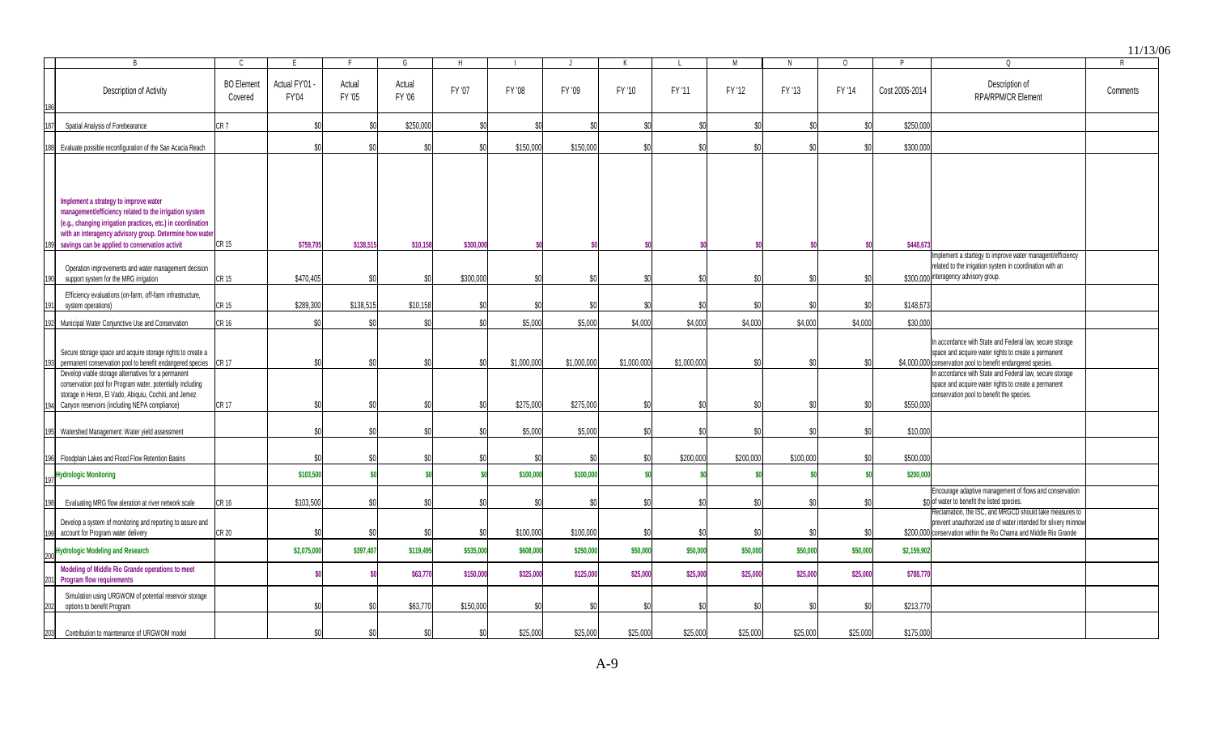| | B | C | E | F | G | H | I | J | K | L | M | N | O | P | Q | R |
|---|---|---|---|---|---|---|---|---|---|---|---|---|---|---|---|---|
| 186 | Description of Activity | BO Element Covered | Actual FY'01 - FY'04 | Actual FY '05 | Actual FY '06 | FY '07 | FY '08 | FY '09 | FY '10 | FY '11 | FY '12 | FY '13 | FY '14 | Cost 2005-2014 | Description of RPA/RPM/CR Element | Comments |
| 187 | Spatial Analysis of Forebearance | CR 7 | $0 | $0 | $250,000 | $0 | $0 | $0 | $0 | $0 | $0 | $0 | $0 | $250,000 | | |
| 188 | Evaluate possible reconfiguration of the San Acacia Reach | | $0 | $0 | $0 | $0 | $150,000 | $150,000 | $0 | $0 | $0 | $0 | $0 | $300,000 | | |
| 189 | **Implement a strategy to improve water management/efficiency related to the irrigation system (e.g., changing irrigation practices, etc.) in coordination with an interagency advisory group. Determine how water savings can be applied to conservation activit** | CR 15 | **$759,705** | **$138,515** | **$10,158** | **$300,000** | **$0** | **$0** | **$0** | **$0** | **$0** | **$0** | **$0** | **$448,673** | | |
| 190 | Operation improvements and water management decision support system for the MRG irrigation | CR 15 | $470,405 | $0 | $0 | $300,000 | $0 | $0 | $0 | $0 | $0 | $0 | $0 | $300,000 | Implement a startegy to improve water managent/efficiency related to the irrigation system in coordination with an interagency advisory group. | |
| 191 | Efficiency evaluations (on-farm, off-farm infrastructure, system operations) | CR 15 | $289,300 | $138,515 | $10,158 | $0 | $0 | $0 | $0 | $0 | $0 | $0 | $0 | $148,673 | | |
| 192 | Municipal Water Conjunctive Use and Conservation | CR 16 | $0 | $0 | $0 | $0 | $5,000 | $5,000 | $4,000 | $4,000 | $4,000 | $4,000 | $4,000 | $30,000 | | |
| 193 | Secure storage space and acquire storage rights to create a permanent conservation pool to benefit endangered species | CR 17 | $0 | $0 | $0 | $0 | $1,000,000 | $1,000,000 | $1,000,000 | $1,000,000 | $0 | $0 | $0 | $4,000,000 | In accordance with State and Federal law, secure storage space and acquire water rights to create a permanent conservation pool to benefit endangered species. | |
| 194 | Develop viable storage alternatives for a permanent conservation pool for Program water, potentially including storage in Heron, El Vado, Abiquiu, Cochiti, and Jemez Canyon reservoirs (including NEPA compliance) | CR 17 | $0 | $0 | $0 | $0 | $275,000 | $275,000 | $0 | $0 | $0 | $0 | $0 | $550,000 | In accordance with State and Federal law, secure storage space and acquire water rights to create a permanent conservation pool to benefit the species. | |
| 195 | Watershed Management: Water yield assessment | | $0 | $0 | $0 | $0 | $5,000 | $5,000 | $0 | $0 | $0 | $0 | $0 | $10,000 | | |
| 196 | Floodplain Lakes and Flood Flow Retention Basins | | $0 | $0 | $0 | $0 | $0 | $0 | $0 | $200,000 | $200,000 | $100,000 | $0 | $500,000 | | |
| 197 | **Hydrologic Monitoring** | | **$103,500** | **$0** | **$0** | **$0** | **$100,000** | **$100,000** | **$0** | **$0** | **$0** | **$0** | **$0** | **$200,000** | | |
| 198 | Evaluating MRG flow aleration at river network scale | CR 16 | $103,500 | $0 | $0 | $0 | $0 | $0 | $0 | $0 | $0 | $0 | $0 | $0 | Encourage adaptive management of flows and conservation of water to benefit the listed species. | |
| 199 | Develop a system of monitoring and reporting to assure and account for Program water delivery | CR 20 | $0 | $0 | $0 | $0 | $100,000 | $100,000 | $0 | $0 | $0 | $0 | $0 | $200,000 | Reclamation, the ISC, and MRGCD should take measures to prevent unauthorized use of water intended for silvery minnow conservation within the Rio Chama and Middle Rio Grande | |
| 200 | **Hydrologic Modeling and Research** | | **$2,075,000** | **$397,407** | **$119,495** | **$535,000** | **$608,000** | **$250,000** | **$50,000** | **$50,000** | **$50,000** | **$50,000** | **$50,000** | **$2,159,902** | | |
| 201 | **Modeling of Middle Rio Grande operations to meet Program flow requirements** | | **$0** | **$0** | **$63,770** | **$150,000** | **$325,000** | **$125,000** | **$25,000** | **$25,000** | **$25,000** | **$25,000** | **$25,000** | **$788,770** | | |
| 202 | Simulation using URGWOM of potential reservoir storage options to benefit Program | | $0 | $0 | $63,770 | $150,000 | $0 | $0 | $0 | $0 | $0 | $0 | $0 | $213,770 | | |
| 203 | Contribution to maintenance of URGWOM model | | $0 | $0 | $0 | $0 | $25,000 | $25,000 | $25,000 | $25,000 | $25,000 | $25,000 | $25,000 | $175,000 | | |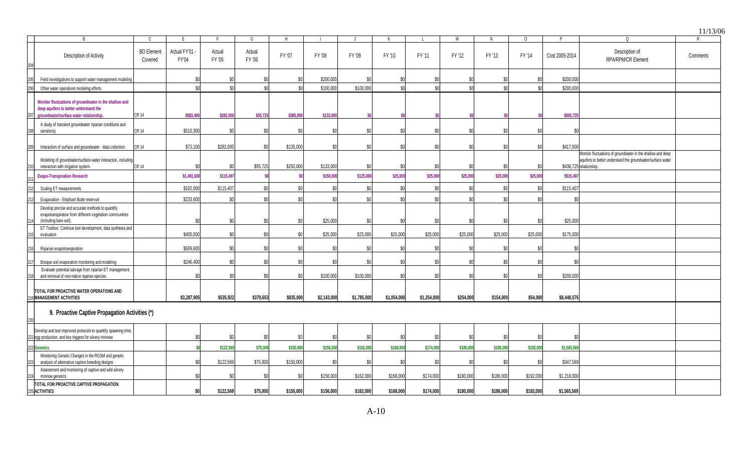| | B | C | E | F | G | H | I | J | K | L | M | N | O | P | Q | R |
|---|---|---|---|---|---|---|---|---|---|---|---|---|---|---|---|---|
| 204 | Description of Activity | BO Element Covered | Actual FY'01 - FY'04 | Actual FY '05 | Actual FY '06 | FY '07 | FY '08 | FY '09 | FY '10 | FY '11 | FY '12 | FY '13 | FY '14 | Cost 2005-2014 | Description of RPA/RPM/CR Element | Comments |
| 205 | Field investigations to support water management modeling | | $0 | $0 | $0 | $0 | $200,000 | $0 | $0 | $0 | $0 | $0 | $0 | $200,000 | | |
| 206 | Other water operations modeling efforts | | $0 | $0 | $0 | $0 | $100,000 | $100,000 | $0 | $0 | $0 | $0 | $0 | $200,000 | | |
| 207 | **Monitor fluctuations of groundwater in the shallow and deep aquifers to better understand the groundwater/surface water relationship.** | CR 14 | **$583,400** | **$282,000** | **$55,725** | **$385,000** | **$133,000** | **$0** | **$0** | **$0** | **$0** | **$0** | **$0** | **$855,725** | | |
| 208 | A study of transient groundwater riparian conditions and sensitivity | CR 14 | $510,300 | $0 | $0 | $0 | $0 | $0 | $0 | $0 | $0 | $0 | $0 | $0 | | |
| 209 | Interaction of surface and groundwater - data collection | CR 14 | $73,100 | $282,000 | $0 | $135,000 | $0 | $0 | $0 | $0 | $0 | $0 | $0 | $417,000 | | |
| 210 | Modeling of groundwater/surface-water interaction, including interaction with irrigation system. | CR 14 | $0 | $0 | $55,725 | $250,000 | $133,000 | $0 | $0 | $0 | $0 | $0 | $0 | $438,725 | Monitor fluctuations of groundwater in the shallow and deep aquifers to better understand the groundwater/surface water relationship. | |
| 211 | **Evapo-Transpiration Research** | | **$1,491,600** | **$115,407** | **$0** | **$0** | **$150,000** | **$125,000** | **$25,000** | **$25,000** | **$25,000** | **$25,000** | **$25,000** | **$515,407** | | |
| 212 | Scaling ET measurements | | $102,000 | $115,407 | $0 | $0 | $0 | $0 | $0 | $0 | $0 | $0 | $0 | $115,407 | | |
| 213 | Evaporation - Elephant Butte reservoir | | $233,600 | $0 | $0 | $0 | $0 | $0 | $0 | $0 | $0 | $0 | $0 | $0 | | |
| 214 | Develop precise and accurate methods to quantify evapotranspiration from different vegetation communities (including bare soil). | | $0 | $0 | $0 | $0 | $25,000 | $0 | $0 | $0 | $0 | $0 | $0 | $25,000 | | |
| 215 | ET Toolbox: Continue tool development, data synthesis and evaluation | | $400,000 | $0 | $0 | $0 | $25,000 | $25,000 | $25,000 | $25,000 | $25,000 | $25,000 | $25,000 | $175,000 | | |
| 216 | Riparian evapotranspiration | | $509,600 | $0 | $0 | $0 | $0 | $0 | $0 | $0 | $0 | $0 | $0 | $0 | | |
| 217 | Bosque soil evaporation monitoring and modeling | | $246,400 | $0 | $0 | $0 | $0 | $0 | $0 | $0 | $0 | $0 | $0 | $0 | | |
| 218 | Evaluate potential salvage from riparian ET management and removal of non-native riparian species. | | $0 | $0 | $0 | $0 | $100,000 | $100,000 | $0 | $0 | $0 | $0 | $0 | $200,000 | | |
| 219 | **TOTAL FOR PROACTIVE WATER OPERATIONS AND MANAGEMENT ACTIVITIES** | | **$3,287,905** | **$535,922** | **$379,653** | **$835,000** | **$2,143,000** | **$1,785,000** | **$1,054,000** | **$1,254,000** | **$254,000** | **$154,000** | **$54,000** | **$8,448,575** | | |
| 220 | **9. Proactive Captive Propagation Activities (*)** | | | | | | | | | | | | | | | |
| 221 | Develop and test improved protocols to quantify spawning time, egg production, and key triggers for silvery minnow | | $0 | $0 | $0 | $0 | $0 | $0 | $0 | $0 | $0 | $0 | $0 | $0 | | |
| 222 | **Genetics** | | **$0** | **$122,569** | **$75,000** | **$150,000** | **$156,000** | **$162,000** | **$168,000** | **$174,000** | **$180,000** | **$186,000** | **$192,000** | **$1,565,569** | | |
| 223 | Monitoring Genetic Changes in the RGSM and genetic analysis of alternative captive breeding designs | | $0 | $122,569 | $75,000 | $150,000 | $0 | $0 | $0 | $0 | $0 | $0 | $0 | $347,569 | | |
| 224 | Assessment and monitoring of captive and wild silvery minnow genetics | | $0 | $0 | $0 | $0 | $156,000 | $162,000 | $168,000 | $174,000 | $180,000 | $186,000 | $192,000 | $1,218,000 | | |
| 225 | **TOTAL FOR PROACTIVE CAPTIVE PROPAGATION ACTIVITIES** | | **$0** | **$122,569** | **$75,000** | **$150,000** | **$156,000** | **$162,000** | **$168,000** | **$174,000** | **$180,000** | **$186,000** | **$192,000** | **$1,565,569** | | |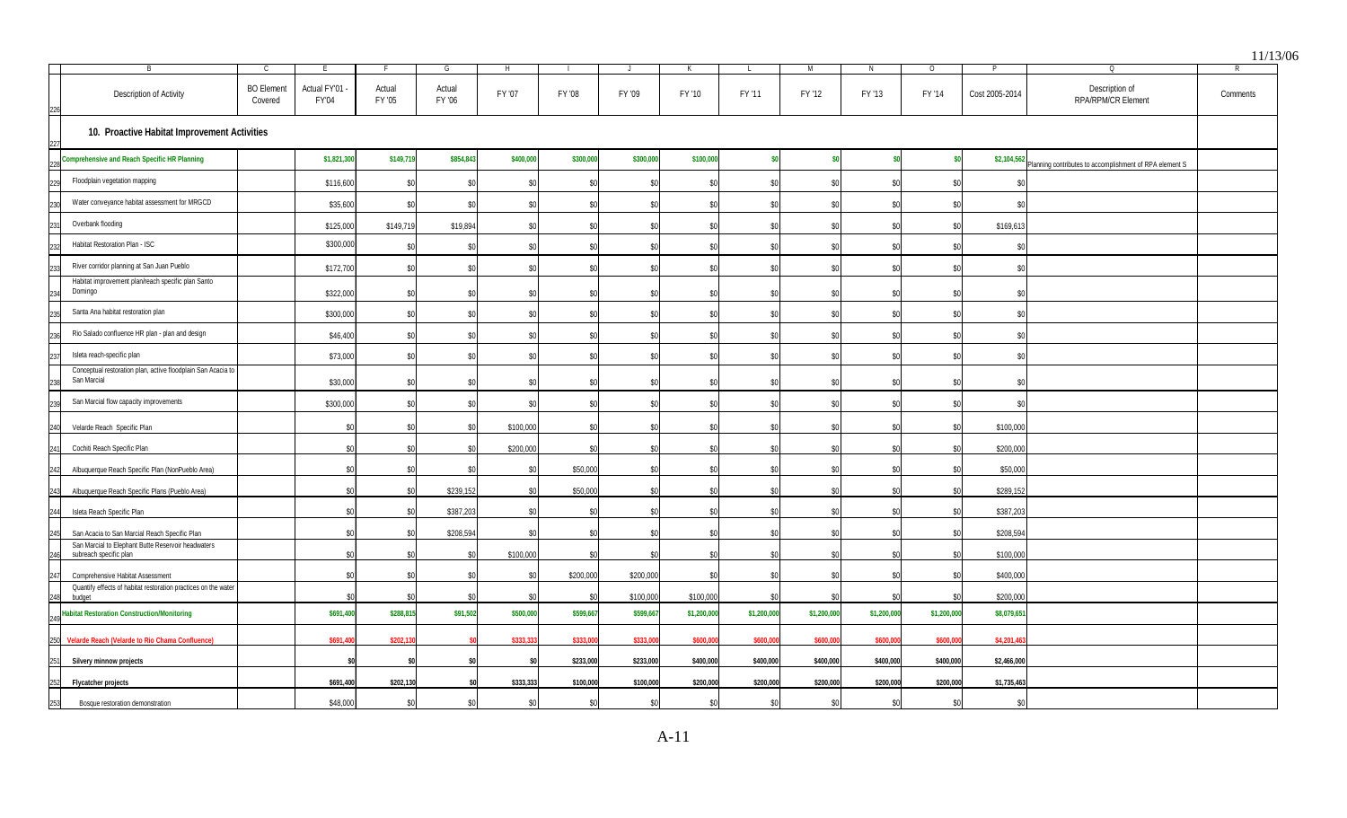| | B | C | E | F | G | H | I | J | K | L | M | N | O | P | Q | R |
|---|---|---|---|---|---|---|---|---|---|---|---|---|---|---|---|---|
| 226 | Description of Activity | BO Element Covered | Actual FY'01 - FY'04 | Actual FY '05 | Actual FY '06 | FY '07 | FY '08 | FY '09 | FY '10 | FY '11 | FY '12 | FY '13 | FY '14 | Cost 2005-2014 | Description of RPA/RPM/CR Element | Comments |
| 227 | **10. Proactive Habitat Improvement Activities** | | | | | | | | | | | | | | | |
| 228 | **Comprehensive and Reach Specific HR Planning** | | **$1,821,300** | **$149,719** | **$854,843** | **$400,000** | **$300,000** | **$300,000** | **$100,000** | **$0** | **$0** | **$0** | **$0** | **$2,104,562** | Planning contributes to accomplishment of RPA element S | |
| 229 | Floodplain vegetation mapping | | $116,600 | $0 | $0 | $0 | $0 | $0 | $0 | $0 | $0 | $0 | $0 | $0 | | |
| 230 | Water conveyance habitat assessment for MRGCD | | $35,600 | $0 | $0 | $0 | $0 | $0 | $0 | $0 | $0 | $0 | $0 | $0 | | |
| 231 | Overbank flooding | | $125,000 | $149,719 | $19,894 | $0 | $0 | $0 | $0 | $0 | $0 | $0 | $0 | $169,613 | | |
| 232 | Habitat Restoration Plan - ISC | | $300,000 | $0 | $0 | $0 | $0 | $0 | $0 | $0 | $0 | $0 | $0 | $0 | | |
| 233 | River corridor planning at San Juan Pueblo | | $172,700 | $0 | $0 | $0 | $0 | $0 | $0 | $0 | $0 | $0 | $0 | $0 | | |
| 234 | Habitat improvement plan/reach specific plan Santo Domingo | | $322,000 | $0 | $0 | $0 | $0 | $0 | $0 | $0 | $0 | $0 | $0 | $0 | | |
| 235 | Santa Ana habitat restoration plan | | $300,000 | $0 | $0 | $0 | $0 | $0 | $0 | $0 | $0 | $0 | $0 | $0 | | |
| 236 | Rio Salado confluence HR plan - plan and design | | $46,400 | $0 | $0 | $0 | $0 | $0 | $0 | $0 | $0 | $0 | $0 | $0 | | |
| 237 | Isleta reach-specific plan | | $73,000 | $0 | $0 | $0 | $0 | $0 | $0 | $0 | $0 | $0 | $0 | $0 | | |
| 238 | Conceptual restoration plan, active floodplain San Acacia to San Marcial | | $30,000 | $0 | $0 | $0 | $0 | $0 | $0 | $0 | $0 | $0 | $0 | $0 | | |
| 239 | San Marcial flow capacity improvements | | $300,000 | $0 | $0 | $0 | $0 | $0 | $0 | $0 | $0 | $0 | $0 | $0 | | |
| 240 | Velarde Reach Specific Plan | | $0 | $0 | $0 | $100,000 | $0 | $0 | $0 | $0 | $0 | $0 | $0 | $100,000 | | |
| 241 | Cochiti Reach Specific Plan | | $0 | $0 | $0 | $200,000 | $0 | $0 | $0 | $0 | $0 | $0 | $0 | $200,000 | | |
| 242 | Albuquerque Reach Specific Plan (NonPueblo Area) | | $0 | $0 | $0 | $0 | $50,000 | $0 | $0 | $0 | $0 | $0 | $0 | $50,000 | | |
| 243 | Albuquerque Reach Specific Plans (Pueblo Area) | | $0 | $0 | $239,152 | $0 | $50,000 | $0 | $0 | $0 | $0 | $0 | $0 | $289,152 | | |
| 244 | Isleta Reach Specific Plan | | $0 | $0 | $387,203 | $0 | $0 | $0 | $0 | $0 | $0 | $0 | $0 | $387,203 | | |
| 245 | San Acacia to San Marcial Reach Specific Plan | | $0 | $0 | $208,594 | $0 | $0 | $0 | $0 | $0 | $0 | $0 | $0 | $208,594 | | |
| 246 | San Marcial to Elephant Butte Reservoir headwaters subreach specific plan | | $0 | $0 | $0 | $100,000 | $0 | $0 | $0 | $0 | $0 | $0 | $0 | $100,000 | | |
| 247 | Comprehensive Habitat Assessment | | $0 | $0 | $0 | $0 | $200,000 | $200,000 | $0 | $0 | $0 | $0 | $0 | $400,000 | | |
| 248 | Quantify effects of habitat restoration practices on the water budget | | $0 | $0 | $0 | $0 | $0 | $100,000 | $100,000 | $0 | $0 | $0 | $0 | $200,000 | | |
| 249 | **Habitat Restoration Construction/Monitoring** | | **$691,400** | **$288,815** | **$91,502** | **$500,000** | **$599,667** | **$599,667** | **$1,200,000** | **$1,200,000** | **$1,200,000** | **$1,200,000** | **$1,200,000** | **$8,079,651** | | |
| 250 | **Velarde Reach (Velarde to Rio Chama Confluence)** | | **$691,400** | **$202,130** | **$0** | **$333,333** | **$333,000** | **$333,000** | **$600,000** | **$600,000** | **$600,000** | **$600,000** | **$600,000** | **$4,201,463** | | |
| 251 | **Silvery minnow projects** | | **$0** | **$0** | **$0** | **$0** | **$233,000** | **$233,000** | **$400,000** | **$400,000** | **$400,000** | **$400,000** | **$400,000** | **$2,466,000** | | |
| 252 | **Flycatcher projects** | | **$691,400** | **$202,130** | **$0** | **$333,333** | **$100,000** | **$100,000** | **$200,000** | **$200,000** | **$200,000** | **$200,000** | **$200,000** | **$1,735,463** | | |
| 253 | Bosque restoration demonstration | | $48,000 | $0 | $0 | $0 | $0 | $0 | $0 | $0 | $0 | $0 | $0 | $0 | | |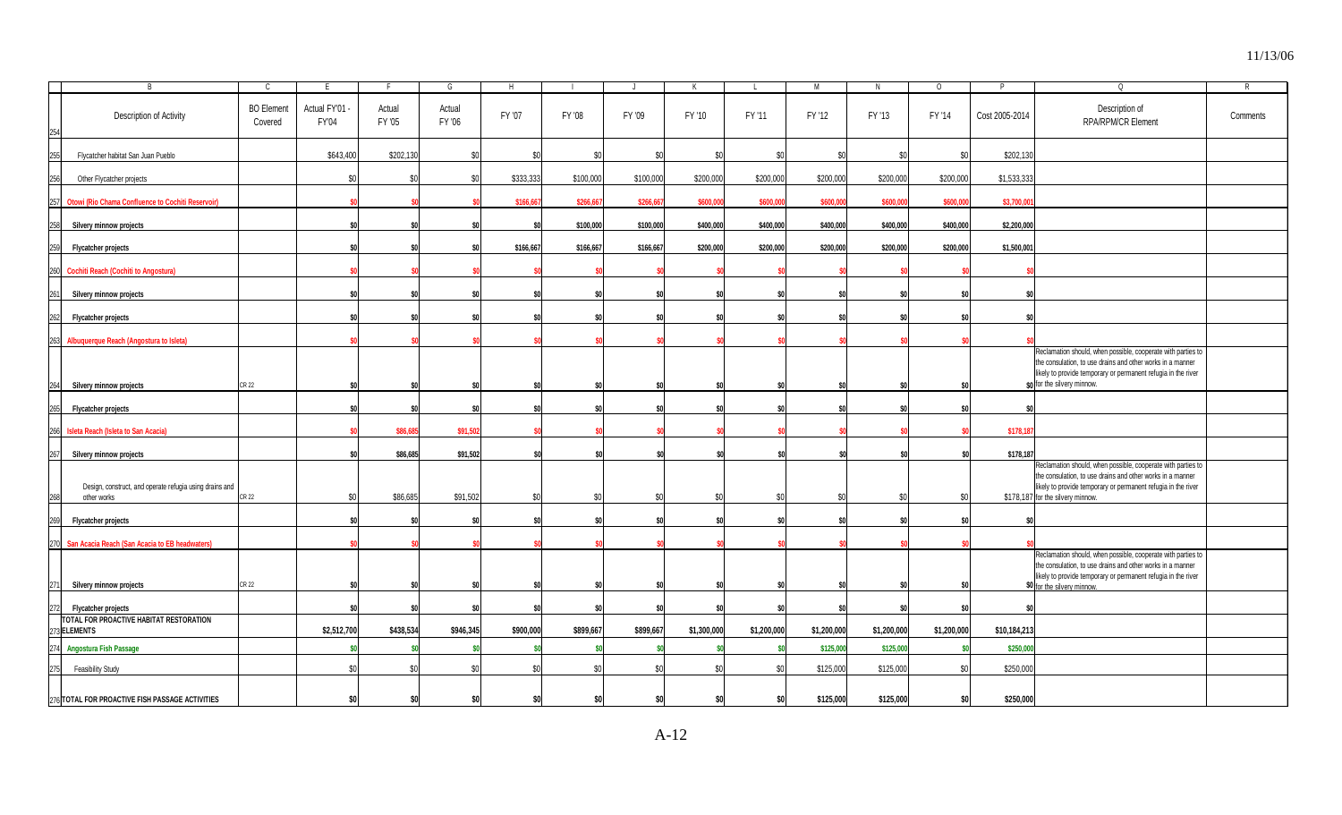| | B | C | E | F | G | H | I | J | K | L | M | N | O | P | Q | R |
|---|---|---|---|---|---|---|---|---|---|---|---|---|---|---|---|---|
| 254 | Description of Activity | BO Element Covered | Actual FY'01 - FY'04 | Actual FY '05 | Actual FY '06 | FY '07 | FY '08 | FY '09 | FY '10 | FY '11 | FY '12 | FY '13 | FY '14 | Cost 2005-2014 | Description of RPA/RPM/CR Element | Comments |
| 255 | Flycatcher habitat San Juan Pueblo | | $643,400 | $202,130 | $0 | $0 | $0 | $0 | $0 | $0 | $0 | $0 | $0 | $202,130 | | |
| 256 | Other Flycatcher projects | | $0 | $0 | $0 | $333,333 | $100,000 | $100,000 | $200,000 | $200,000 | $200,000 | $200,000 | $200,000 | $1,533,333 | | |
| 257 | **Otowi (Rio Chama Confluence to Cochiti Reservoir)** | | **$0** | **$0** | **$0** | **$166,667** | **$266,667** | **$266,667** | **$600,000** | **$600,000** | **$600,000** | **$600,000** | **$600,000** | **$3,700,001** | | |
| 258 | **Silvery minnow projects** | | **$0** | **$0** | **$0** | **$0** | **$100,000** | **$100,000** | **$400,000** | **$400,000** | **$400,000** | **$400,000** | **$400,000** | **$2,200,000** | | |
| 259 | **Flycatcher projects** | | **$0** | **$0** | **$0** | **$166,667** | **$166,667** | **$166,667** | **$200,000** | **$200,000** | **$200,000** | **$200,000** | **$200,000** | **$1,500,001** | | |
| 260 | **Cochiti Reach (Cochiti to Angostura)** | | **$0** | **$0** | **$0** | **$0** | **$0** | **$0** | **$0** | **$0** | **$0** | **$0** | **$0** | **$0** | | |
| 261 | **Silvery minnow projects** | | **$0** | **$0** | **$0** | **$0** | **$0** | **$0** | **$0** | **$0** | **$0** | **$0** | **$0** | **$0** | | |
| 262 | **Flycatcher projects** | | **$0** | **$0** | **$0** | **$0** | **$0** | **$0** | **$0** | **$0** | **$0** | **$0** | **$0** | **$0** | | |
| 263 | **Albuquerque Reach (Angostura to Isleta)** | | **$0** | **$0** | **$0** | **$0** | **$0** | **$0** | **$0** | **$0** | **$0** | **$0** | **$0** | **$0** | | |
| 264 | **Silvery minnow projects** | CR 22 | **$0** | **$0** | **$0** | **$0** | **$0** | **$0** | **$0** | **$0** | **$0** | **$0** | **$0** | **$0** | Reclamation should, when possible, cooperate with parties to the consulation, to use drains and other works in a manner likely to provide temporary or permanent refugia in the river for the silvery minnow. | |
| 265 | **Flycatcher projects** | | **$0** | **$0** | **$0** | **$0** | **$0** | **$0** | **$0** | **$0** | **$0** | **$0** | **$0** | **$0** | | |
| 266 | **Isleta Reach (Isleta to San Acacia)** | | **$0** | **$86,685** | **$91,502** | **$0** | **$0** | **$0** | **$0** | **$0** | **$0** | **$0** | **$0** | **$178,187** | | |
| 267 | **Silvery minnow projects** | | **$0** | **$86,685** | **$91,502** | **$0** | **$0** | **$0** | **$0** | **$0** | **$0** | **$0** | **$0** | **$178,187** | | |
| 268 | Design, construct, and operate refugia using drains and other works | CR 22 | $0 | $86,685 | $91,502 | $0 | $0 | $0 | $0 | $0 | $0 | $0 | $0 | $178,187 | Reclamation should, when possible, cooperate with parties to the consulation, to use drains and other works in a manner likely to provide temporary or permanent refugia in the river for the silvery minnow. | |
| 269 | **Flycatcher projects** | | **$0** | **$0** | **$0** | **$0** | **$0** | **$0** | **$0** | **$0** | **$0** | **$0** | **$0** | **$0** | | |
| 270 | **San Acacia Reach (San Acacia to EB headwaters)** | | **$0** | **$0** | **$0** | **$0** | **$0** | **$0** | **$0** | **$0** | **$0** | **$0** | **$0** | **$0** | | |
| 271 | **Silvery minnow projects** | CR 22 | **$0** | **$0** | **$0** | **$0** | **$0** | **$0** | **$0** | **$0** | **$0** | **$0** | **$0** | **$0** | Reclamation should, when possible, cooperate with parties to the consulation, to use drains and other works in a manner likely to provide temporary or permanent refugia in the river for the silvery minnow. | |
| 272 | **Flycatcher projects** | | **$0** | **$0** | **$0** | **$0** | **$0** | **$0** | **$0** | **$0** | **$0** | **$0** | **$0** | **$0** | | |
| 273 | **TOTAL FOR PROACTIVE HABITAT RESTORATION ELEMENTS** | | **$2,512,700** | **$438,534** | **$946,345** | **$900,000** | **$899,667** | **$899,667** | **$1,300,000** | **$1,200,000** | **$1,200,000** | **$1,200,000** | **$1,200,000** | **$10,184,213** | | |
| 274 | **Angostura Fish Passage** | | **$0** | **$0** | **$0** | **$0** | **$0** | **$0** | **$0** | **$0** | **$125,000** | **$125,000** | **$0** | **$250,000** | | |
| 275 | Feasibility Study | | $0 | $0 | $0 | $0 | $0 | $0 | $0 | $0 | $125,000 | $125,000 | $0 | $250,000 | | |
| 276 | **TOTAL FOR PROACTIVE FISH PASSAGE ACTIVITIES** | | **$0** | **$0** | **$0** | **$0** | **$0** | **$0** | **$0** | **$0** | **$125,000** | **$125,000** | **$0** | **$250,000** | | |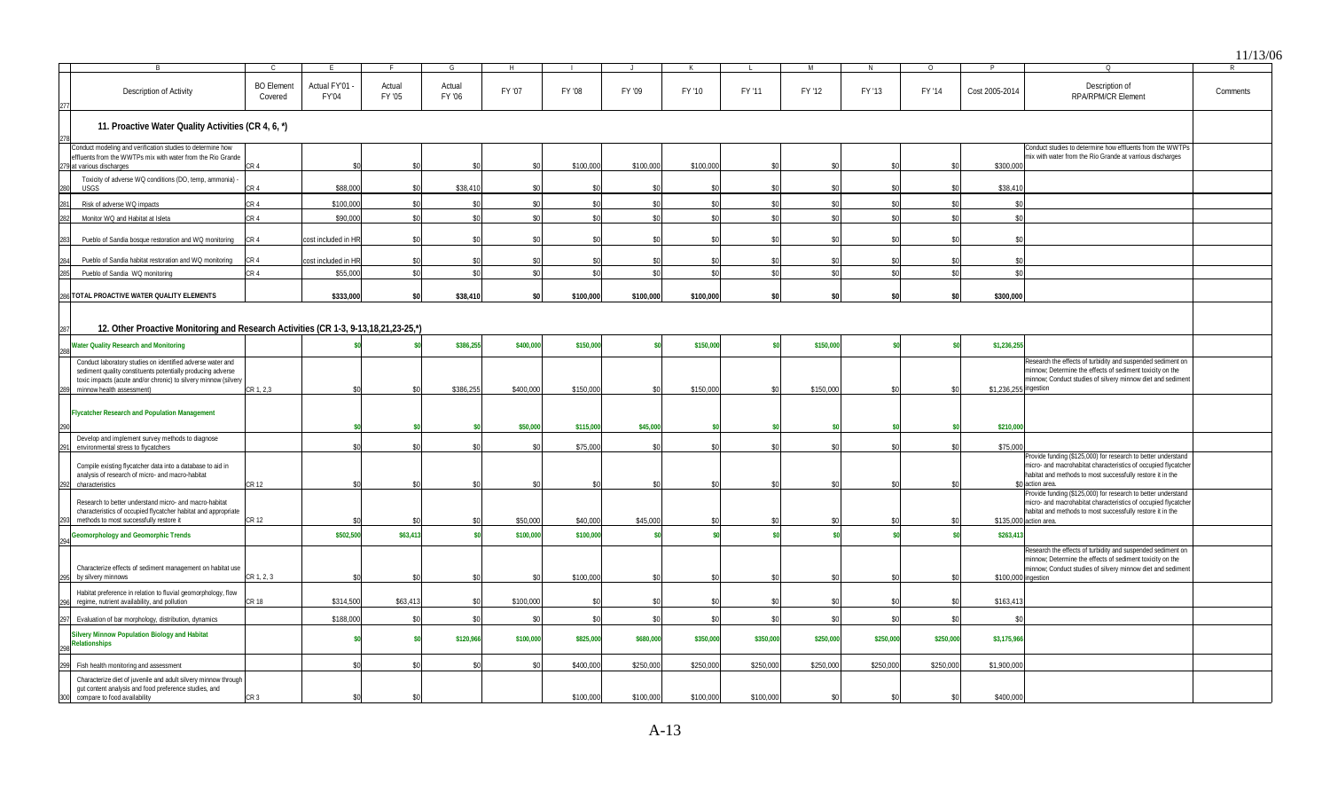| | Description of Activity | BO Element Covered | Actual FY'01 - FY'04 | Actual FY '05 | Actual FY '06 | FY '07 | FY '08 | FY '09 | FY '10 | FY '11 | FY '12 | FY '13 | FY '14 | Cost 2005-2014 | Description of RPA/RPM/CR Element | Comments |
|---|---|---|---|---|---|---|---|---|---|---|---|---|---|---|---|---|
| 278 | **11. Proactive Water Quality Activities (CR 4, 6, *)** | | | | | | | | | | | | | | | |
| 279 | Conduct modeling and verification studies to determine how effluents from the WWTPs mix with water from the Rio Grande at various discharges | CR 4 | $0 | $0 | $0 | $0 | $100,000 | $100,000 | $100,000 | $0 | $0 | $0 | $0 | $300,000 | Conduct studies to determine how effluents from the WWTPs mix with water from the Rio Grande at various discharges | |
| 280 | Toxicity of adverse WQ conditions (DO, temp, ammonia) - USGS | CR 4 | $88,000 | $0 | $38,410 | $0 | $0 | $0 | $0 | $0 | $0 | $0 | $0 | $38,410 | | |
| 281 | Risk of adverse WQ impacts | CR 4 | $100,000 | $0 | $0 | $0 | $0 | $0 | $0 | $0 | $0 | $0 | $0 | $0 | | |
| 282 | Monitor WQ and Habitat at Isleta | CR 4 | $90,000 | $0 | $0 | $0 | $0 | $0 | $0 | $0 | $0 | $0 | $0 | $0 | | |
| 283 | Pueblo of Sandia bosque restoration and WQ monitoring | CR 4 | cost included in HR | $0 | $0 | $0 | $0 | $0 | $0 | $0 | $0 | $0 | $0 | $0 | | |
| 284 | Pueblo of Sandia habitat restoration and WQ monitoring | CR 4 | cost included in HR | $0 | $0 | $0 | $0 | $0 | $0 | $0 | $0 | $0 | $0 | $0 | | |
| 285 | Pueblo of Sandia WQ monitoring | CR 4 | $55,000 | $0 | $0 | $0 | $0 | $0 | $0 | $0 | $0 | $0 | $0 | $0 | | |
| 286 | **TOTAL PROACTIVE WATER QUALITY ELEMENTS** | | **$333,000** | **$0** | **$38,410** | **$0** | **$100,000** | **$100,000** | **$100,000** | **$0** | **$0** | **$0** | **$0** | **$300,000** | | |
| 287 | **12. Other Proactive Monitoring and Research Activities (CR 1-3, 9-13,18,21,23-25,*)** | | | | | | | | | | | | | | | |
| 288 | **Water Quality Research and Monitoring** | | $0 | $0 | $386,255 | $400,000 | $150,000 | $0 | $150,000 | $0 | $150,000 | $0 | $0 | $1,236,255 | | |
| 289 | Conduct laboratory studies on identified adverse water and sediment quality constituents potentially producing adverse toxic impacts (acute and/or chronic) to silvery minnow (silvery minnow health assessment) | CR 1, 2,3 | $0 | $0 | $386,255 | $400,000 | $150,000 | $0 | $150,000 | $0 | $150,000 | $0 | $0 | $1,236,255 | Research the effects of turbidity and suspended sediment on minnow; Determine the effects of sediment toxicity on the minnow; Conduct studies of silvery minnow diet and sediment ingestion | |
| 290 | **Flycatcher Research and Population Management** | | $0 | $0 | $0 | $50,000 | $115,000 | $45,000 | $0 | $0 | $0 | $0 | $0 | $210,000 | | |
| 291 | Develop and implement survey methods to diagnose environmental stress to flycatchers | | $0 | $0 | $0 | $0 | $75,000 | $0 | $0 | $0 | $0 | $0 | $0 | $75,000 | | |
| 292 | Compile existing flycatcher data into a database to aid in analysis of research of micro- and macro-habitat characteristics | CR 12 | $0 | $0 | $0 | $0 | $0 | $0 | $0 | $0 | $0 | $0 | $0 | $0 | Provide funding ($125,000) for research to better understand micro- and macrohabitat characteristics of occupied flycatcher habitat and methods to most successfully restore it in the action area. | |
| 293 | Research to better understand micro- and macro-habitat characteristics of occupied flycatcher habitat and appropriate methods to most successfully restore it | CR 12 | $0 | $0 | $0 | $50,000 | $40,000 | $45,000 | $0 | $0 | $0 | $0 | $0 | $135,000 | Provide funding ($125,000) for research to better understand micro- and macrohabitat characteristics of occupied flycatcher habitat and methods to most successfully restore it in the action area. | |
| 294 | **Geomorphology and Geomorphic Trends** | | $502,500 | $63,413 | $0 | $100,000 | $100,000 | $0 | $0 | $0 | $0 | $0 | $0 | $263,413 | | |
| 295 | Characterize effects of sediment management on habitat use by silvery minnows | CR 1, 2, 3 | $0 | $0 | $0 | $0 | $100,000 | $0 | $0 | $0 | $0 | $0 | $0 | $100,000 | Research the effects of turbidity and suspended sediment on minnow; Determine the effects of sediment toxicity on the minnow; Conduct studies of silvery minnow diet and sediment ingestion | |
| 296 | Habitat preference in relation to fluvial geomorphology, flow regime, nutrient availability, and pollution | CR 18 | $314,500 | $63,413 | $0 | $100,000 | $0 | $0 | $0 | $0 | $0 | $0 | $0 | $163,413 | | |
| 297 | Evaluation of bar morphology, distribution, dynamics | | $188,000 | $0 | $0 | $0 | $0 | $0 | $0 | $0 | $0 | $0 | $0 | $0 | | |
| 298 | **Silvery Minnow Population Biology and Habitat Relationships** | | $0 | $0 | $120,966 | $100,000 | $825,000 | $680,000 | $350,000 | $350,000 | $250,000 | $250,000 | $250,000 | $3,175,966 | | |
| 299 | Fish health monitoring and assessment | | $0 | $0 | $0 | $0 | $400,000 | $250,000 | $250,000 | $250,000 | $250,000 | $250,000 | $250,000 | $1,900,000 | | |
| 300 | Characterize diet of juvenile and adult silvery minnow through gut content analysis and food preference studies, and compare to food availability | CR 3 | $0 | $0 | | | $100,000 | $100,000 | $100,000 | $100,000 | $0 | $0 | $0 | $400,000 | | |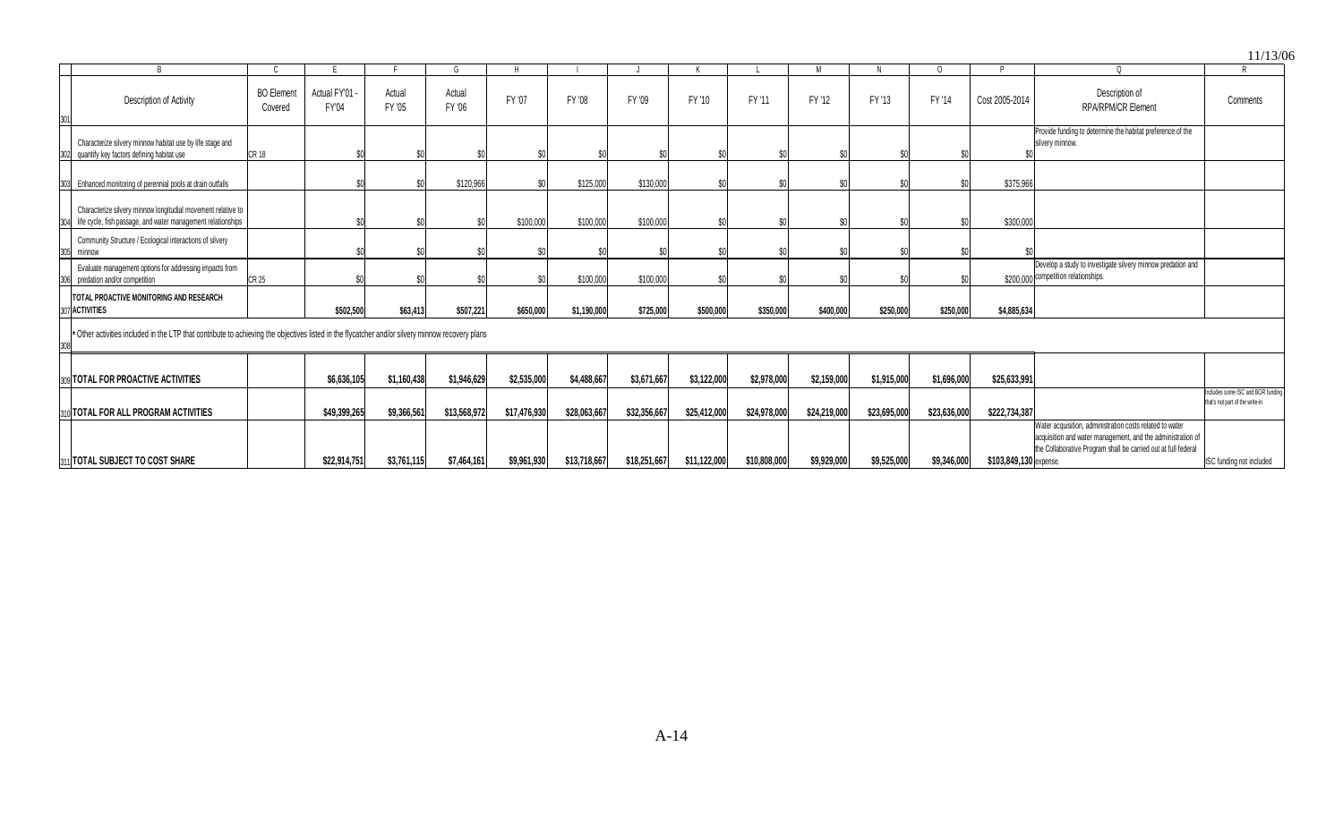11/13/06

| | B | C | E | F | G | H | I | J | K | L | M | N | O | P | Q | R |
|---|---|---|---|---|---|---|---|---|---|---|---|---|---|---|---|---|
| 301 | Description of Activity | BO Element Covered | Actual FY'01 - FY'04 | Actual FY '05 | Actual FY '06 | FY '07 | FY '08 | FY '09 | FY '10 | FY '11 | FY '12 | FY '13 | FY '14 | Cost 2005-2014 | Description of RPA/RPM/CR Element | Comments |
| 302 | Characterize silvery minnow habitat use by life stage and quantify key factors defining habitat use | CR 18 | $0 | $0 | $0 | $0 | $0 | $0 | $0 | $0 | $0 | $0 | $0 | $0 | Provide funding to determine the habitat preference of the silvery minnow. | |
| 303 | Enhanced monitoring of perennial pools at drain outfalls | | $0 | $0 | $120,966 | $0 | $125,000 | $130,000 | $0 | $0 | $0 | $0 | $0 | $375,966 | | |
| 304 | Characterize silvery minnow longitudial movement relative to life cycle, fish passage, and water management relationships | | $0 | $0 | $0 | $100,000 | $100,000 | $100,000 | $0 | $0 | $0 | $0 | $0 | $300,000 | | |
| 305 | Community Structure / Ecological interactions of silvery minnow | | $0 | $0 | $0 | $0 | $0 | $0 | $0 | $0 | $0 | $0 | $0 | $0 | | |
| 306 | Evaluate management options for addressing impacts from predation and/or competition | CR 25 | $0 | $0 | $0 | $0 | $100,000 | $100,000 | $0 | $0 | $0 | $0 | $0 | $200,000 | Develop a study to investigate silvery minnow predation and competition relationships. | |
| 307 | **TOTAL PROACTIVE MONITORING AND RESEARCH ACTIVITIES** | | **$502,500** | **$63,413** | **$507,221** | **$650,000** | **$1,190,000** | **$725,000** | **$500,000** | **$350,000** | **$400,000** | **$250,000** | **$250,000** | **$4,885,634** | | |
| 308 | * Other activities included in the LTP that contribute to achieving the objectives listed in the flycatcher and/or silvery minnow recovery plans | | | | | | | | | | | | | | | |
| 309 | **TOTAL FOR PROACTIVE ACTIVITIES** | | **$6,636,105** | **$1,160,438** | **$1,946,629** | **$2,535,000** | **$4,488,667** | **$3,671,667** | **$3,122,000** | **$2,978,000** | **$2,159,000** | **$1,915,000** | **$1,696,000** | **$25,633,991** | | |
| 310 | **TOTAL FOR ALL PROGRAM ACTIVITIES** | | **$49,399,265** | **$9,366,561** | **$13,568,972** | **$17,476,930** | **$28,063,667** | **$32,356,667** | **$25,412,000** | **$24,978,000** | **$24,219,000** | **$23,695,000** | **$23,636,000** | **$222,734,387** | | Includes some ISC and BOR funding that's not part of the write-in |
| 311 | **TOTAL SUBJECT TO COST SHARE** | | **$22,914,751** | **$3,761,115** | **$7,464,161** | **$9,961,930** | **$13,718,667** | **$18,251,667** | **$11,122,000** | **$10,808,000** | **$9,929,000** | **$9,525,000** | **$9,346,000** | **$103,849,130** | Water acquisition, administration costs related to water acquisition and water management, and the administration of the Collaborative Program shall be carried out at full federal expense. | ISC funding not included |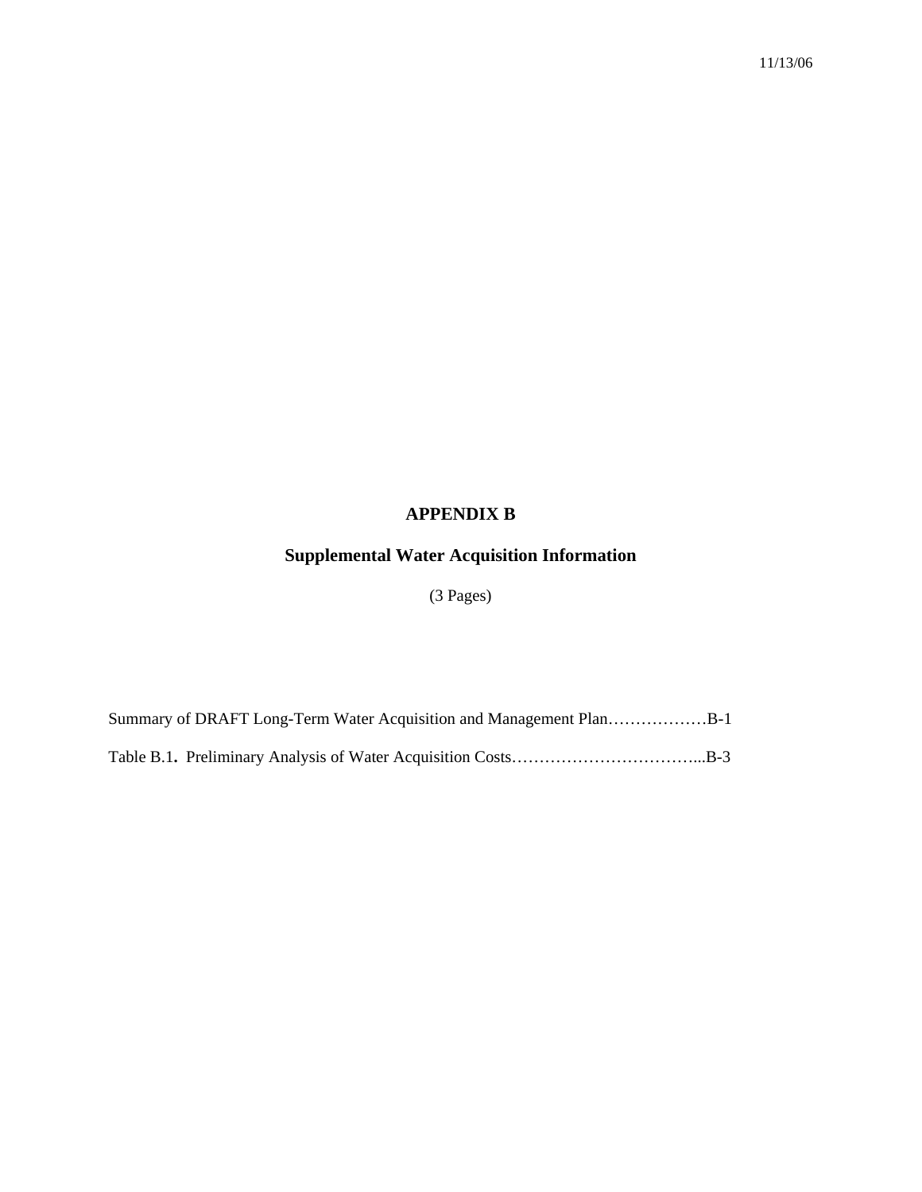# APPENDIX B

## Supplemental Water Acquisition Information

(3 Pages)

Summary of DRAFT Long-Term Water Acquisition and Management Plan………………B-1

Table B.1**.** Preliminary Analysis of Water Acquisition Costs……………………………...B-3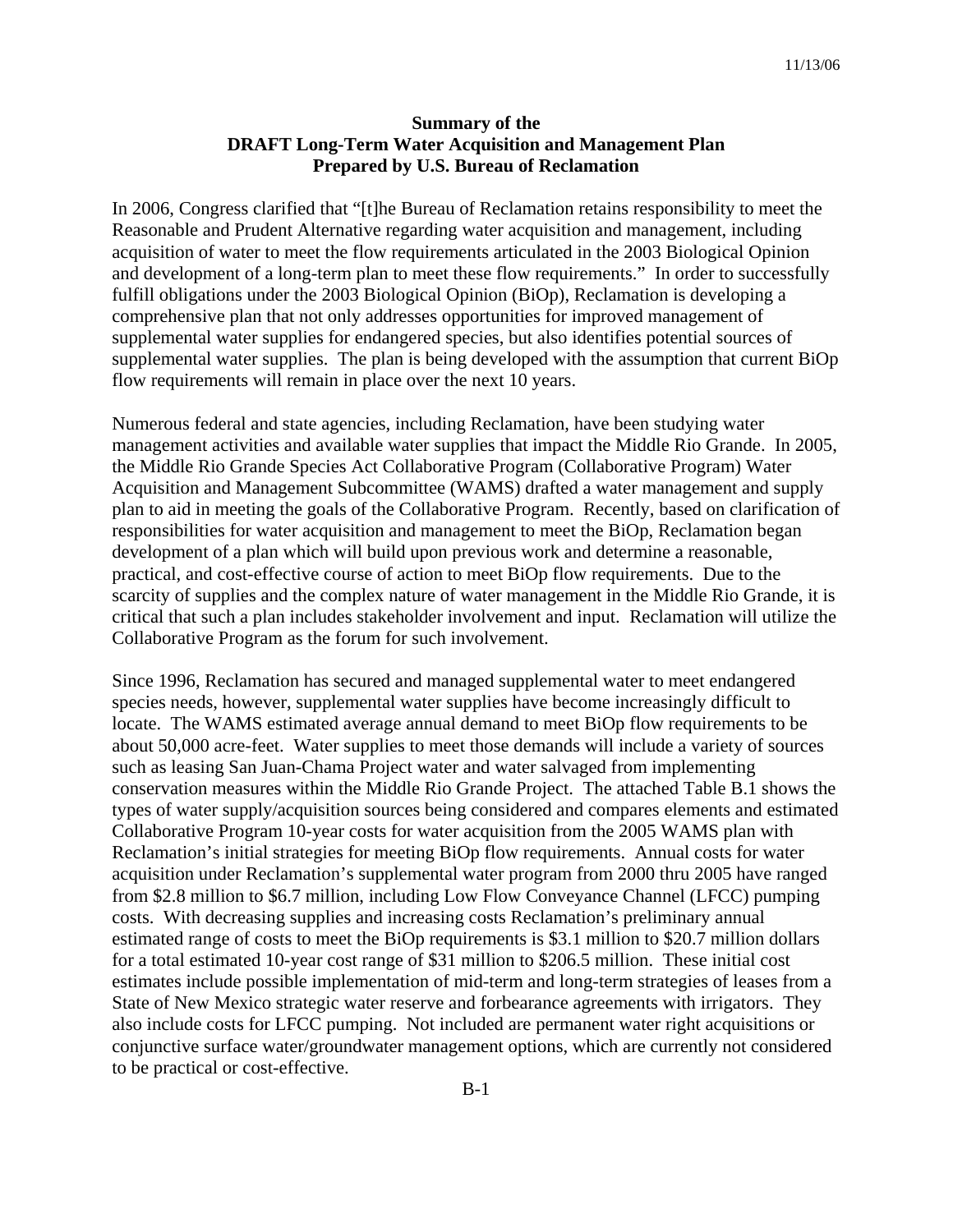11/13/06

**Summary of the**
**DRAFT Long-Term Water Acquisition and Management Plan**
**Prepared by U.S. Bureau of Reclamation**

In 2006, Congress clarified that "[t]he Bureau of Reclamation retains responsibility to meet the Reasonable and Prudent Alternative regarding water acquisition and management, including acquisition of water to meet the flow requirements articulated in the 2003 Biological Opinion and development of a long-term plan to meet these flow requirements." In order to successfully fulfill obligations under the 2003 Biological Opinion (BiOp), Reclamation is developing a comprehensive plan that not only addresses opportunities for improved management of supplemental water supplies for endangered species, but also identifies potential sources of supplemental water supplies. The plan is being developed with the assumption that current BiOp flow requirements will remain in place over the next 10 years.

Numerous federal and state agencies, including Reclamation, have been studying water management activities and available water supplies that impact the Middle Rio Grande. In 2005, the Middle Rio Grande Species Act Collaborative Program (Collaborative Program) Water Acquisition and Management Subcommittee (WAMS) drafted a water management and supply plan to aid in meeting the goals of the Collaborative Program. Recently, based on clarification of responsibilities for water acquisition and management to meet the BiOp, Reclamation began development of a plan which will build upon previous work and determine a reasonable, practical, and cost-effective course of action to meet BiOp flow requirements. Due to the scarcity of supplies and the complex nature of water management in the Middle Rio Grande, it is critical that such a plan includes stakeholder involvement and input. Reclamation will utilize the Collaborative Program as the forum for such involvement.

Since 1996, Reclamation has secured and managed supplemental water to meet endangered species needs, however, supplemental water supplies have become increasingly difficult to locate. The WAMS estimated average annual demand to meet BiOp flow requirements to be about 50,000 acre-feet. Water supplies to meet those demands will include a variety of sources such as leasing San Juan-Chama Project water and water salvaged from implementing conservation measures within the Middle Rio Grande Project. The attached Table B.1 shows the types of water supply/acquisition sources being considered and compares elements and estimated Collaborative Program 10-year costs for water acquisition from the 2005 WAMS plan with Reclamation's initial strategies for meeting BiOp flow requirements. Annual costs for water acquisition under Reclamation's supplemental water program from 2000 thru 2005 have ranged from \$2.8 million to \$6.7 million, including Low Flow Conveyance Channel (LFCC) pumping costs. With decreasing supplies and increasing costs Reclamation's preliminary annual estimated range of costs to meet the BiOp requirements is \$3.1 million to \$20.7 million dollars for a total estimated 10-year cost range of \$31 million to \$206.5 million. These initial cost estimates include possible implementation of mid-term and long-term strategies of leases from a State of New Mexico strategic water reserve and forbearance agreements with irrigators. They also include costs for LFCC pumping. Not included are permanent water right acquisitions or conjunctive surface water/groundwater management options, which are currently not considered to be practical or cost-effective.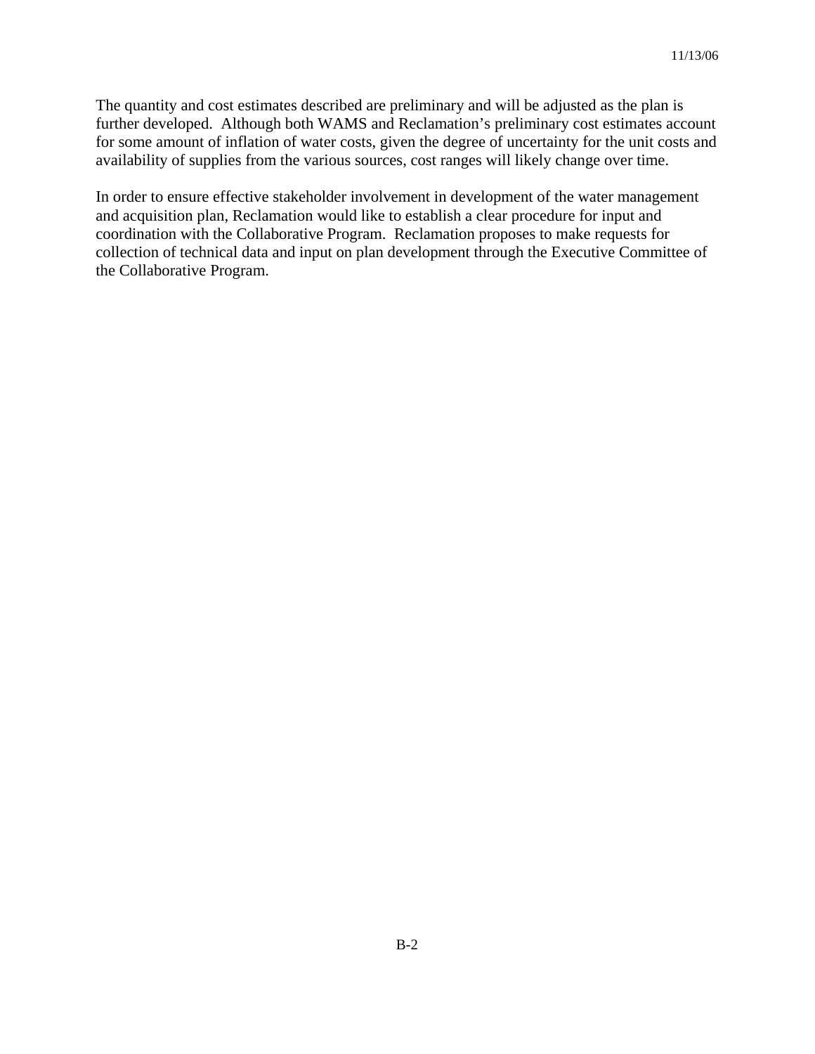The quantity and cost estimates described are preliminary and will be adjusted as the plan is further developed. Although both WAMS and Reclamation's preliminary cost estimates account for some amount of inflation of water costs, given the degree of uncertainty for the unit costs and availability of supplies from the various sources, cost ranges will likely change over time.

In order to ensure effective stakeholder involvement in development of the water management and acquisition plan, Reclamation would like to establish a clear procedure for input and coordination with the Collaborative Program. Reclamation proposes to make requests for collection of technical data and input on plan development through the Executive Committee of the Collaborative Program.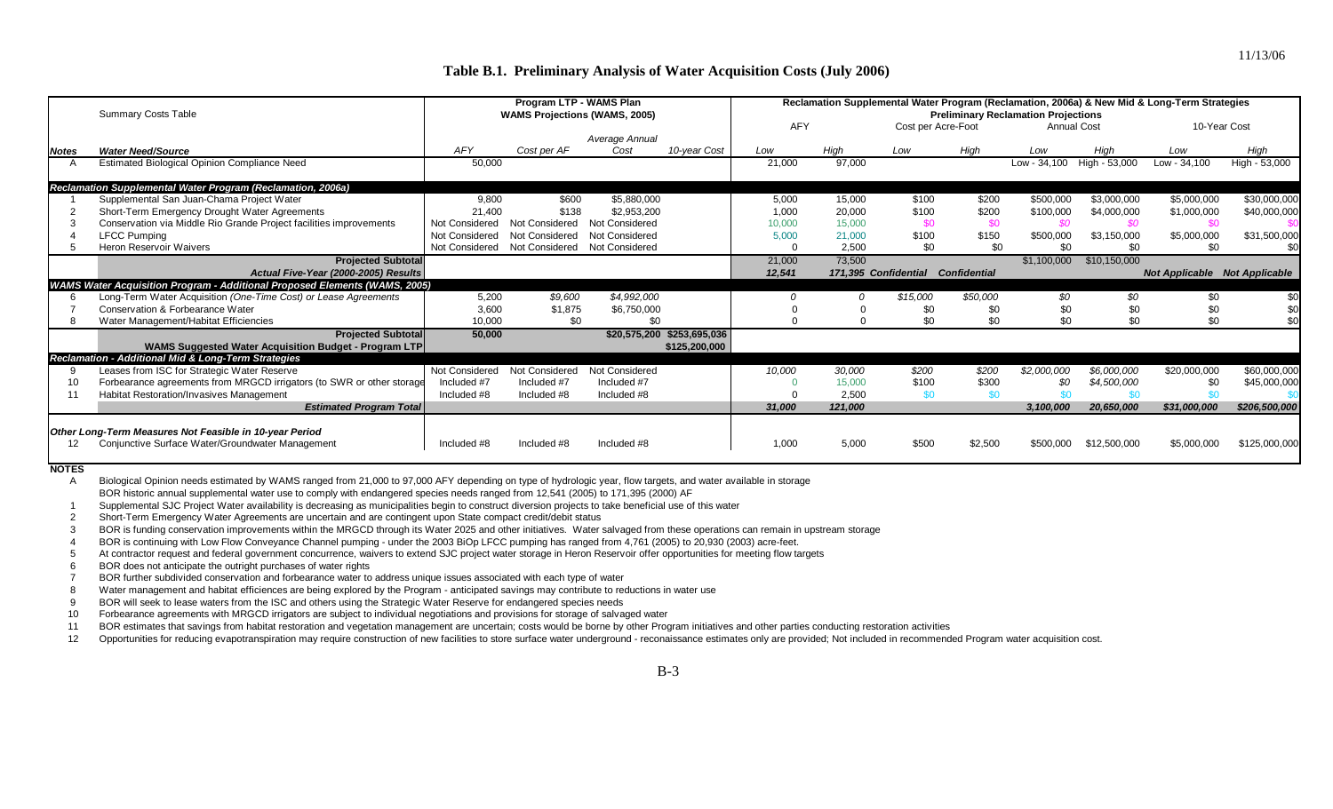11/13/06

## Table B.1. Preliminary Analysis of Water Acquisition Costs (July 2006)

| | Summary Costs Table | Program LTP - WAMS Plan WAMS Projections (WAMS, 2005) | | | | Reclamation Supplemental Water Program (Reclamation, 2006a) & New Mid & Long-Term Strategies Preliminary Reclamation Projections | | | | | | | |
|---|---|---|---|---|---|---|---|---|---|---|---|---|---|
| | | | | | | AFY | | Cost per Acre-Foot | | Annual Cost | | 10-Year Cost | |
| *Notes* | *Water Need/Source* | *AFY* | *Cost per AF* | *Average Annual Cost* | *10-year Cost* | *Low* | *High* | *Low* | *High* | *Low* | *High* | *Low* | *High* |
| A | Estimated Biological Opinion Compliance Need | 50,000 | | | | 21,000 | 97,000 | | | Low - 34,100 | High - 53,000 | Low - 34,100 | High - 53,000 |
| | ***Reclamation Supplemental Water Program (Reclamation, 2006a)*** | | | | | | | | | | | | |
| 1 | Supplemental San Juan-Chama Project Water | 9,800 | $600 | $5,880,000 | | 5,000 | 15,000 | $100 | $200 | $500,000 | $3,000,000 | $5,000,000 | $30,000,000 |
| 2 | Short-Term Emergency Drought Water Agreements | 21,400 | $138 | $2,953,200 | | 1,000 | 20,000 | $100 | $200 | $100,000 | $4,000,000 | $1,000,000 | $40,000,000 |
| 3 | Conservation via Middle Rio Grande Project facilities improvements | Not Considered | Not Considered | Not Considered | | 10,000 | 15,000 | $0 | $0 | $0 | $0 | $0 | $0 |
| 4 | LFCC Pumping | Not Considered | Not Considered | Not Considered | | 5,000 | 21,000 | $100 | $150 | $500,000 | $3,150,000 | $5,000,000 | $31,500,000 |
| 5 | Heron Reservoir Waivers | Not Considered | Not Considered | Not Considered | | 0 | 2,500 | $0 | $0 | $0 | $0 | $0 | $0 |
| | **Projected Subtotal** | | | | | 21,000 | 73,500 | | | $1,100,000 | $10,150,000 | | |
| | ***Actual Five-Year (2000-2005) Results*** | | | | | ***12,541*** | ***171,395*** | ***Confidential*** | ***Confidential*** | | | ***Not Applicable*** | ***Not Applicable*** |
| | ***WAMS Water Acquisition Program - Additional Proposed Elements (WAMS, 2005)*** | | | | | | | | | | | | |
| 6 | Long-Term Water Acquisition *(One-Time Cost) or Lease Agreements* | 5,200 | *$9,600* | *$4,992,000* | | *0* | *0* | *$15,000* | *$50,000* | *$0* | *$0* | $0 | $0 |
| 7 | Conservation & Forbearance Water | 3,600 | $1,875 | $6,750,000 | | 0 | 0 | $0 | $0 | $0 | $0 | $0 | $0 |
| 8 | Water Management/Habitat Efficiencies | 10,000 | $0 | $0 | | 0 | 0 | $0 | $0 | $0 | $0 | $0 | $0 |
| | **Projected Subtotal** | **50,000** | | **$20,575,200** | **$253,695,036** | | | | | | | | |
| | **WAMS Suggested Water Acquisition Budget - Program LTP** | | | | **$125,200,000** | | | | | | | | |
| | ***Reclamation - Additional Mid & Long-Term Strategies*** | | | | | | | | | | | | |
| 9 | Leases from ISC for Strategic Water Reserve | Not Considered | Not Considered | Not Considered | | *10,000* | *30,000* | *$200* | *$200* | *$2,000,000* | *$6,000,000* | $20,000,000 | $60,000,000 |
| 10 | Forbearance agreements from MRGCD irrigators (to SWR or other storage | Included #7 | Included #7 | Included #7 | | 0 | 15,000 | $100 | $300 | *$0* | *$4,500,000* | $0 | $45,000,000 |
| 11 | Habitat Restoration/Invasives Management | Included #8 | Included #8 | Included #8 | | 0 | 2,500 | $0 | $0 | $0 | $0 | $0 | $0 |
| | ***Estimated Program Total*** | | | | | ***31,000*** | ***121,000*** | | | ***3,100,000*** | ***20,650,000*** | ***$31,000,000*** | ***$206,500,000*** |
| | ***Other Long-Term Measures Not Feasible in 10-year Period*** | | | | | | | | | | | | |
| 12 | Conjunctive Surface Water/Groundwater Management | Included #8 | Included #8 | Included #8 | | 1,000 | 5,000 | $500 | $2,500 | $500,000 | $12,500,000 | $5,000,000 | $125,000,000 |

**NOTES**

- A — Biological Opinion needs estimated by WAMS ranged from 21,000 to 97,000 AFY depending on type of hydrologic year, flow targets, and water available in storage
  BOR historic annual supplemental water use to comply with endangered species needs ranged from 12,541 (2005) to 171,395 (2000) AF
- 1 — Supplemental SJC Project Water availability is decreasing as municipalities begin to construct diversion projects to take beneficial use of this water
- 2 — Short-Term Emergency Drought Water Agreements are uncertain and are contingent upon State compact credit/debit status
- 3 — BOR is funding conservation improvements within the MRGCD through its Water 2025 and other initiatives. Water salvaged from these operations can remain in upstream storage
- 4 — BOR is continuing with Low Flow Conveyance Channel pumping - under the 2003 BiOp LFCC pumping has ranged from 4,761 (2005) to 20,930 (2003) acre-feet.
- 5 — At contractor request and federal government concurrence, waivers to extend SJC project water storage in Heron Reservoir offer opportunities for meeting flow targets
- 6 — BOR does not anticipate the outright purchases of water rights
- 7 — BOR further subdivided conservation and forbearance water to address unique issues associated with each type of water
- 8 — Water management and habitat efficiences are being explored by the Program - anticipated savings may contribute to reductions in water use
- 9 — BOR will seek to lease waters from the ISC and others using the Strategic Water Reserve for endangered species needs
- 10 — Forbearance agreements with MRGCD irrigators are subject to individual negotiations and provisions for storage of salvaged water
- 11 — BOR estimates that savings from habitat restoration and vegetation management are uncertain; costs would be borne by other Program initiatives and other parties conducting restoration activities
- 12 — Opportunities for reducing evapotranspiration may require construction of new facilities to store surface water underground - reconaissance estimates only are provided; Not included in recommended Program water acquisition cost.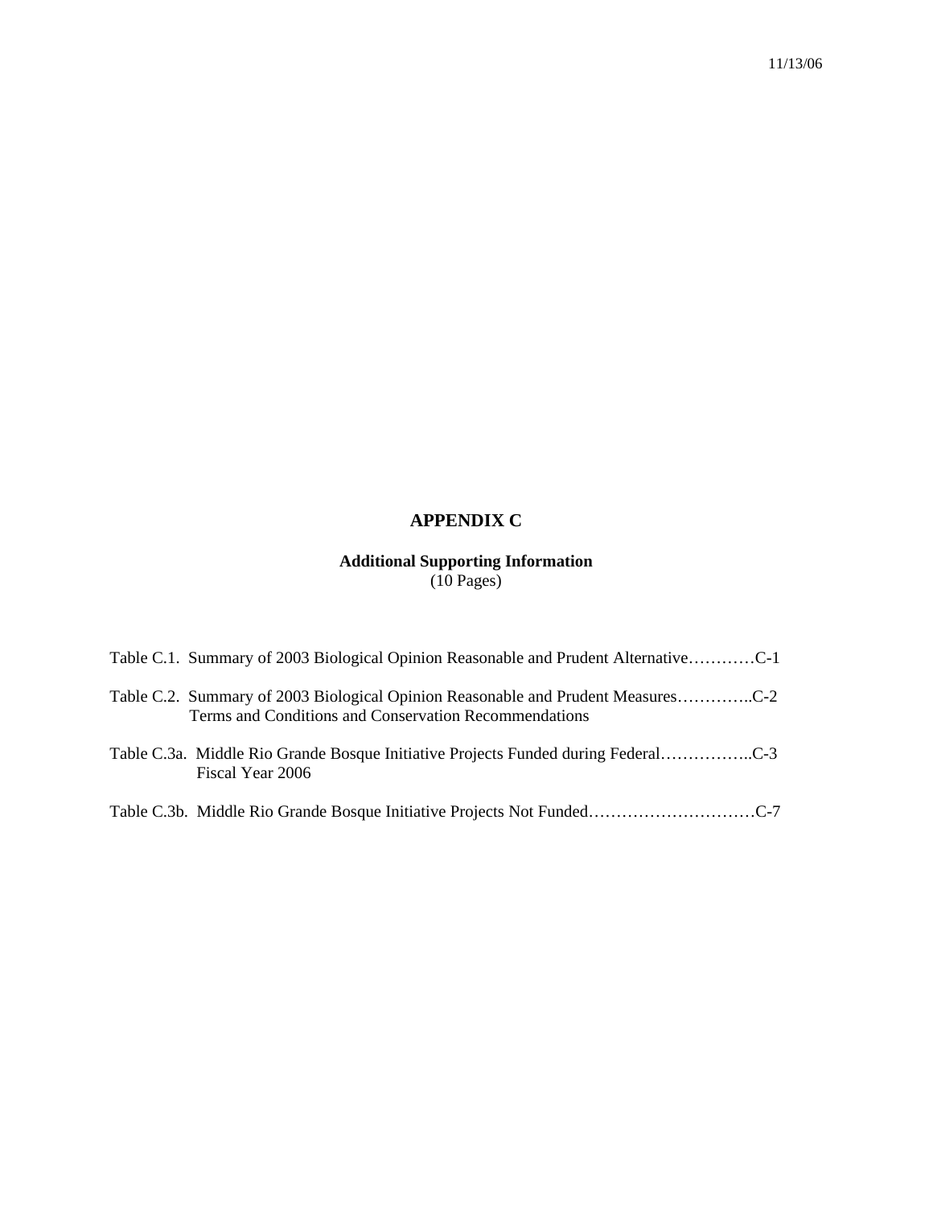# APPENDIX C

**Additional Supporting Information**
(10 Pages)

Table C.1. Summary of 2003 Biological Opinion Reasonable and Prudent Alternative…………C-1

Table C.2. Summary of 2003 Biological Opinion Reasonable and Prudent Measures…………..C-2
Terms and Conditions and Conservation Recommendations

Table C.3a. Middle Rio Grande Bosque Initiative Projects Funded during Federal……………..C-3
Fiscal Year 2006

Table C.3b. Middle Rio Grande Bosque Initiative Projects Not Funded…………………………C-7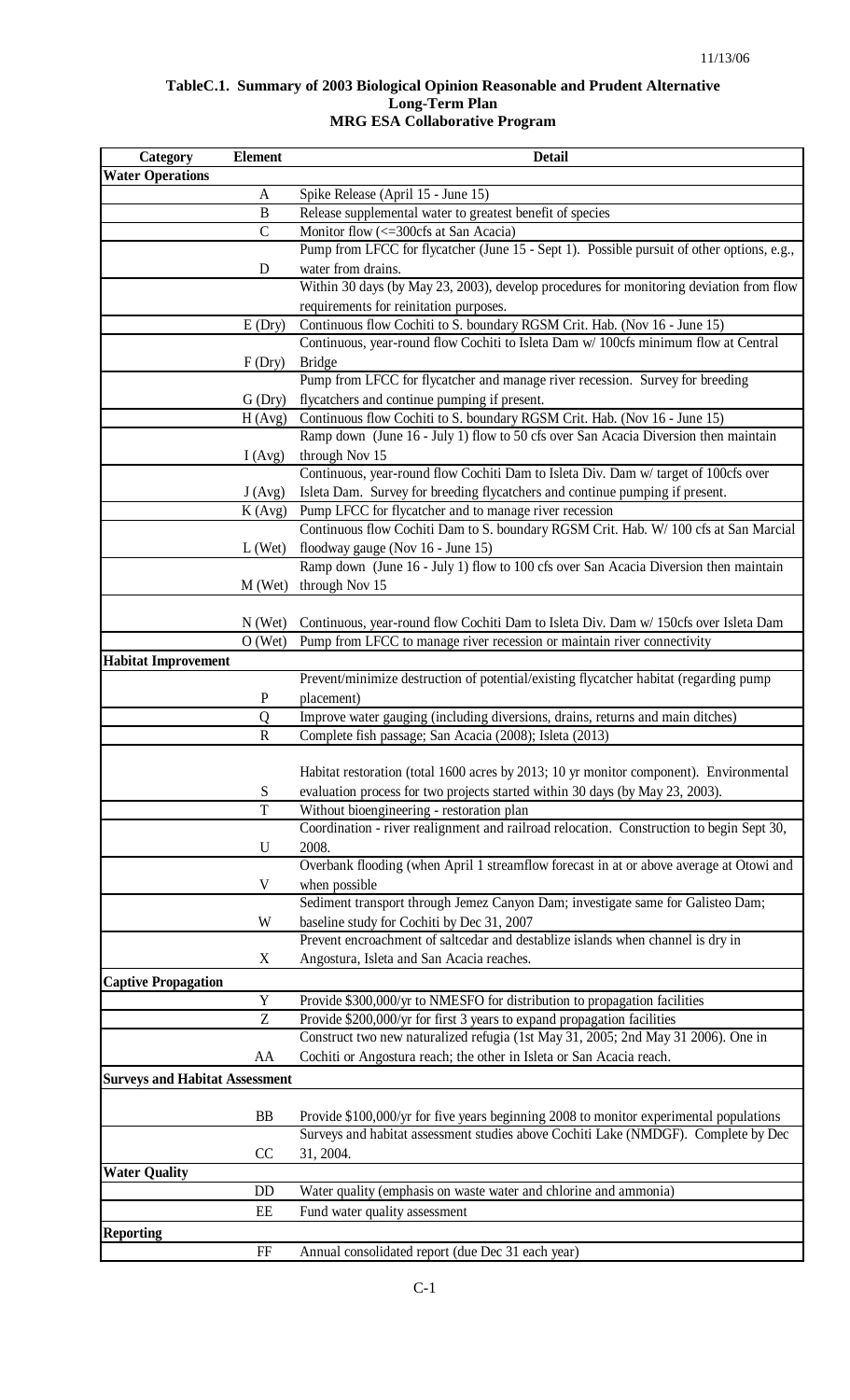11/13/06

**TableC.1. Summary of 2003 Biological Opinion Reasonable and Prudent Alternative Long-Term Plan MRG ESA Collaborative Program**

| Category | Element | Detail |
|---|---|---|
| **Water Operations** | | |
| | A | Spike Release (April 15 - June 15) |
| | B | Release supplemental water to greatest benefit of species |
| | C | Monitor flow (<=300cfs at San Acacia) |
| | D | Pump from LFCC for flycatcher (June 15 - Sept 1). Possible pursuit of other options, e.g., water from drains. |
| | | Within 30 days (by May 23, 2003), develop procedures for monitoring deviation from flow requirements for reinitation purposes. |
| | E (Dry) | Continuous flow Cochiti to S. boundary RGSM Crit. Hab. (Nov 16 - June 15) |
| | F (Dry) | Continuous, year-round flow Cochiti to Isleta Dam w/ 100cfs minimum flow at Central Bridge |
| | G (Dry) | Pump from LFCC for flycatcher and manage river recession. Survey for breeding flycatchers and continue pumping if present. |
| | H (Avg) | Continuous flow Cochiti to S. boundary RGSM Crit. Hab. (Nov 16 - June 15) |
| | I (Avg) | Ramp down (June 16 - July 1) flow to 50 cfs over San Acacia Diversion then maintain through Nov 15 |
| | J (Avg) | Continuous, year-round flow Cochiti Dam to Isleta Div. Dam w/ target of 100cfs over Isleta Dam. Survey for breeding flycatchers and continue pumping if present. |
| | K (Avg) | Pump LFCC for flycatcher and to manage river recession |
| | L (Wet) | Continuous flow Cochiti Dam to S. boundary RGSM Crit. Hab. W/ 100 cfs at San Marcial floodway gauge (Nov 16 - June 15) |
| | M (Wet) | Ramp down (June 16 - July 1) flow to 100 cfs over San Acacia Diversion then maintain through Nov 15 |
| | N (Wet) | Continuous, year-round flow Cochiti Dam to Isleta Div. Dam w/ 150cfs over Isleta Dam |
| | O (Wet) | Pump from LFCC to manage river recession or maintain river connectivity |
| **Habitat Improvement** | | |
| | P | Prevent/minimize destruction of potential/existing flycatcher habitat (regarding pump placement) |
| | Q | Improve water gauging (including diversions, drains, returns and main ditches) |
| | R | Complete fish passage; San Acacia (2008); Isleta (2013) |
| | S | Habitat restoration (total 1600 acres by 2013; 10 yr monitor component). Environmental evaluation process for two projects started within 30 days (by May 23, 2003). |
| | T | Without bioengineering - restoration plan |
| | U | Coordination - river realignment and railroad relocation. Construction to begin Sept 30, 2008. |
| | V | Overbank flooding (when April 1 streamflow forecast in at or above average at Otowi and when possible |
| | W | Sediment transport through Jemez Canyon Dam; investigate same for Galisteo Dam; baseline study for Cochiti by Dec 31, 2007 |
| | X | Prevent encroachment of saltcedar and destablize islands when channel is dry in Angostura, Isleta and San Acacia reaches. |
| **Captive Propagation** | | |
| | Y | Provide \$300,000/yr to NMESFO for distribution to propagation facilities |
| | Z | Provide \$200,000/yr for first 3 years to expand propagation facilities |
| | AA | Construct two new naturalized refugia (1st May 31, 2005; 2nd May 31 2006). One in Cochiti or Angostura reach; the other in Isleta or San Acacia reach. |
| **Surveys and Habitat Assessment** | | |
| | BB | Provide \$100,000/yr for five years beginning 2008 to monitor experimental populations |
| | CC | Surveys and habitat assessment studies above Cochiti Lake (NMDGF). Complete by Dec 31, 2004. |
| **Water Quality** | | |
| | DD | Water quality (emphasis on waste water and chlorine and ammonia) |
| | EE | Fund water quality assessment |
| **Reporting** | | |
| | FF | Annual consolidated report (due Dec 31 each year) |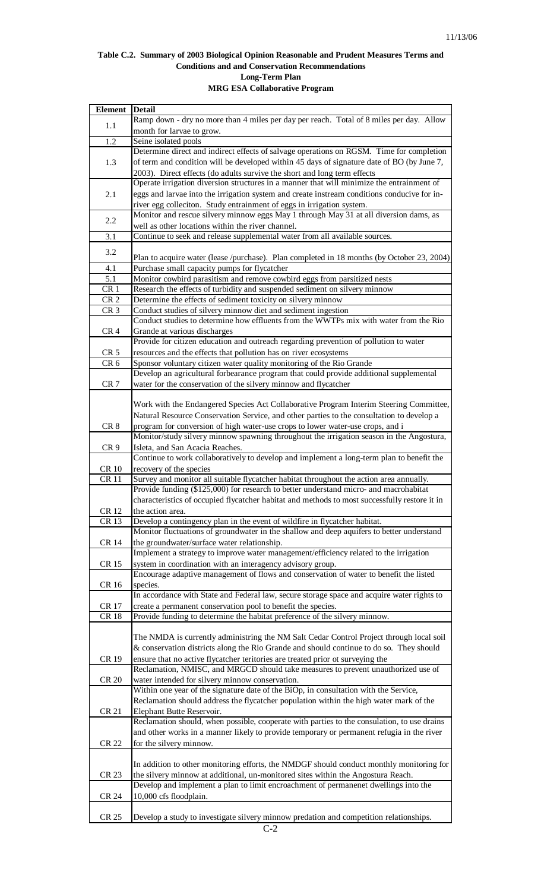**Table C.2. Summary of 2003 Biological Opinion Reasonable and Prudent Measures Terms and Conditions and and Conservation Recommendations**
**Long-Term Plan**
**MRG ESA Collaborative Program**

| Element | Detail |
|---|---|
| 1.1 | Ramp down - dry no more than 4 miles per day per reach. Total of 8 miles per day. Allow month for larvae to grow. |
| 1.2 | Seine isolated pools |
| 1.3 | Determine direct and indirect effects of salvage operations on RGSM. Time for completion of term and condition will be developed within 45 days of signature date of BO (by June 7, 2003). Direct effects (do adults survive the short and long term effects |
| 2.1 | Operate irrigation diversion structures in a manner that will minimize the entrainment of eggs and larvae into the irrigation system and create instream conditions conducive for in-river egg colleciton. Study entrainment of eggs in irrigation system. |
| 2.2 | Monitor and rescue silvery minnow eggs May 1 through May 31 at all diversion dams, as well as other locations within the river channel. |
| 3.1 | Continue to seek and release supplemental water from all available sources. |
| 3.2 | Plan to acquire water (lease /purchase). Plan completed in 18 months (by October 23, 2004) |
| 4.1 | Purchase small capacity pumps for flycatcher |
| 5.1 | Monitor cowbird parasitism and remove cowbird eggs from parsitized nests |
| CR 1 | Research the effects of turbidity and suspended sediment on silvery minnow |
| CR 2 | Determine the effects of sediment toxicity on silvery minnow |
| CR 3 | Conduct studies of silvery minnow diet and sediment ingestion |
| CR 4 | Conduct studies to determine how effluents from the WWTPs mix with water from the Rio Grande at various discharges |
| CR 5 | Provide for citizen education and outreach regarding prevention of pollution to water resources and the effects that pollution has on river ecosystems |
| CR 6 | Sponsor voluntary citizen water quality monitoring of the Rio Grande |
| CR 7 | Develop an agricultural forbearance program that could provide additional supplemental water for the conservation of the silvery minnow and flycatcher |
| CR 8 | Work with the Endangered Species Act Collaborative Program Interim Steering Committee, Natural Resource Conservation Service, and other parties to the consultation to develop a program for conversion of high water-use crops to lower water-use crops, and i |
| CR 9 | Monitor/study silvery minnow spawning throughout the irrigation season in the Angostura, Isleta, and San Acacia Reaches. |
| CR 10 | Continue to work collaboratively to develop and implement a long-term plan to benefit the recovery of the species |
| CR 11 | Survey and monitor all suitable flycatcher habitat throughout the action area annually. |
| CR 12 | Provide funding ($125,000) for research to better understand micro- and macrohabitat characteristics of occupied flycatcher habitat and methods to most successfully restore it in the action area. |
| CR 13 | Develop a contingency plan in the event of wildfire in flycatcher habitat. |
| CR 14 | Monitor fluctuations of groundwater in the shallow and deep aquifers to better understand the groundwater/surface water relationship. |
| CR 15 | Implement a strategy to improve water management/efficiency related to the irrigation system in coordination with an interagency advisory group. |
| CR 16 | Encourage adaptive management of flows and conservation of water to benefit the listed species. |
| CR 17 | In accordance with State and Federal law, secure storage space and acquire water rights to create a permanent conservation pool to benefit the species. |
| CR 18 | Provide funding to determine the habitat preference of the silvery minnow. |
| CR 19 | The NMDA is currently administering the NM Salt Cedar Control Project through local soil & conservation districts along the Rio Grande and should continue to do so. They should ensure that no active flycatcher teritories are treated prior ot surveying the |
| CR 20 | Reclamation, NMISC, and MRGCD should take measures to prevent unauthorized use of water intended for silvery minnow conservation. |
| CR 21 | Within one year of the signature date of the BiOp, in consultation with the Service, Reclamation should address the flycatcher population within the high water mark of the Elephant Butte Reservoir. |
| CR 22 | Reclamation should, when possible, cooperate with parties to the consulation, to use drains and other works in a manner likely to provide temporary or permanent refugia in the river for the silvery minnow. |
| CR 23 | In addition to other monitoring efforts, the NMDGF should conduct monthly monitoring for the silvery minnow at additional, un-monitored sites within the Angostura Reach. |
| CR 24 | Develop and implement a plan to limit encroachment of permanenet dwellings into the 10,000 cfs floodplain. |
| CR 25 | Develop a study to investigate silvery minnow predation and competition relationships. |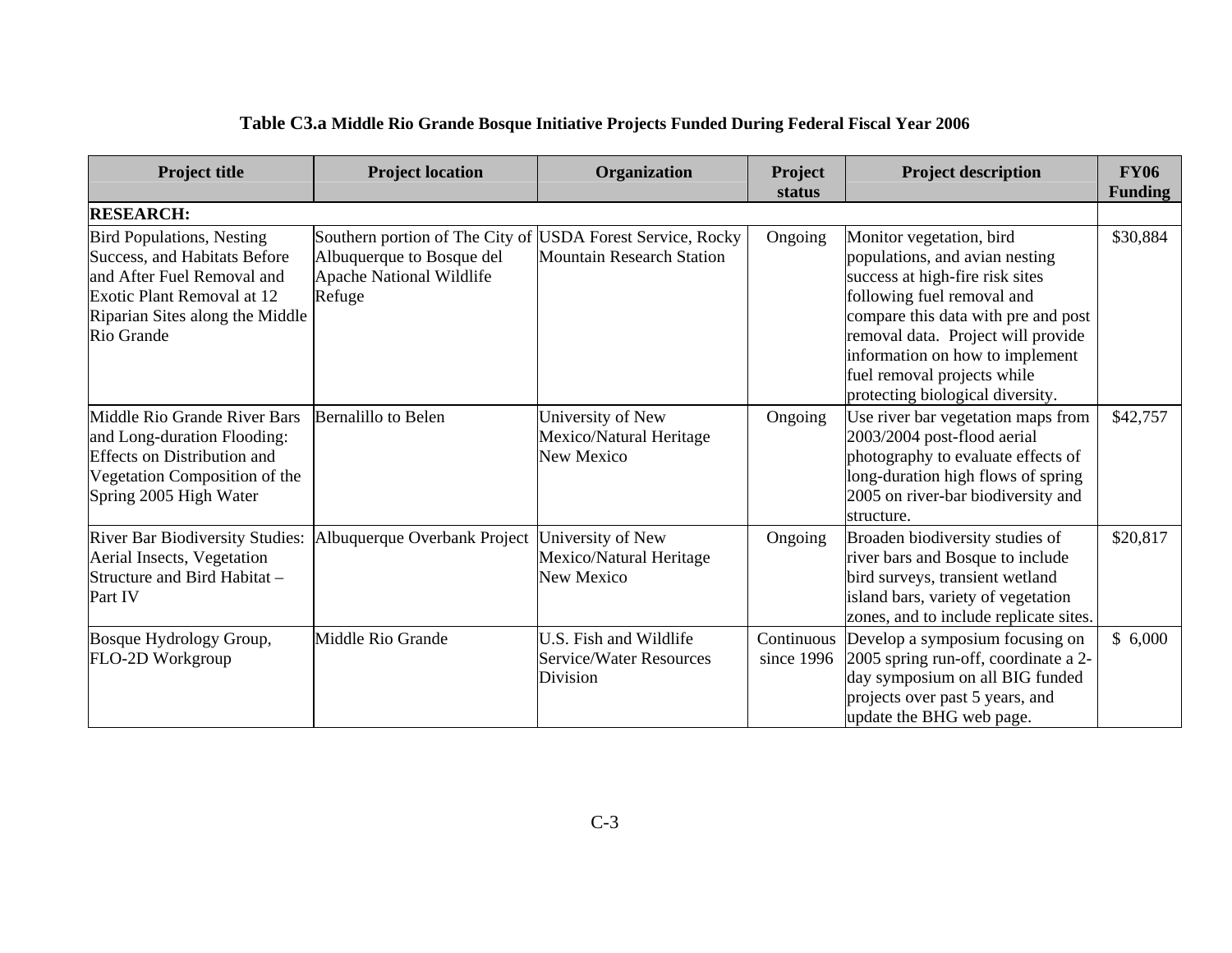**Table C3.a Middle Rio Grande Bosque Initiative Projects Funded During Federal Fiscal Year 2006**

| Project title | Project location | Organization | Project status | Project description | FY06 Funding |
|---|---|---|---|---|---|
| **RESEARCH:** | | | | | |
| Bird Populations, Nesting Success, and Habitats Before and After Fuel Removal and Exotic Plant Removal at 12 Riparian Sites along the Middle Rio Grande | Southern portion of The City of Albuquerque to Bosque del Apache National Wildlife Refuge | USDA Forest Service, Rocky Mountain Research Station | Ongoing | Monitor vegetation, bird populations, and avian nesting success at high-fire risk sites following fuel removal and compare this data with pre and post removal data. Project will provide information on how to implement fuel removal projects while protecting biological diversity. | \$30,884 |
| Middle Rio Grande River Bars and Long-duration Flooding: Effects on Distribution and Vegetation Composition of the Spring 2005 High Water | Bernalillo to Belen | University of New Mexico/Natural Heritage New Mexico | Ongoing | Use river bar vegetation maps from 2003/2004 post-flood aerial photography to evaluate effects of long-duration high flows of spring 2005 on river-bar biodiversity and structure. | \$42,757 |
| River Bar Biodiversity Studies: Aerial Insects, Vegetation Structure and Bird Habitat – Part IV | Albuquerque Overbank Project | University of New Mexico/Natural Heritage New Mexico | Ongoing | Broaden biodiversity studies of river bars and Bosque to include bird surveys, transient wetland island bars, variety of vegetation zones, and to include replicate sites. | \$20,817 |
| Bosque Hydrology Group, FLO-2D Workgroup | Middle Rio Grande | U.S. Fish and Wildlife Service/Water Resources Division | Continuous since 1996 | Develop a symposium focusing on 2005 spring run-off, coordinate a 2-day symposium on all BIG funded projects over past 5 years, and update the BHG web page. | \$ 6,000 |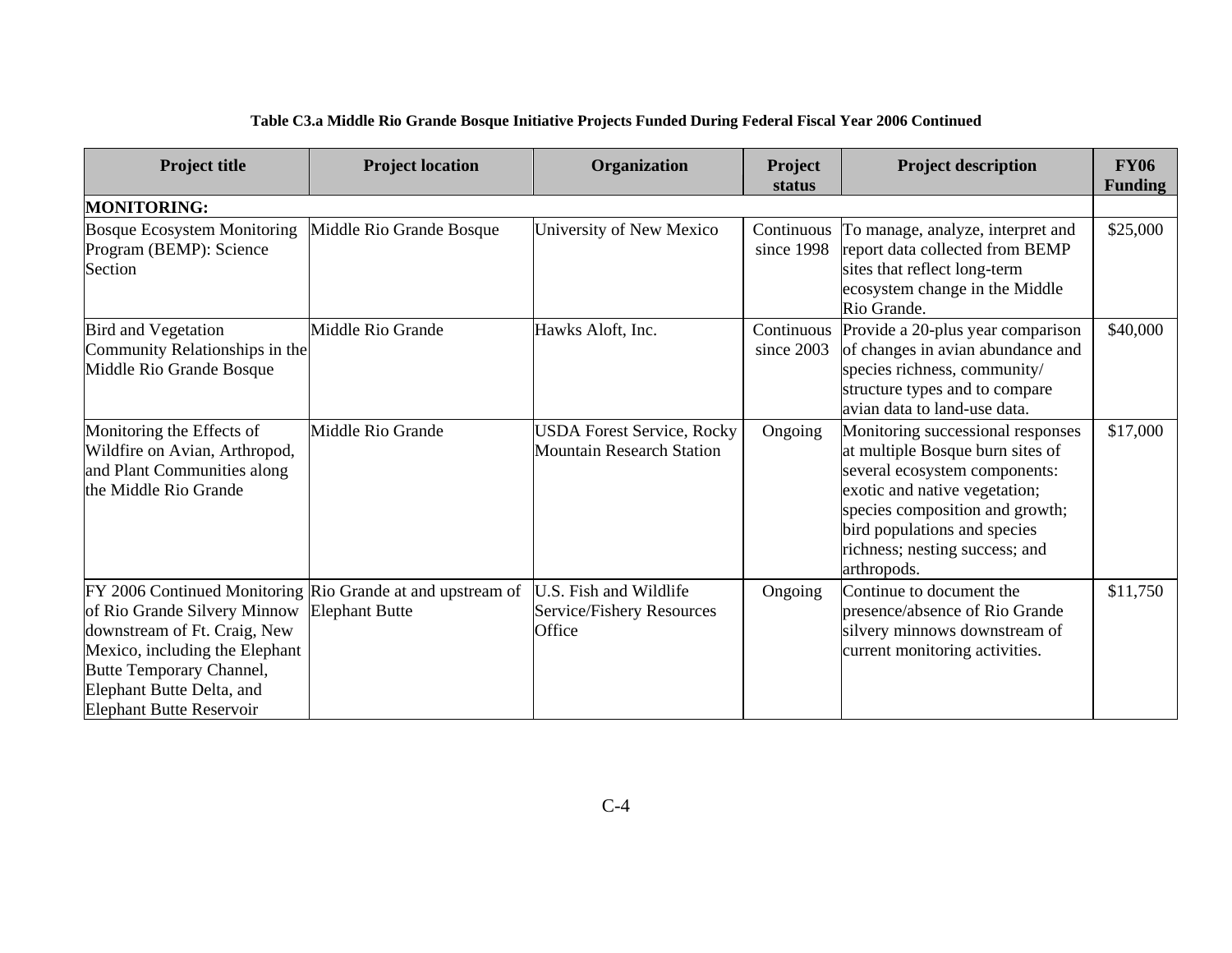**Table C3.a Middle Rio Grande Bosque Initiative Projects Funded During Federal Fiscal Year 2006 Continued**

| Project title | Project location | Organization | Project status | Project description | FY06 Funding |
|---|---|---|---|---|---|
| **MONITORING:** | | | | | |
| Bosque Ecosystem Monitoring Program (BEMP): Science Section | Middle Rio Grande Bosque | University of New Mexico | Continuous since 1998 | To manage, analyze, interpret and report data collected from BEMP sites that reflect long-term ecosystem change in the Middle Rio Grande. | $25,000 |
| Bird and Vegetation Community Relationships in the Middle Rio Grande Bosque | Middle Rio Grande | Hawks Aloft, Inc. | Continuous since 2003 | Provide a 20-plus year comparison of changes in avian abundance and species richness, community/ structure types and to compare avian data to land-use data. | $40,000 |
| Monitoring the Effects of Wildfire on Avian, Arthropod, and Plant Communities along the Middle Rio Grande | Middle Rio Grande | USDA Forest Service, Rocky Mountain Research Station | Ongoing | Monitoring successional responses at multiple Bosque burn sites of several ecosystem components: exotic and native vegetation; species composition and growth; bird populations and species richness; nesting success; and arthropods. | $17,000 |
| FY 2006 Continued Monitoring of Rio Grande Silvery Minnow downstream of Ft. Craig, New Mexico, including the Elephant Butte Temporary Channel, Elephant Butte Delta, and Elephant Butte Reservoir | Rio Grande at and upstream of Elephant Butte | U.S. Fish and Wildlife Service/Fishery Resources Office | Ongoing | Continue to document the presence/absence of Rio Grande silvery minnows downstream of current monitoring activities. | $11,750 |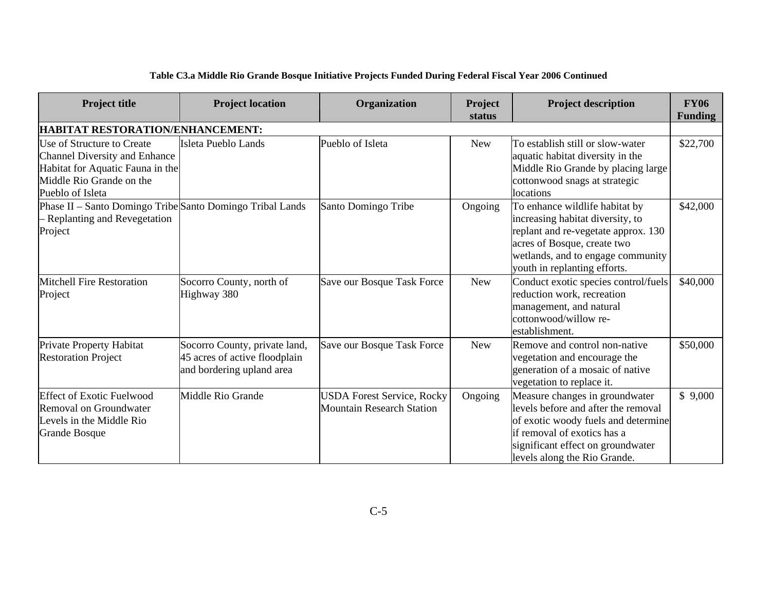**Table C3.a Middle Rio Grande Bosque Initiative Projects Funded During Federal Fiscal Year 2006 Continued**

| Project title | Project location | Organization | Project status | Project description | FY06 Funding |
|---|---|---|---|---|---|
| **HABITAT RESTORATION/ENHANCEMENT:** | | | | | |
| Use of Structure to Create Channel Diversity and Enhance Habitat for Aquatic Fauna in the Middle Rio Grande on the Pueblo of Isleta | Isleta Pueblo Lands | Pueblo of Isleta | New | To establish still or slow-water aquatic habitat diversity in the Middle Rio Grande by placing large cottonwood snags at strategic locations | $22,700 |
| Phase II – Santo Domingo Tribe – Replanting and Revegetation Project | Santo Domingo Tribal Lands | Santo Domingo Tribe | Ongoing | To enhance wildlife habitat by increasing habitat diversity, to replant and re-vegetate approx. 130 acres of Bosque, create two wetlands, and to engage community youth in replanting efforts. | $42,000 |
| Mitchell Fire Restoration Project | Socorro County, north of Highway 380 | Save our Bosque Task Force | New | Conduct exotic species control/fuels reduction work, recreation management, and natural cottonwood/willow re-establishment. | $40,000 |
| Private Property Habitat Restoration Project | Socorro County, private land, 45 acres of active floodplain and bordering upland area | Save our Bosque Task Force | New | Remove and control non-native vegetation and encourage the generation of a mosaic of native vegetation to replace it. | $50,000 |
| Effect of Exotic Fuelwood Removal on Groundwater Levels in the Middle Rio Grande Bosque | Middle Rio Grande | USDA Forest Service, Rocky Mountain Research Station | Ongoing | Measure changes in groundwater levels before and after the removal of exotic woody fuels and determine if removal of exotics has a significant effect on groundwater levels along the Rio Grande. | $ 9,000 |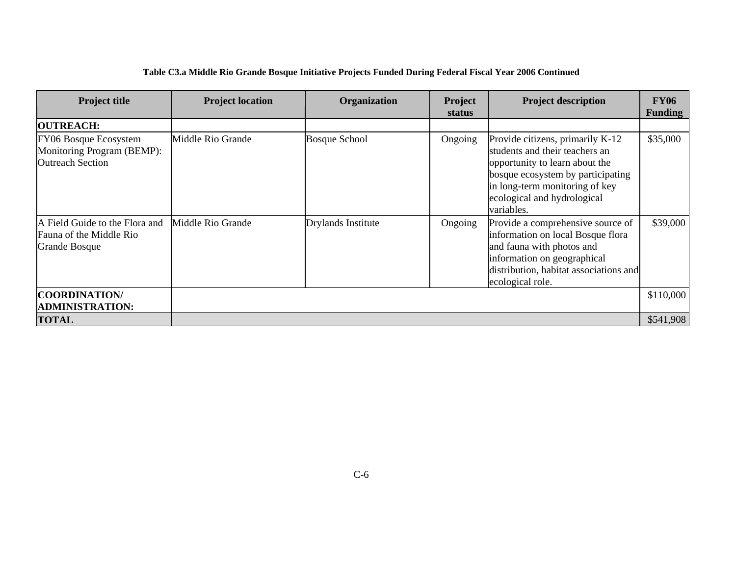**Table C3.a Middle Rio Grande Bosque Initiative Projects Funded During Federal Fiscal Year 2006 Continued**

| Project title | Project location | Organization | Project status | Project description | FY06 Funding |
|---|---|---|---|---|---|
| **OUTREACH:** | | | | | |
| FY06 Bosque Ecosystem Monitoring Program (BEMP): Outreach Section | Middle Rio Grande | Bosque School | Ongoing | Provide citizens, primarily K-12 students and their teachers an opportunity to learn about the bosque ecosystem by participating in long-term monitoring of key ecological and hydrological variables. | $35,000 |
| A Field Guide to the Flora and Fauna of the Middle Rio Grande Bosque | Middle Rio Grande | Drylands Institute | Ongoing | Provide a comprehensive source of information on local Bosque flora and fauna with photos and information on geographical distribution, habitat associations and ecological role. | $39,000 |
| **COORDINATION/ ADMINISTRATION:** | | | | | $110,000 |
| **TOTAL** | | | | | $541,908 |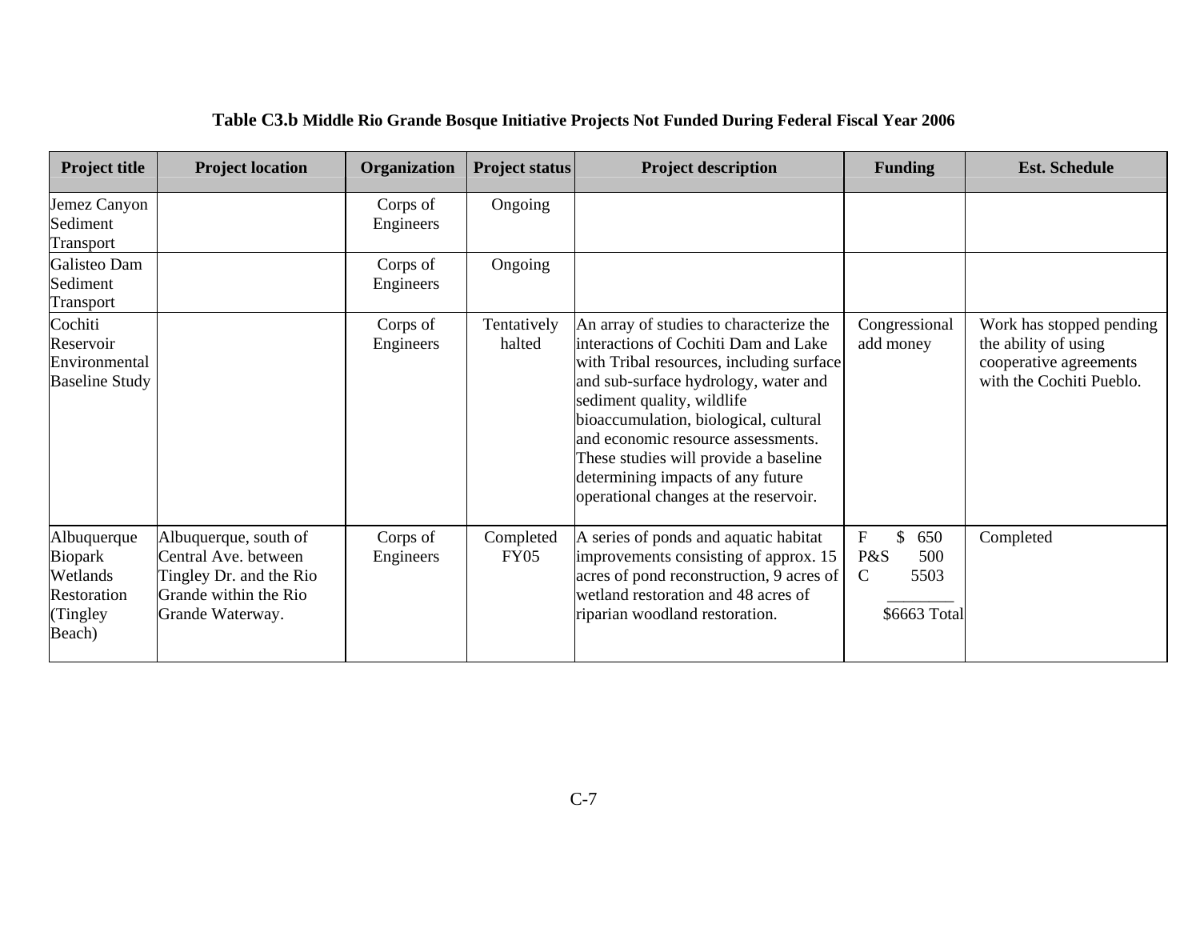**Table C3.b Middle Rio Grande Bosque Initiative Projects Not Funded During Federal Fiscal Year 2006**

| Project title | Project location | Organization | Project status | Project description | Funding | Est. Schedule |
|---|---|---|---|---|---|---|
| Jemez Canyon Sediment Transport | | Corps of Engineers | Ongoing | | | |
| Galisteo Dam Sediment Transport | | Corps of Engineers | Ongoing | | | |
| Cochiti Reservoir Environmental Baseline Study | | Corps of Engineers | Tentatively halted | An array of studies to characterize the interactions of Cochiti Dam and Lake with Tribal resources, including surface and sub-surface hydrology, water and sediment quality, wildlife bioaccumulation, biological, cultural and economic resource assessments. These studies will provide a baseline determining impacts of any future operational changes at the reservoir. | Congressional add money | Work has stopped pending the ability of using cooperative agreements with the Cochiti Pueblo. |
| Albuquerque Biopark Wetlands Restoration (Tingley Beach) | Albuquerque, south of Central Ave. between Tingley Dr. and the Rio Grande within the Rio Grande Waterway. | Corps of Engineers | Completed FY05 | A series of ponds and aquatic habitat improvements consisting of approx. 15 acres of pond reconstruction, 9 acres of wetland restoration and 48 acres of riparian woodland restoration. | F $ 650<br>P&S 500<br>C 5503<br>________<br>$6663 Total | Completed |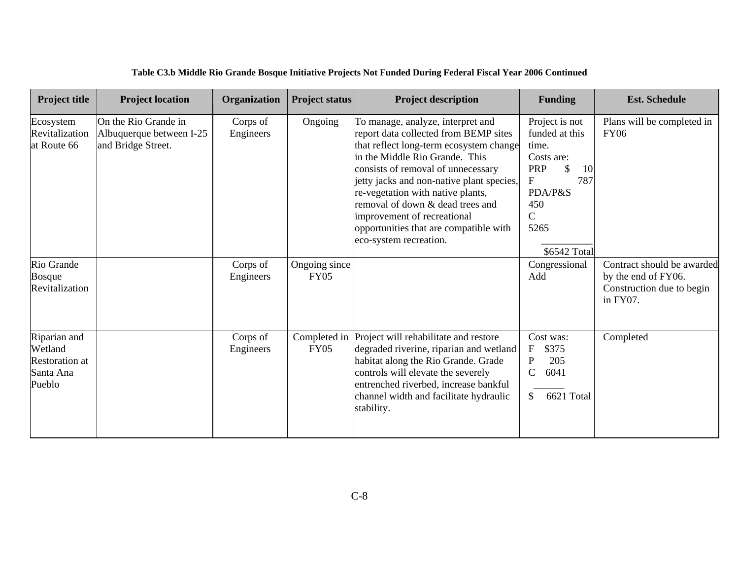**Table C3.b Middle Rio Grande Bosque Initiative Projects Not Funded During Federal Fiscal Year 2006 Continued**

| Project title | Project location | Organization | Project status | Project description | Funding | Est. Schedule |
|---|---|---|---|---|---|---|
| Ecosystem Revitalization at Route 66 | On the Rio Grande in Albuquerque between I-25 and Bridge Street. | Corps of Engineers | Ongoing | To manage, analyze, interpret and report data collected from BEMP sites that reflect long-term ecosystem change in the Middle Rio Grande. This consists of removal of unnecessary jetty jacks and non-native plant species, re-vegetation with native plants, removal of down & dead trees and improvement of recreational opportunities that are compatible with eco-system recreation. | Project is not funded at this time. Costs are: PRP $ 10 F 787 PDA/P&S 450 C 5265 \$6542 Total | Plans will be completed in FY06 |
| Rio Grande Bosque Revitalization | | Corps of Engineers | Ongoing since FY05 | | Congressional Add | Contract should be awarded by the end of FY06. Construction due to begin in FY07. |
| Riparian and Wetland Restoration at Santa Ana Pueblo | | Corps of Engineers | Completed in FY05 | Project will rehabilitate and restore degraded riverine, riparian and wetland habitat along the Rio Grande. Grade controls will elevate the severely entrenched riverbed, increase bankful channel width and facilitate hydraulic stability. | Cost was: F $375 P 205 C 6041 $ 6621 Total | Completed |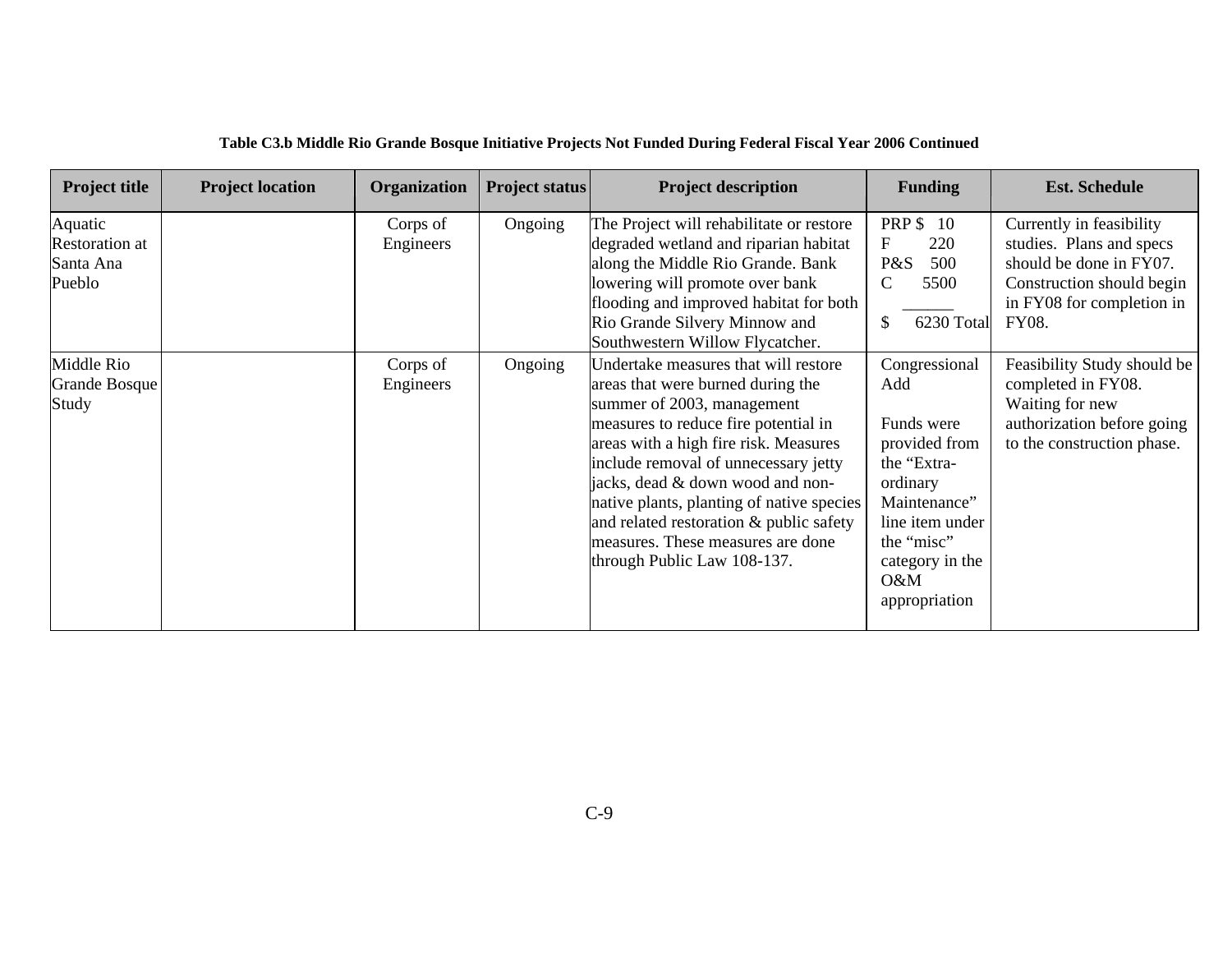**Table C3.b Middle Rio Grande Bosque Initiative Projects Not Funded During Federal Fiscal Year 2006 Continued**

| Project title | Project location | Organization | Project status | Project description | Funding | Est. Schedule |
|---|---|---|---|---|---|---|
| Aquatic Restoration at Santa Ana Pueblo | | Corps of Engineers | Ongoing | The Project will rehabilitate or restore degraded wetland and riparian habitat along the Middle Rio Grande. Bank lowering will promote over bank flooding and improved habitat for both Rio Grande Silvery Minnow and Southwestern Willow Flycatcher. | PRP $ 10<br>F 220<br>P&S 500<br>C 5500<br>______<br>$ 6230 Total | Currently in feasibility studies. Plans and specs should be done in FY07. Construction should begin in FY08 for completion in FY08. |
| Middle Rio Grande Bosque Study | | Corps of Engineers | Ongoing | Undertake measures that will restore areas that were burned during the summer of 2003, management measures to reduce fire potential in areas with a high fire risk. Measures include removal of unnecessary jetty jacks, dead & down wood and non-native plants, planting of native species and related restoration & public safety measures. These measures are done through Public Law 108-137. | Congressional Add<br><br>Funds were provided from the "Extra-ordinary Maintenance" line item under the "misc" category in the O&M appropriation | Feasibility Study should be completed in FY08. Waiting for new authorization before going to the construction phase. |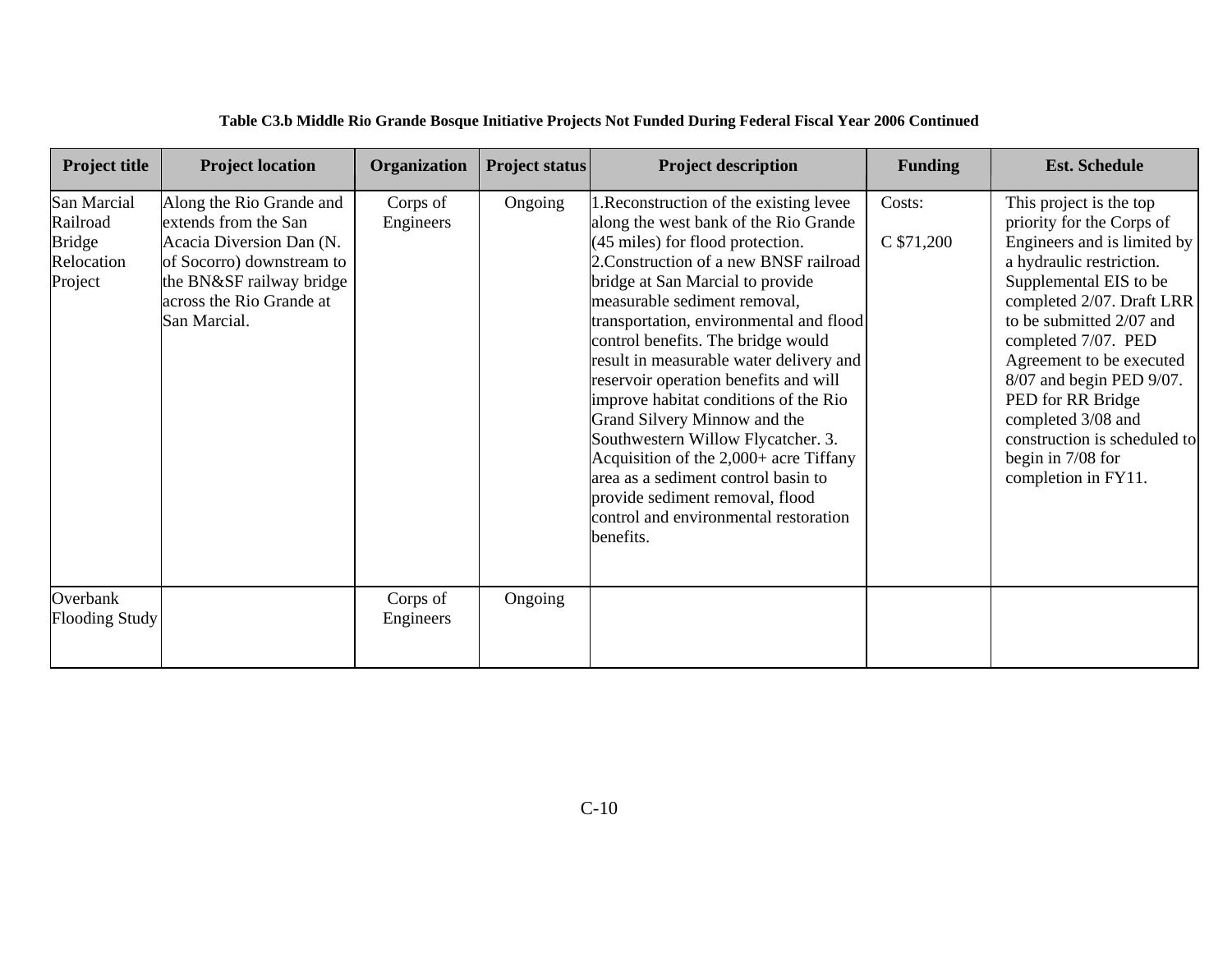**Table C3.b Middle Rio Grande Bosque Initiative Projects Not Funded During Federal Fiscal Year 2006 Continued**

| Project title | Project location | Organization | Project status | Project description | Funding | Est. Schedule |
|---|---|---|---|---|---|---|
| San Marcial Railroad Bridge Relocation Project | Along the Rio Grande and extends from the San Acacia Diversion Dan (N. of Socorro) downstream to the BN&SF railway bridge across the Rio Grande at San Marcial. | Corps of Engineers | Ongoing | 1.Reconstruction of the existing levee along the west bank of the Rio Grande (45 miles) for flood protection. 2.Construction of a new BNSF railroad bridge at San Marcial to provide measurable sediment removal, transportation, environmental and flood control benefits. The bridge would result in measurable water delivery and reservoir operation benefits and will improve habitat conditions of the Rio Grand Silvery Minnow and the Southwestern Willow Flycatcher. 3. Acquisition of the 2,000+ acre Tiffany area as a sediment control basin to provide sediment removal, flood control and environmental restoration benefits. | Costs: C $71,200 | This project is the top priority for the Corps of Engineers and is limited by a hydraulic restriction. Supplemental EIS to be completed 2/07. Draft LRR to be submitted 2/07 and completed 7/07. PED Agreement to be executed 8/07 and begin PED 9/07. PED for RR Bridge completed 3/08 and construction is scheduled to begin in 7/08 for completion in FY11. |
| Overbank Flooding Study | | Corps of Engineers | Ongoing | | | |